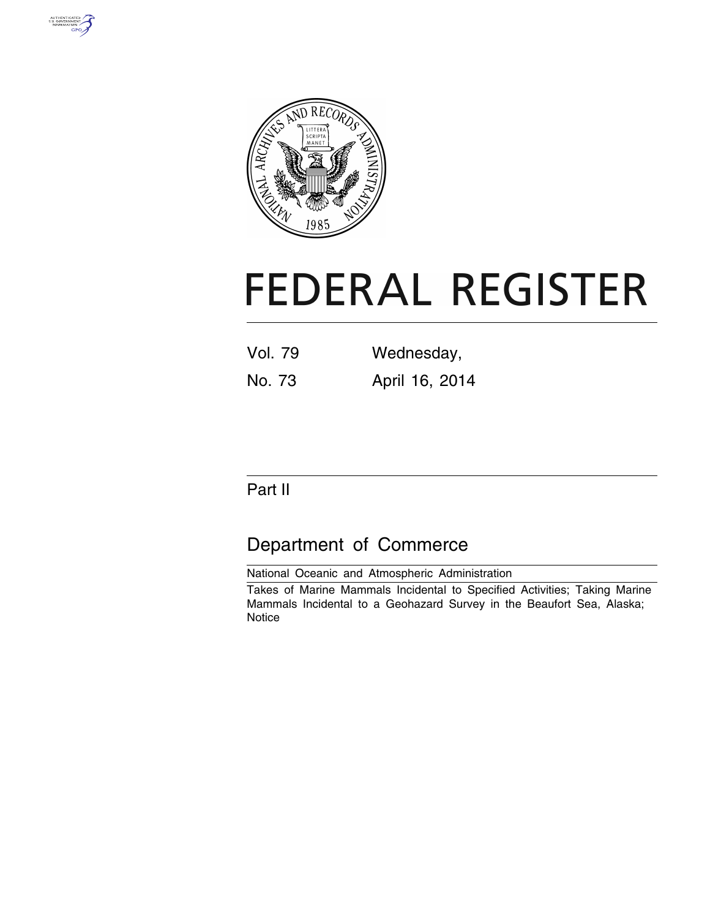# FEDERAL REGISTER

Vol. 79 Wednesday,

No. 73 April 16, 2014

## Part II

## Department of Commerce

National Oceanic and Atmospheric Administration

Takes of Marine Mammals Incidental to Specified Activities; Taking Marine Mammals Incidental to a Geohazard Survey in the Beaufort Sea, Alaska; Notice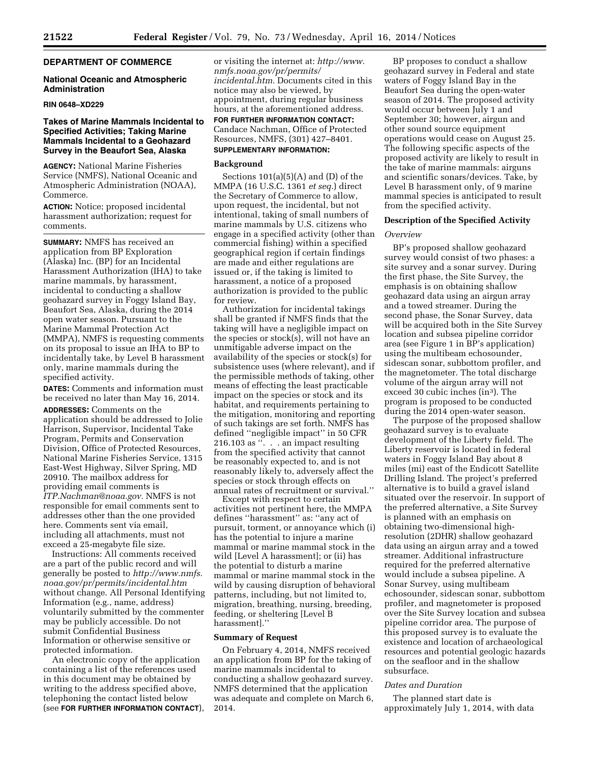## DEPARTMENT OF COMMERCE

### National Oceanic and Atmospheric Administration

**RIN 0648–XD229**

### Takes of Marine Mammals Incidental to Specified Activities; Taking Marine Mammals Incidental to a Geohazard Survey in the Beaufort Sea, Alaska

**AGENCY:** National Marine Fisheries Service (NMFS), National Oceanic and Atmospheric Administration (NOAA), Commerce.

**ACTION:** Notice; proposed incidental harassment authorization; request for comments.

**SUMMARY:** NMFS has received an application from BP Exploration (Alaska) Inc. (BP) for an Incidental Harassment Authorization (IHA) to take marine mammals, by harassment, incidental to conducting a shallow geohazard survey in Foggy Island Bay, Beaufort Sea, Alaska, during the 2014 open water season. Pursuant to the Marine Mammal Protection Act (MMPA), NMFS is requesting comments on its proposal to issue an IHA to BP to incidentally take, by Level B harassment only, marine mammals during the specified activity.

**DATES:** Comments and information must be received no later than May 16, 2014.

**ADDRESSES:** Comments on the application should be addressed to Jolie Harrison, Supervisor, Incidental Take Program, Permits and Conservation Division, Office of Protected Resources, National Marine Fisheries Service, 1315 East-West Highway, Silver Spring, MD 20910. The mailbox address for providing email comments is *ITP.Nachman@noaa.gov.* NMFS is not responsible for email comments sent to addresses other than the one provided here. Comments sent via email, including all attachments, must not exceed a 25-megabyte file size.

Instructions: All comments received are a part of the public record and will generally be posted to *http://www.nmfs.noaa.gov/pr/permits/incidental.htm* without change. All Personal Identifying Information (e.g., name, address) voluntarily submitted by the commenter may be publicly accessible. Do not submit Confidential Business Information or otherwise sensitive or protected information.

An electronic copy of the application containing a list of the references used in this document may be obtained by writing to the address specified above, telephoning the contact listed below (see **FOR FURTHER INFORMATION CONTACT**), or visiting the internet at: *http://www.nmfs.noaa.gov/pr/permits/incidental.htm.* Documents cited in this notice may also be viewed, by appointment, during regular business hours, at the aforementioned address.

**FOR FURTHER INFORMATION CONTACT:** Candace Nachman, Office of Protected Resources, NMFS, (301) 427–8401.

**SUPPLEMENTARY INFORMATION:**

#### Background

Sections 101(a)(5)(A) and (D) of the MMPA (16 U.S.C. 1361 *et seq.*) direct the Secretary of Commerce to allow, upon request, the incidental, but not intentional, taking of small numbers of marine mammals by U.S. citizens who engage in a specified activity (other than commercial fishing) within a specified geographical region if certain findings are made and either regulations are issued or, if the taking is limited to harassment, a notice of a proposed authorization is provided to the public for review.

Authorization for incidental takings shall be granted if NMFS finds that the taking will have a negligible impact on the species or stock(s), will not have an unmitigable adverse impact on the availability of the species or stock(s) for subsistence uses (where relevant), and if the permissible methods of taking, other means of effecting the least practicable impact on the species or stock and its habitat, and requirements pertaining to the mitigation, monitoring and reporting of such takings are set forth. NMFS has defined ''negligible impact'' in 50 CFR 216.103 as ''. . . an impact resulting from the specified activity that cannot be reasonably expected to, and is not reasonably likely to, adversely affect the species or stock through effects on annual rates of recruitment or survival.''

Except with respect to certain activities not pertinent here, the MMPA defines ''harassment'' as: ''any act of pursuit, torment, or annoyance which (i) has the potential to injure a marine mammal or marine mammal stock in the wild [Level A harassment]; or (ii) has the potential to disturb a marine mammal or marine mammal stock in the wild by causing disruption of behavioral patterns, including, but not limited to, migration, breathing, nursing, breeding, feeding, or sheltering [Level B harassment].''

#### Summary of Request

On February 4, 2014, NMFS received an application from BP for the taking of marine mammals incidental to conducting a shallow geohazard survey. NMFS determined that the application was adequate and complete on March 6, 2014.

BP proposes to conduct a shallow geohazard survey in Federal and state waters of Foggy Island Bay in the Beaufort Sea during the open-water season of 2014. The proposed activity would occur between July 1 and September 30; however, airgun and other sound source equipment operations would cease on August 25. The following specific aspects of the proposed activity are likely to result in the take of marine mammals: airguns and scientific sonars/devices. Take, by Level B harassment only, of 9 marine mammal species is anticipated to result from the specified activity.

#### Description of the Specified Activity

*Overview*

BP's proposed shallow geohazard survey would consist of two phases: a site survey and a sonar survey. During the first phase, the Site Survey, the emphasis is on obtaining shallow geohazard data using an airgun array and a towed streamer. During the second phase, the Sonar Survey, data will be acquired both in the Site Survey location and subsea pipeline corridor area (see Figure 1 in BP's application) using the multibeam echosounder, sidescan sonar, subbottom profiler, and the magnetometer. The total discharge volume of the airgun array will not exceed 30 cubic inches (in$^3$). The program is proposed to be conducted during the 2014 open-water season.

The purpose of the proposed shallow geohazard survey is to evaluate development of the Liberty field. The Liberty reservoir is located in federal waters in Foggy Island Bay about 8 miles (mi) east of the Endicott Satellite Drilling Island. The project's preferred alternative is to build a gravel island situated over the reservoir. In support of the preferred alternative, a Site Survey is planned with an emphasis on obtaining two-dimensional high-resolution (2DHR) shallow geohazard data using an airgun array and a towed streamer. Additional infrastructure required for the preferred alternative would include a subsea pipeline. A Sonar Survey, using multibeam echosounder, sidescan sonar, subbottom profiler, and magnetometer is proposed over the Site Survey location and subsea pipeline corridor area. The purpose of this proposed survey is to evaluate the existence and location of archaeological resources and potential geologic hazards on the seafloor and in the shallow subsurface.

*Dates and Duration*

The planned start date is approximately July 1, 2014, with data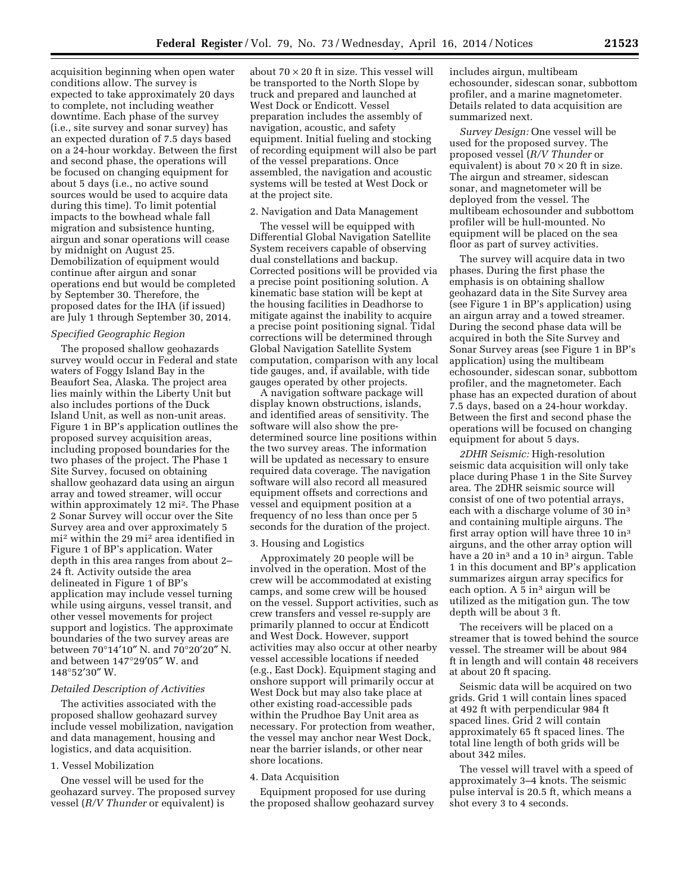acquisition beginning when open water conditions allow. The survey is expected to take approximately 20 days to complete, not including weather downtime. Each phase of the survey (i.e., site survey and sonar survey) has an expected duration of 7.5 days based on a 24-hour workday. Between the first and second phase, the operations will be focused on changing equipment for about 5 days (i.e., no active sound sources would be used to acquire data during this time). To limit potential impacts to the bowhead whale fall migration and subsistence hunting, airgun and sonar operations will cease by midnight on August 25. Demobilization of equipment would continue after airgun and sonar operations end but would be completed by September 30. Therefore, the proposed dates for the IHA (if issued) are July 1 through September 30, 2014.

*Specified Geographic Region*

The proposed shallow geohazards survey would occur in Federal and state waters of Foggy Island Bay in the Beaufort Sea, Alaska. The project area lies mainly within the Liberty Unit but also includes portions of the Duck Island Unit, as well as non-unit areas. Figure 1 in BP's application outlines the proposed survey acquisition areas, including proposed boundaries for the two phases of the project. The Phase 1 Site Survey, focused on obtaining shallow geohazard data using an airgun array and towed streamer, will occur within approximately 12 mi$^2$. The Phase 2 Sonar Survey will occur over the Site Survey area and over approximately 5 mi$^2$ within the 29 mi$^2$ area identified in Figure 1 of BP's application. Water depth in this area ranges from about 2–24 ft. Activity outside the area delineated in Figure 1 of BP's application may include vessel turning while using airguns, vessel transit, and other vessel movements for project support and logistics. The approximate boundaries of the two survey areas are between 70°14′10″ N. and 70°20′20″ N. and between 147°29′05″ W. and 148°52′30″ W.

*Detailed Description of Activities*

The activities associated with the proposed shallow geohazard survey include vessel mobilization, navigation and data management, housing and logistics, and data acquisition.

1. Vessel Mobilization

One vessel will be used for the geohazard survey. The proposed survey vessel (*R/V Thunder* or equivalent) is about 70 × 20 ft in size. This vessel will be transported to the North Slope by truck and prepared and launched at West Dock or Endicott. Vessel preparation includes the assembly of navigation, acoustic, and safety equipment. Initial fueling and stocking of recording equipment will also be part of the vessel preparations. Once assembled, the navigation and acoustic systems will be tested at West Dock or at the project site.

2. Navigation and Data Management

The vessel will be equipped with Differential Global Navigation Satellite System receivers capable of observing dual constellations and backup. Corrected positions will be provided via a precise point positioning solution. A kinematic base station will be kept at the housing facilities in Deadhorse to mitigate against the inability to acquire a precise point positioning signal. Tidal corrections will be determined through Global Navigation Satellite System computation, comparison with any local tide gauges, and, if available, with tide gauges operated by other projects.

A navigation software package will display known obstructions, islands, and identified areas of sensitivity. The software will also show the pre-determined source line positions within the two survey areas. The information will be updated as necessary to ensure required data coverage. The navigation software will also record all measured equipment offsets and corrections and vessel and equipment position at a frequency of no less than once per 5 seconds for the duration of the project.

3. Housing and Logistics

Approximately 20 people will be involved in the operation. Most of the crew will be accommodated at existing camps, and some crew will be housed on the vessel. Support activities, such as crew transfers and vessel re-supply are primarily planned to occur at Endicott and West Dock. However, support activities may also occur at other nearby vessel accessible locations if needed (e.g., East Dock). Equipment staging and onshore support will primarily occur at West Dock but may also take place at other existing road-accessible pads within the Prudhoe Bay Unit area as necessary. For protection from weather, the vessel may anchor near West Dock, near the barrier islands, or other near shore locations.

4. Data Acquisition

Equipment proposed for use during the proposed shallow geohazard survey includes airgun, multibeam echosounder, sidescan sonar, subbottom profiler, and a marine magnetometer. Details related to data acquisition are summarized next.

*Survey Design:* One vessel will be used for the proposed survey. The proposed vessel (*R/V Thunder* or equivalent) is about 70 × 20 ft in size. The airgun and streamer, sidescan sonar, and magnetometer will be deployed from the vessel. The multibeam echosounder and subbottom profiler will be hull-mounted. No equipment will be placed on the sea floor as part of survey activities.

The survey will acquire data in two phases. During the first phase the emphasis is on obtaining shallow geohazard data in the Site Survey area (see Figure 1 in BP's application) using an airgun array and a towed streamer. During the second phase data will be acquired in both the Site Survey and Sonar Survey areas (see Figure 1 in BP's application) using the multibeam echosounder, sidescan sonar, subbottom profiler, and the magnetometer. Each phase has an expected duration of about 7.5 days, based on a 24-hour workday. Between the first and second phase the operations will be focused on changing equipment for about 5 days.

*2DHR Seismic:* High-resolution seismic data acquisition will only take place during Phase 1 in the Site Survey area. The 2DHR seismic source will consist of one of two potential arrays, each with a discharge volume of 30 in$^3$ and containing multiple airguns. The first array option will have three 10 in$^3$ airguns, and the other array option will have a 20 in$^3$ and a 10 in$^3$ airgun. Table 1 in this document and BP's application summarizes airgun array specifics for each option. A 5 in$^3$ airgun will be utilized as the mitigation gun. The tow depth will be about 3 ft.

The receivers will be placed on a streamer that is towed behind the source vessel. The streamer will be about 984 ft in length and will contain 48 receivers at about 20 ft spacing.

Seismic data will be acquired on two grids. Grid 1 will contain lines spaced at 492 ft with perpendicular 984 ft spaced lines. Grid 2 will contain approximately 65 ft spaced lines. The total line length of both grids will be about 342 miles.

The vessel will travel with a speed of approximately 3–4 knots. The seismic pulse interval is 20.5 ft, which means a shot every 3 to 4 seconds.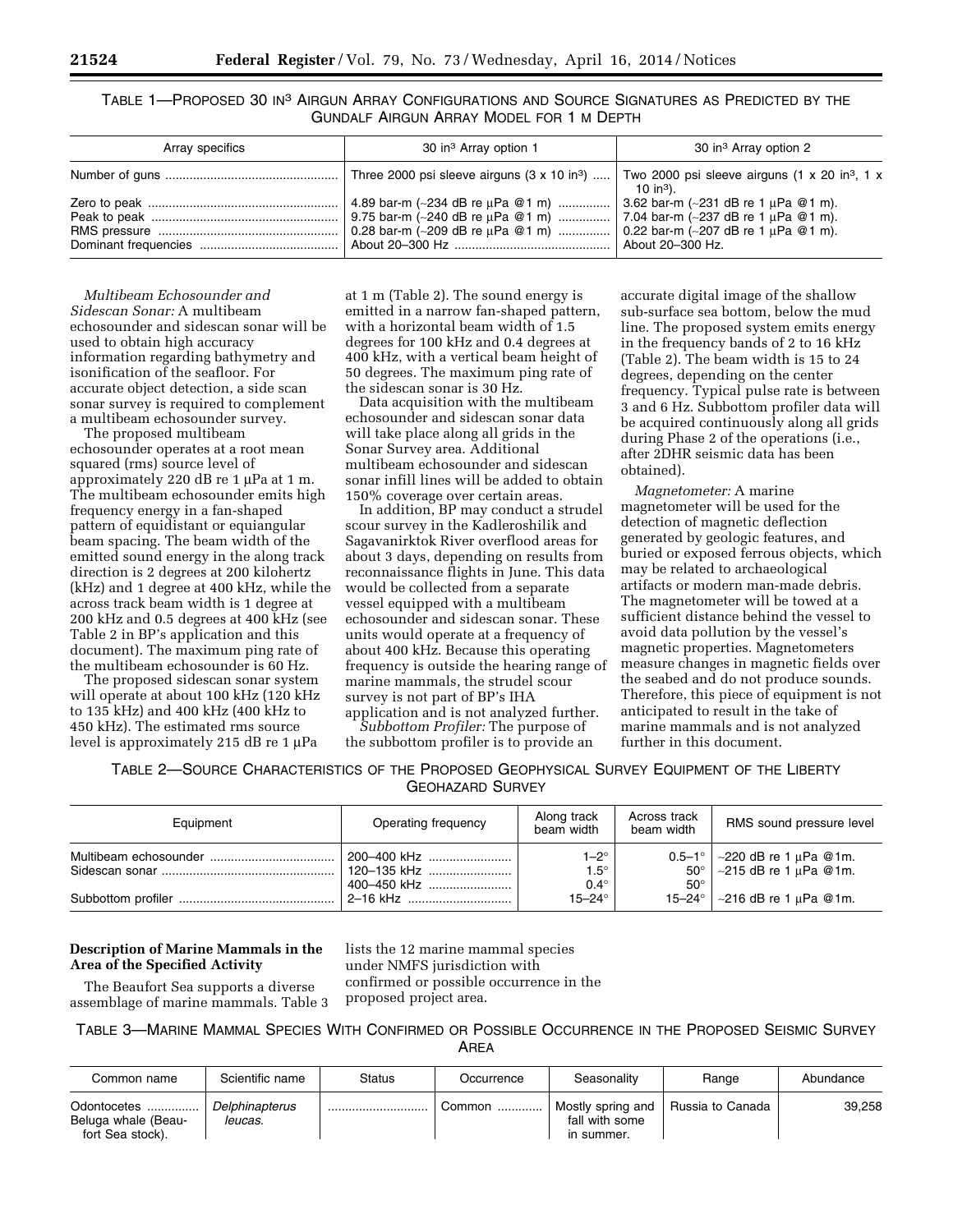TABLE 1—PROPOSED 30 $IN^3$ AIRGUN ARRAY CONFIGURATIONS AND SOURCE SIGNATURES AS PREDICTED BY THE GUNDALF AIRGUN ARRAY MODEL FOR 1 M DEPTH

| Array specifics | 30 $in^3$ Array option 1 | 30 $in^3$ Array option 2 |
| --- | --- | --- |
| Number of guns | Three 2000 psi sleeve airguns (3 x 10 $in^3$) | Two 2000 psi sleeve airguns (1 x 20 $in^3$, 1 x 10 $in^3$). |
| Zero to peak | 4.89 bar-m (~234 dB re μPa @1 m) | 3.62 bar-m (~231 dB re 1 μPa @1 m). |
| Peak to peak | 9.75 bar-m (~240 dB re μPa @1 m) | 7.04 bar-m (~237 dB re 1 μPa @1 m). |
| RMS pressure | 0.28 bar-m (~209 dB re μPa @1 m) | 0.22 bar-m (~207 dB re 1 μPa @1 m). |
| Dominant frequencies | About 20–300 Hz | About 20–300 Hz. |

*Multibeam Echosounder and Sidescan Sonar:* A multibeam echosounder and sidescan sonar will be used to obtain high accuracy information regarding bathymetry and isonification of the seafloor. For accurate object detection, a side scan sonar survey is required to complement a multibeam echosounder survey.

The proposed multibeam echosounder operates at a root mean squared (rms) source level of approximately 220 dB re 1 μPa at 1 m. The multibeam echosounder emits high frequency energy in a fan-shaped pattern of equidistant or equiangular beam spacing. The beam width of the emitted sound energy in the along track direction is 2 degrees at 200 kilohertz (kHz) and 1 degree at 400 kHz, while the across track beam width is 1 degree at 200 kHz and 0.5 degrees at 400 kHz (see Table 2 in BP's application and this document). The maximum ping rate of the multibeam echosounder is 60 Hz.

The proposed sidescan sonar system will operate at about 100 kHz (120 kHz to 135 kHz) and 400 kHz (400 kHz to 450 kHz). The estimated rms source level is approximately 215 dB re 1 μPa at 1 m (Table 2). The sound energy is emitted in a narrow fan-shaped pattern, with a horizontal beam width of 1.5 degrees for 100 kHz and 0.4 degrees at 400 kHz, with a vertical beam height of 50 degrees. The maximum ping rate of the sidescan sonar is 30 Hz.

Data acquisition with the multibeam echosounder and sidescan sonar data will take place along all grids in the Sonar Survey area. Additional multibeam echosounder and sidescan sonar infill lines will be added to obtain 150% coverage over certain areas.

In addition, BP may conduct a strudel scour survey in the Kadleroshilik and Sagavanirktok River overflood areas for about 3 days, depending on results from reconnaissance flights in June. This data would be collected from a separate vessel equipped with a multibeam echosounder and sidescan sonar. These units would operate at a frequency of about 400 kHz. Because this operating frequency is outside the hearing range of marine mammals, the strudel scour survey is not part of BP's IHA application and is not analyzed further.

*Subbottom Profiler:* The purpose of the subbottom profiler is to provide an accurate digital image of the shallow sub-surface sea bottom, below the mud line. The proposed system emits energy in the frequency bands of 2 to 16 kHz (Table 2). The beam width is 15 to 24 degrees, depending on the center frequency. Typical pulse rate is between 3 and 6 Hz. Subbottom profiler data will be acquired continuously along all grids during Phase 2 of the operations (i.e., after 2DHR seismic data has been obtained).

*Magnetometer:* A marine magnetometer will be used for the detection of magnetic deflection generated by geologic features, and buried or exposed ferrous objects, which may be related to archaeological artifacts or modern man-made debris. The magnetometer will be towed at a sufficient distance behind the vessel to avoid data pollution by the vessel's magnetic properties. Magnetometers measure changes in magnetic fields over the seabed and do not produce sounds. Therefore, this piece of equipment is not anticipated to result in the take of marine mammals and is not analyzed further in this document.

TABLE 2—SOURCE CHARACTERISTICS OF THE PROPOSED GEOPHYSICAL SURVEY EQUIPMENT OF THE LIBERTY GEOHAZARD SURVEY

| Equipment | Operating frequency | Along track beam width | Across track beam width | RMS sound pressure level |
| --- | --- | --- | --- | --- |
| Multibeam echosounder | 200–400 kHz | 1–2° | 0.5–1° | ~220 dB re 1 μPa @1m. |
| Sidescan sonar | 120–135 kHz | 1.5° | 50° | ~215 dB re 1 μPa @1m. |
| | 400–450 kHz | 0.4° | 50° | |
| Subbottom profiler | 2–16 kHz | 15–24° | 15–24° | ~216 dB re 1 μPa @1m. |

**Description of Marine Mammals in the Area of the Specified Activity**

The Beaufort Sea supports a diverse assemblage of marine mammals. Table 3 lists the 12 marine mammal species under NMFS jurisdiction with confirmed or possible occurrence in the proposed project area.

TABLE 3—MARINE MAMMAL SPECIES WITH CONFIRMED OR POSSIBLE OCCURRENCE IN THE PROPOSED SEISMIC SURVEY AREA

| Common name | Scientific name | Status | Occurrence | Seasonality | Range | Abundance |
| --- | --- | --- | --- | --- | --- | --- |
| Odontocetes | | | | | | |
| Beluga whale (Beaufort Sea stock). | *Delphinapterus leucas.* | | Common | Mostly spring and fall with some in summer. | Russia to Canada | 39,258 |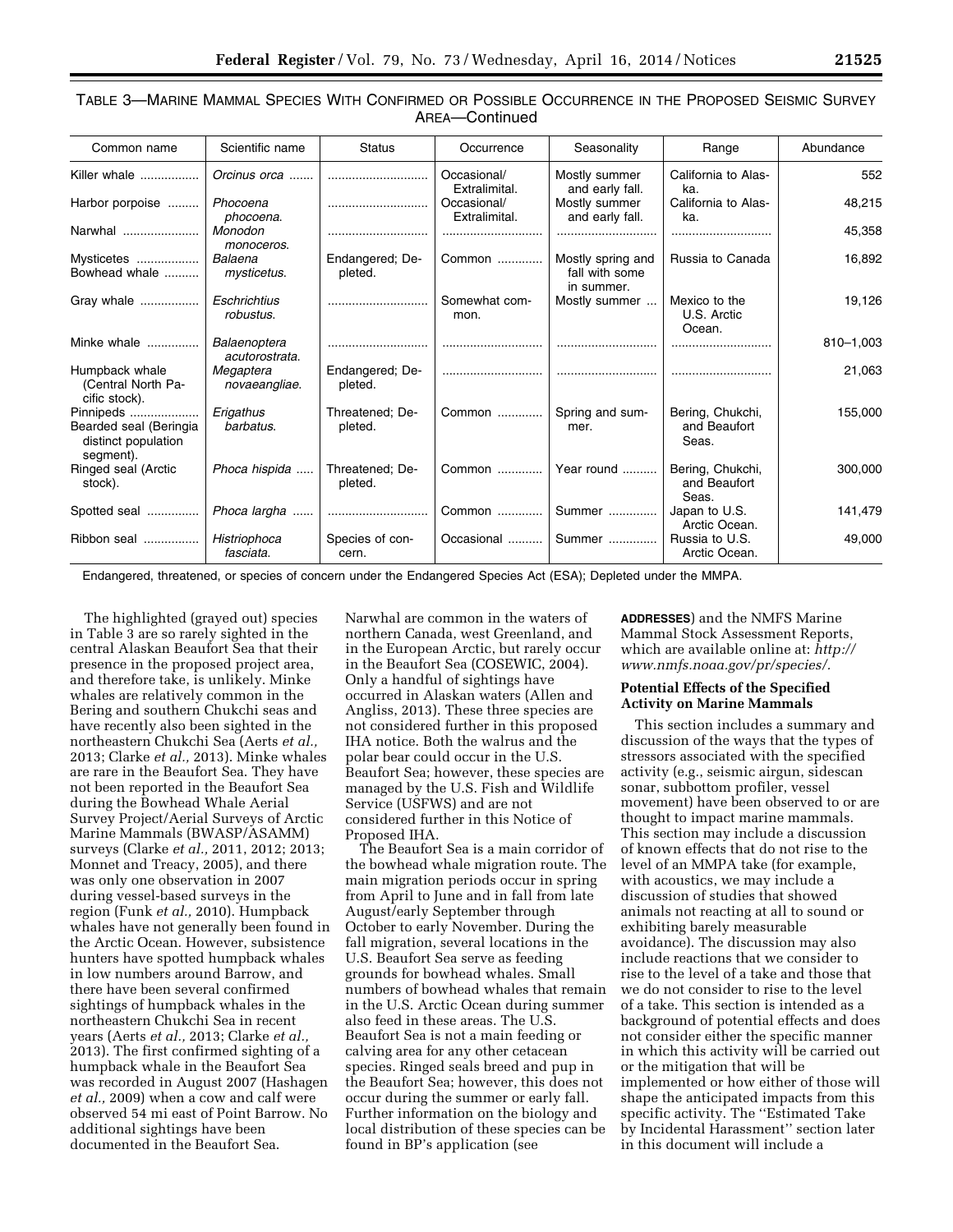TABLE 3—MARINE MAMMAL SPECIES WITH CONFIRMED OR POSSIBLE OCCURRENCE IN THE PROPOSED SEISMIC SURVEY AREA—Continued

| Common name | Scientific name | Status | Occurrence | Seasonality | Range | Abundance |
|---|---|---|---|---|---|---|
| Killer whale | *Orcinus orca* | | Occasional/ Extralimital. | Mostly summer and early fall. | California to Alaska. | 552 |
| Harbor porpoise | *Phocoena phocoena.* | | Occasional/ Extralimital. | Mostly summer and early fall. | California to Alaska. | 48,215 |
| Narwhal | *Monodon monoceros.* | | | | | 45,358 |
| Mysticetes | | | | | | |
| Bowhead whale | *Balaena mysticetus.* | Endangered; Depleted. | Common | Mostly spring and fall with some in summer. | Russia to Canada | 16,892 |
| Gray whale | *Eschrichtius robustus.* | | Somewhat common. | Mostly summer | Mexico to the U.S. Arctic Ocean. | 19,126 |
| Minke whale | *Balaenoptera acutorostrata.* | | | | | 810–1,003 |
| Humpback whale (Central North Pacific stock). | *Megaptera novaeangliae.* | Endangered; Depleted. | | | | 21,063 |
| Pinnipeds | | | | | | |
| Bearded seal (Beringia distinct population segment). | *Erigathus barbatus.* | Threatened; Depleted. | Common | Spring and summer. | Bering, Chukchi, and Beaufort Seas. | 155,000 |
| Ringed seal (Arctic stock). | *Phoca hispida* | Threatened; Depleted. | Common | Year round | Bering, Chukchi, and Beaufort Seas. | 300,000 |
| Spotted seal | *Phoca largha* | | Common | Summer | Japan to U.S. Arctic Ocean. | 141,479 |
| Ribbon seal | *Histriophoca fasciata.* | Species of concern. | Occasional | Summer | Russia to U.S. Arctic Ocean. | 49,000 |

Endangered, threatened, or species of concern under the Endangered Species Act (ESA); Depleted under the MMPA.

The highlighted (grayed out) species in Table 3 are so rarely sighted in the central Alaskan Beaufort Sea that their presence in the proposed project area, and therefore take, is unlikely. Minke whales are relatively common in the Bering and southern Chukchi seas and have recently also been sighted in the northeastern Chukchi Sea (Aerts *et al.,* 2013; Clarke *et al.,* 2013). Minke whales are rare in the Beaufort Sea. They have not been reported in the Beaufort Sea during the Bowhead Whale Aerial Survey Project/Aerial Surveys of Arctic Marine Mammals (BWASP/ASAMM) surveys (Clarke *et al.,* 2011, 2012; 2013; Monnet and Treacy, 2005), and there was only one observation in 2007 during vessel-based surveys in the region (Funk *et al.,* 2010). Humpback whales have not generally been found in the Arctic Ocean. However, subsistence hunters have spotted humpback whales in low numbers around Barrow, and there have been several confirmed sightings of humpback whales in the northeastern Chukchi Sea in recent years (Aerts *et al.,* 2013; Clarke *et al.,* 2013). The first confirmed sighting of a humpback whale in the Beaufort Sea was recorded in August 2007 (Hashagen *et al.,* 2009) when a cow and calf were observed 54 mi east of Point Barrow. No additional sightings have been documented in the Beaufort Sea. Narwhal are common in the waters of northern Canada, west Greenland, and in the European Arctic, but rarely occur in the Beaufort Sea (COSEWIC, 2004). Only a handful of sightings have occurred in Alaskan waters (Allen and Angliss, 2013). These three species are not considered further in this proposed IHA notice. Both the walrus and the polar bear could occur in the U.S. Beaufort Sea; however, these species are managed by the U.S. Fish and Wildlife Service (USFWS) and are not considered further in this Notice of Proposed IHA.

The Beaufort Sea is a main corridor of the bowhead whale migration route. The main migration periods occur in spring from April to June and in fall from late August/early September through October to early November. During the fall migration, several locations in the U.S. Beaufort Sea serve as feeding grounds for bowhead whales. Small numbers of bowhead whales that remain in the U.S. Arctic Ocean during summer also feed in these areas. The U.S. Beaufort Sea is not a main feeding or calving area for any other cetacean species. Ringed seals breed and pup in the Beaufort Sea; however, this does not occur during the summer or early fall. Further information on the biology and local distribution of these species can be found in BP's application (see **ADDRESSES**) and the NMFS Marine Mammal Stock Assessment Reports, which are available online at: *http://www.nmfs.noaa.gov/pr/species/.*

### Potential Effects of the Specified Activity on Marine Mammals

This section includes a summary and discussion of the ways that the types of stressors associated with the specified activity (e.g., seismic airgun, sidescan sonar, subbottom profiler, vessel movement) have been observed to or are thought to impact marine mammals. This section may include a discussion of known effects that do not rise to the level of an MMPA take (for example, with acoustics, we may include a discussion of studies that showed animals not reacting at all to sound or exhibiting barely measurable avoidance). The discussion may also include reactions that we consider to rise to the level of a take and those that we do not consider to rise to the level of a take. This section is intended as a background of potential effects and does not consider either the specific manner in which this activity will be carried out or the mitigation that will be implemented or how either of those will shape the anticipated impacts from this specific activity. The ''Estimated Take by Incidental Harassment'' section later in this document will include a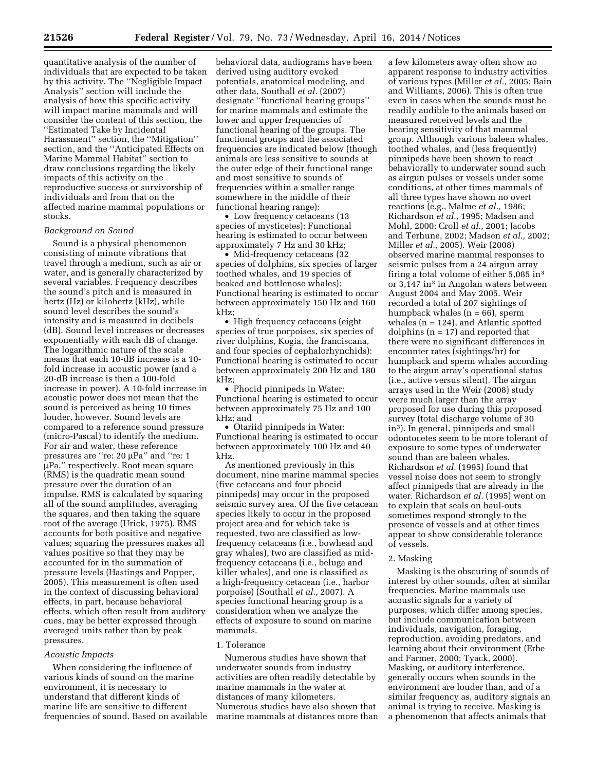quantitative analysis of the number of individuals that are expected to be taken by this activity. The ''Negligible Impact Analysis'' section will include the analysis of how this specific activity will impact marine mammals and will consider the content of this section, the ''Estimated Take by Incidental Harassment'' section, the ''Mitigation'' section, and the ''Anticipated Effects on Marine Mammal Habitat'' section to draw conclusions regarding the likely impacts of this activity on the reproductive success or survivorship of individuals and from that on the affected marine mammal populations or stocks.

*Background on Sound*

Sound is a physical phenomenon consisting of minute vibrations that travel through a medium, such as air or water, and is generally characterized by several variables. Frequency describes the sound's pitch and is measured in hertz (Hz) or kilohertz (kHz), while sound level describes the sound's intensity and is measured in decibels (dB). Sound level increases or decreases exponentially with each dB of change. The logarithmic nature of the scale means that each 10-dB increase is a 10-fold increase in acoustic power (and a 20-dB increase is then a 100-fold increase in power). A 10-fold increase in acoustic power does not mean that the sound is perceived as being 10 times louder, however. Sound levels are compared to a reference sound pressure (micro-Pascal) to identify the medium. For air and water, these reference pressures are ''re: 20 μPa'' and ''re: 1 μPa,'' respectively. Root mean square (RMS) is the quadratic mean sound pressure over the duration of an impulse. RMS is calculated by squaring all of the sound amplitudes, averaging the squares, and then taking the square root of the average (Urick, 1975). RMS accounts for both positive and negative values; squaring the pressures makes all values positive so that they may be accounted for in the summation of pressure levels (Hastings and Popper, 2005). This measurement is often used in the context of discussing behavioral effects, in part, because behavioral effects, which often result from auditory cues, may be better expressed through averaged units rather than by peak pressures.

*Acoustic Impacts*

When considering the influence of various kinds of sound on the marine environment, it is necessary to understand that different kinds of marine life are sensitive to different frequencies of sound. Based on available behavioral data, audiograms have been derived using auditory evoked potentials, anatomical modeling, and other data, Southall *et al.* (2007) designate ''functional hearing groups'' for marine mammals and estimate the lower and upper frequencies of functional hearing of the groups. The functional groups and the associated frequencies are indicated below (though animals are less sensitive to sounds at the outer edge of their functional range and most sensitive to sounds of frequencies within a smaller range somewhere in the middle of their functional hearing range):

- Low frequency cetaceans (13 species of mysticetes): Functional hearing is estimated to occur between approximately 7 Hz and 30 kHz;
- Mid-frequency cetaceans (32 species of dolphins, six species of larger toothed whales, and 19 species of beaked and bottlenose whales): Functional hearing is estimated to occur between approximately 150 Hz and 160 kHz;
- High frequency cetaceans (eight species of true porpoises, six species of river dolphins, Kogia, the franciscana, and four species of cephalorhynchids): Functional hearing is estimated to occur between approximately 200 Hz and 180 kHz;
- Phocid pinnipeds in Water: Functional hearing is estimated to occur between approximately 75 Hz and 100 kHz; and
- Otariid pinnipeds in Water: Functional hearing is estimated to occur between approximately 100 Hz and 40 kHz.

As mentioned previously in this document, nine marine mammal species (five cetaceans and four phocid pinnipeds) may occur in the proposed seismic survey area. Of the five cetacean species likely to occur in the proposed project area and for which take is requested, two are classified as low-frequency cetaceans (i.e., bowhead and gray whales), two are classified as mid-frequency cetaceans (i.e., beluga and killer whales), and one is classified as a high-frequency cetacean (i.e., harbor porpoise) (Southall *et al.,* 2007). A species functional hearing group is a consideration when we analyze the effects of exposure to sound on marine mammals.

1. Tolerance

Numerous studies have shown that underwater sounds from industry activities are often readily detectable by marine mammals in the water at distances of many kilometers. Numerous studies have also shown that marine mammals at distances more than a few kilometers away often show no apparent response to industry activities of various types (Miller *et al.,* 2005; Bain and Williams, 2006). This is often true even in cases when the sounds must be readily audible to the animals based on measured received levels and the hearing sensitivity of that mammal group. Although various baleen whales, toothed whales, and (less frequently) pinnipeds have been shown to react behaviorally to underwater sound such as airgun pulses or vessels under some conditions, at other times mammals of all three types have shown no overt reactions (e.g., Malme *et al.,* 1986; Richardson *et al.,* 1995; Madsen and Mohl, 2000; Croll *et al.,* 2001; Jacobs and Terhune, 2002; Madsen *et al.,* 2002; Miller *et al.,* 2005). Weir (2008) observed marine mammal responses to seismic pulses from a 24 airgun array firing a total volume of either 5,085 in$^3$ or 3,147 in$^3$ in Angolan waters between August 2004 and May 2005. Weir recorded a total of 207 sightings of humpback whales (n = 66), sperm whales (n = 124), and Atlantic spotted dolphins (n = 17) and reported that there were no significant differences in encounter rates (sightings/hr) for humpback and sperm whales according to the airgun array's operational status (i.e., active versus silent). The airgun arrays used in the Weir (2008) study were much larger than the array proposed for use during this proposed survey (total discharge volume of 30 in$^3$). In general, pinnipeds and small odontocetes seem to be more tolerant of exposure to some types of underwater sound than are baleen whales. Richardson *et al.* (1995) found that vessel noise does not seem to strongly affect pinnipeds that are already in the water. Richardson *et al.* (1995) went on to explain that seals on haul-outs sometimes respond strongly to the presence of vessels and at other times appear to show considerable tolerance of vessels.

2. Masking

Masking is the obscuring of sounds of interest by other sounds, often at similar frequencies. Marine mammals use acoustic signals for a variety of purposes, which differ among species, but include communication between individuals, navigation, foraging, reproduction, avoiding predators, and learning about their environment (Erbe and Farmer, 2000; Tyack, 2000). Masking, or auditory interference, generally occurs when sounds in the environment are louder than, and of a similar frequency as, auditory signals an animal is trying to receive. Masking is a phenomenon that affects animals that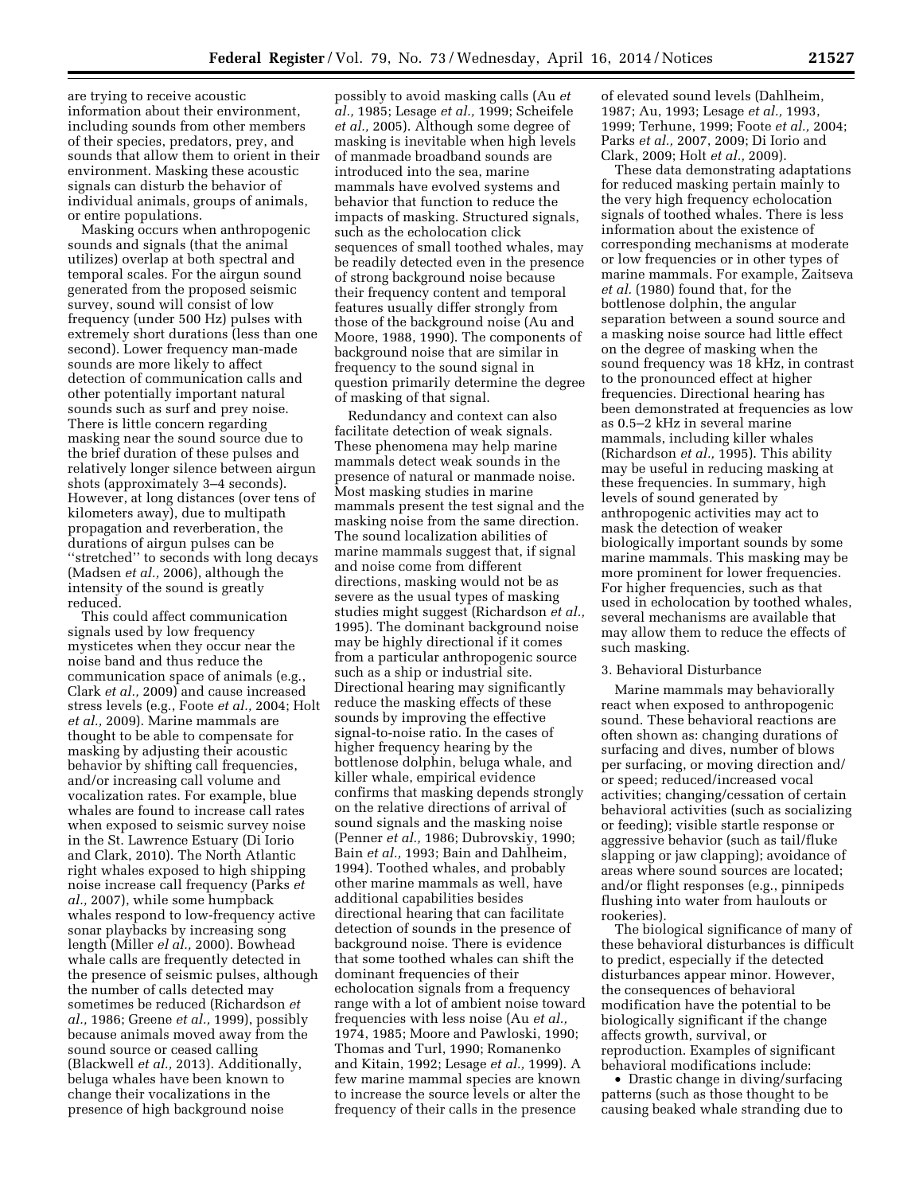are trying to receive acoustic information about their environment, including sounds from other members of their species, predators, prey, and sounds that allow them to orient in their environment. Masking these acoustic signals can disturb the behavior of individual animals, groups of animals, or entire populations.

Masking occurs when anthropogenic sounds and signals (that the animal utilizes) overlap at both spectral and temporal scales. For the airgun sound generated from the proposed seismic survey, sound will consist of low frequency (under 500 Hz) pulses with extremely short durations (less than one second). Lower frequency man-made sounds are more likely to affect detection of communication calls and other potentially important natural sounds such as surf and prey noise. There is little concern regarding masking near the sound source due to the brief duration of these pulses and relatively longer silence between airgun shots (approximately 3–4 seconds). However, at long distances (over tens of kilometers away), due to multipath propagation and reverberation, the durations of airgun pulses can be "stretched" to seconds with long decays (Madsen *et al.,* 2006), although the intensity of the sound is greatly reduced.

This could affect communication signals used by low frequency mysticetes when they occur near the noise band and thus reduce the communication space of animals (e.g., Clark *et al.,* 2009) and cause increased stress levels (e.g., Foote *et al.,* 2004; Holt *et al.,* 2009). Marine mammals are thought to be able to compensate for masking by adjusting their acoustic behavior by shifting call frequencies, and/or increasing call volume and vocalization rates. For example, blue whales are found to increase call rates when exposed to seismic survey noise in the St. Lawrence Estuary (Di Iorio and Clark, 2010). The North Atlantic right whales exposed to high shipping noise increase call frequency (Parks *et al.,* 2007), while some humpback whales respond to low-frequency active sonar playbacks by increasing song length (Miller *el al.,* 2000). Bowhead whale calls are frequently detected in the presence of seismic pulses, although the number of calls detected may sometimes be reduced (Richardson *et al.,* 1986; Greene *et al.,* 1999), possibly because animals moved away from the sound source or ceased calling (Blackwell *et al.,* 2013). Additionally, beluga whales have been known to change their vocalizations in the presence of high background noise possibly to avoid masking calls (Au *et al.,* 1985; Lesage *et al.,* 1999; Scheifele *et al.,* 2005). Although some degree of masking is inevitable when high levels of manmade broadband sounds are introduced into the sea, marine mammals have evolved systems and behavior that function to reduce the impacts of masking. Structured signals, such as the echolocation click sequences of small toothed whales, may be readily detected even in the presence of strong background noise because their frequency content and temporal features usually differ strongly from those of the background noise (Au and Moore, 1988, 1990). The components of background noise that are similar in frequency to the sound signal in question primarily determine the degree of masking of that signal.

Redundancy and context can also facilitate detection of weak signals. These phenomena may help marine mammals detect weak sounds in the presence of natural or manmade noise. Most masking studies in marine mammals present the test signal and the masking noise from the same direction. The sound localization abilities of marine mammals suggest that, if signal and noise come from different directions, masking would not be as severe as the usual types of masking studies might suggest (Richardson *et al.,* 1995). The dominant background noise may be highly directional if it comes from a particular anthropogenic source such as a ship or industrial site. Directional hearing may significantly reduce the masking effects of these sounds by improving the effective signal-to-noise ratio. In the cases of higher frequency hearing by the bottlenose dolphin, beluga whale, and killer whale, empirical evidence confirms that masking depends strongly on the relative directions of arrival of sound signals and the masking noise (Penner *et al.,* 1986; Dubrovskiy, 1990; Bain *et al.,* 1993; Bain and Dahlheim, 1994). Toothed whales, and probably other marine mammals as well, have additional capabilities besides directional hearing that can facilitate detection of sounds in the presence of background noise. There is evidence that some toothed whales can shift the dominant frequencies of their echolocation signals from a frequency range with a lot of ambient noise toward frequencies with less noise (Au *et al.,* 1974, 1985; Moore and Pawloski, 1990; Thomas and Turl, 1990; Romanenko and Kitain, 1992; Lesage *et al.,* 1999). A few marine mammal species are known to increase the source levels or alter the frequency of their calls in the presence of elevated sound levels (Dahlheim, 1987; Au, 1993; Lesage *et al.,* 1993, 1999; Terhune, 1999; Foote *et al.,* 2004; Parks *et al.,* 2007, 2009; Di Iorio and Clark, 2009; Holt *et al.,* 2009).

These data demonstrating adaptations for reduced masking pertain mainly to the very high frequency echolocation signals of toothed whales. There is less information about the existence of corresponding mechanisms at moderate or low frequencies or in other types of marine mammals. For example, Zaitseva *et al.* (1980) found that, for the bottlenose dolphin, the angular separation between a sound source and a masking noise source had little effect on the degree of masking when the sound frequency was 18 kHz, in contrast to the pronounced effect at higher frequencies. Directional hearing has been demonstrated at frequencies as low as 0.5–2 kHz in several marine mammals, including killer whales (Richardson *et al.,* 1995). This ability may be useful in reducing masking at these frequencies. In summary, high levels of sound generated by anthropogenic activities may act to mask the detection of weaker biologically important sounds by some marine mammals. This masking may be more prominent for lower frequencies. For higher frequencies, such as that used in echolocation by toothed whales, several mechanisms are available that may allow them to reduce the effects of such masking.

3. Behavioral Disturbance

Marine mammals may behaviorally react when exposed to anthropogenic sound. These behavioral reactions are often shown as: changing durations of surfacing and dives, number of blows per surfacing, or moving direction and/or speed; reduced/increased vocal activities; changing/cessation of certain behavioral activities (such as socializing or feeding); visible startle response or aggressive behavior (such as tail/fluke slapping or jaw clapping); avoidance of areas where sound sources are located; and/or flight responses (e.g., pinnipeds flushing into water from haulouts or rookeries).

The biological significance of many of these behavioral disturbances is difficult to predict, especially if the detected disturbances appear minor. However, the consequences of behavioral modification have the potential to be biologically significant if the change affects growth, survival, or reproduction. Examples of significant behavioral modifications include:

- Drastic change in diving/surfacing patterns (such as those thought to be causing beaked whale stranding due to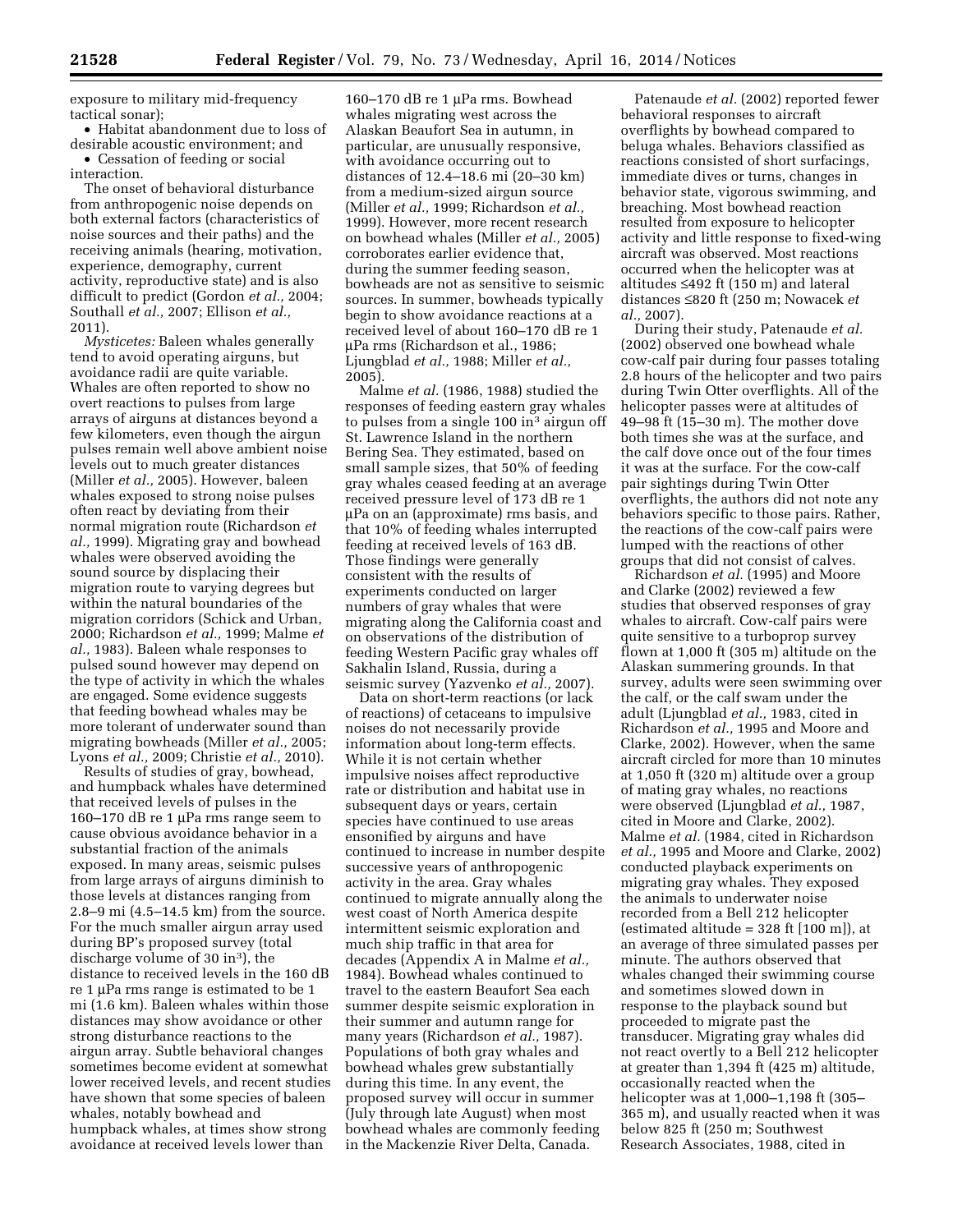exposure to military mid-frequency tactical sonar);

- Habitat abandonment due to loss of desirable acoustic environment; and
- Cessation of feeding or social interaction.

The onset of behavioral disturbance from anthropogenic noise depends on both external factors (characteristics of noise sources and their paths) and the receiving animals (hearing, motivation, experience, demography, current activity, reproductive state) and is also difficult to predict (Gordon *et al.,* 2004; Southall *et al.,* 2007; Ellison *et al.,* 2011).

*Mysticetes:* Baleen whales generally tend to avoid operating airguns, but avoidance radii are quite variable. Whales are often reported to show no overt reactions to pulses from large arrays of airguns at distances beyond a few kilometers, even though the airgun pulses remain well above ambient noise levels out to much greater distances (Miller *et al.,* 2005). However, baleen whales exposed to strong noise pulses often react by deviating from their normal migration route (Richardson *et al.,* 1999). Migrating gray and bowhead whales were observed avoiding the sound source by displacing their migration route to varying degrees but within the natural boundaries of the migration corridors (Schick and Urban, 2000; Richardson *et al.,* 1999; Malme *et al.,* 1983). Baleen whale responses to pulsed sound however may depend on the type of activity in which the whales are engaged. Some evidence suggests that feeding bowhead whales may be more tolerant of underwater sound than migrating bowheads (Miller *et al.,* 2005; Lyons *et al.,* 2009; Christie *et al.,* 2010).

Results of studies of gray, bowhead, and humpback whales have determined that received levels of pulses in the 160–170 dB re 1 µPa rms range seem to cause obvious avoidance behavior in a substantial fraction of the animals exposed. In many areas, seismic pulses from large arrays of airguns diminish to those levels at distances ranging from 2.8–9 mi (4.5–14.5 km) from the source. For the much smaller airgun array used during BP's proposed survey (total discharge volume of 30 in³), the distance to received levels in the 160 dB re 1 µPa rms range is estimated to be 1 mi (1.6 km). Baleen whales within those distances may show avoidance or other strong disturbance reactions to the airgun array. Subtle behavioral changes sometimes become evident at somewhat lower received levels, and recent studies have shown that some species of baleen whales, notably bowhead and humpback whales, at times show strong avoidance at received levels lower than 160–170 dB re 1 µPa rms. Bowhead whales migrating west across the Alaskan Beaufort Sea in autumn, in particular, are unusually responsive, with avoidance occurring out to distances of 12.4–18.6 mi (20–30 km) from a medium-sized airgun source (Miller *et al.,* 1999; Richardson *et al.,* 1999). However, more recent research on bowhead whales (Miller *et al.,* 2005) corroborates earlier evidence that, during the summer feeding season, bowheads are not as sensitive to seismic sources. In summer, bowheads typically begin to show avoidance reactions at a received level of about 160–170 dB re 1 µPa rms (Richardson et al., 1986; Ljungblad *et al.,* 1988; Miller *et al.,* 2005).

Malme *et al.* (1986, 1988) studied the responses of feeding eastern gray whales to pulses from a single 100 in³ airgun off St. Lawrence Island in the northern Bering Sea. They estimated, based on small sample sizes, that 50% of feeding gray whales ceased feeding at an average received pressure level of 173 dB re 1 µPa on an (approximate) rms basis, and that 10% of feeding whales interrupted feeding at received levels of 163 dB. Those findings were generally consistent with the results of experiments conducted on larger numbers of gray whales that were migrating along the California coast and on observations of the distribution of feeding Western Pacific gray whales off Sakhalin Island, Russia, during a seismic survey (Yazvenko *et al.,* 2007).

Data on short-term reactions (or lack of reactions) of cetaceans to impulsive noises do not necessarily provide information about long-term effects. While it is not certain whether impulsive noises affect reproductive rate or distribution and habitat use in subsequent days or years, certain species have continued to use areas ensonified by airguns and have continued to increase in number despite successive years of anthropogenic activity in the area. Gray whales continued to migrate annually along the west coast of North America despite intermittent seismic exploration and much ship traffic in that area for decades (Appendix A in Malme *et al.,* 1984). Bowhead whales continued to travel to the eastern Beaufort Sea each summer despite seismic exploration in their summer and autumn range for many years (Richardson *et al.,* 1987). Populations of both gray whales and bowhead whales grew substantially during this time. In any event, the proposed survey will occur in summer (July through late August) when most bowhead whales are commonly feeding in the Mackenzie River Delta, Canada.

Patenaude *et al.* (2002) reported fewer behavioral responses to aircraft overflights by bowhead compared to beluga whales. Behaviors classified as reactions consisted of short surfacings, immediate dives or turns, changes in behavior state, vigorous swimming, and breaching. Most bowhead reaction resulted from exposure to helicopter activity and little response to fixed-wing aircraft was observed. Most reactions occurred when the helicopter was at altitudes ≤492 ft (150 m) and lateral distances ≤820 ft (250 m; Nowacek *et al.,* 2007).

During their study, Patenaude *et al.* (2002) observed one bowhead whale cow-calf pair during four passes totaling 2.8 hours of the helicopter and two pairs during Twin Otter overflights. All of the helicopter passes were at altitudes of 49–98 ft (15–30 m). The mother dove both times she was at the surface, and the calf dove once out of the four times it was at the surface. For the cow-calf pair sightings during Twin Otter overflights, the authors did not note any behaviors specific to those pairs. Rather, the reactions of the cow-calf pairs were lumped with the reactions of other groups that did not consist of calves.

Richardson *et al.* (1995) and Moore and Clarke (2002) reviewed a few studies that observed responses of gray whales to aircraft. Cow-calf pairs were quite sensitive to a turboprop survey flown at 1,000 ft (305 m) altitude on the Alaskan summering grounds. In that survey, adults were seen swimming over the calf, or the calf swam under the adult (Ljungblad *et al.,* 1983, cited in Richardson *et al.,* 1995 and Moore and Clarke, 2002). However, when the same aircraft circled for more than 10 minutes at 1,050 ft (320 m) altitude over a group of mating gray whales, no reactions were observed (Ljungblad *et al.,* 1987, cited in Moore and Clarke, 2002). Malme *et al.* (1984, cited in Richardson *et al.,* 1995 and Moore and Clarke, 2002) conducted playback experiments on migrating gray whales. They exposed the animals to underwater noise recorded from a Bell 212 helicopter (estimated altitude = 328 ft [100 m]), at an average of three simulated passes per minute. The authors observed that whales changed their swimming course and sometimes slowed down in response to the playback sound but proceeded to migrate past the transducer. Migrating gray whales did not react overtly to a Bell 212 helicopter at greater than 1,394 ft (425 m) altitude, occasionally reacted when the helicopter was at 1,000–1,198 ft (305–365 m), and usually reacted when it was below 825 ft (250 m; Southwest Research Associates, 1988, cited in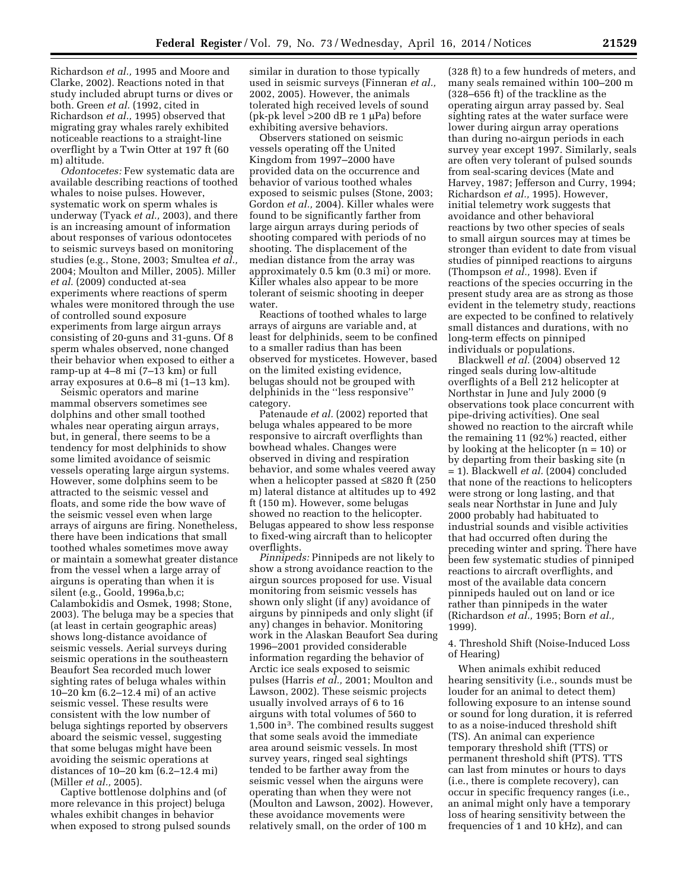Richardson *et al.,* 1995 and Moore and Clarke, 2002). Reactions noted in that study included abrupt turns or dives or both. Green *et al.* (1992, cited in Richardson *et al.,* 1995) observed that migrating gray whales rarely exhibited noticeable reactions to a straight-line overflight by a Twin Otter at 197 ft (60 m) altitude.

*Odontocetes:* Few systematic data are available describing reactions of toothed whales to noise pulses. However, systematic work on sperm whales is underway (Tyack *et al.,* 2003), and there is an increasing amount of information about responses of various odontocetes to seismic surveys based on monitoring studies (e.g., Stone, 2003; Smultea *et al.,* 2004; Moulton and Miller, 2005). Miller *et al.* (2009) conducted at-sea experiments where reactions of sperm whales were monitored through the use of controlled sound exposure experiments from large airgun arrays consisting of 20-guns and 31-guns. Of 8 sperm whales observed, none changed their behavior when exposed to either a ramp-up at 4–8 mi (7–13 km) or full array exposures at 0.6–8 mi (1–13 km).

Seismic operators and marine mammal observers sometimes see dolphins and other small toothed whales near operating airgun arrays, but, in general, there seems to be a tendency for most delphinids to show some limited avoidance of seismic vessels operating large airgun systems. However, some dolphins seem to be attracted to the seismic vessel and floats, and some ride the bow wave of the seismic vessel even when large arrays of airguns are firing. Nonetheless, there have been indications that small toothed whales sometimes move away or maintain a somewhat greater distance from the vessel when a large array of airguns is operating than when it is silent (e.g., Goold, 1996a,b,c; Calambokidis and Osmek, 1998; Stone, 2003). The beluga may be a species that (at least in certain geographic areas) shows long-distance avoidance of seismic vessels. Aerial surveys during seismic operations in the southeastern Beaufort Sea recorded much lower sighting rates of beluga whales within 10–20 km (6.2–12.4 mi) of an active seismic vessel. These results were consistent with the low number of beluga sightings reported by observers aboard the seismic vessel, suggesting that some belugas might have been avoiding the seismic operations at distances of 10–20 km (6.2–12.4 mi) (Miller *et al.,* 2005).

Captive bottlenose dolphins and (of more relevance in this project) beluga whales exhibit changes in behavior when exposed to strong pulsed sounds similar in duration to those typically used in seismic surveys (Finneran *et al.,* 2002, 2005). However, the animals tolerated high received levels of sound (pk-pk level >200 dB re 1 μPa) before exhibiting aversive behaviors.

Observers stationed on seismic vessels operating off the United Kingdom from 1997–2000 have provided data on the occurrence and behavior of various toothed whales exposed to seismic pulses (Stone, 2003; Gordon *et al.,* 2004). Killer whales were found to be significantly farther from large airgun arrays during periods of shooting compared with periods of no shooting. The displacement of the median distance from the array was approximately 0.5 km (0.3 mi) or more. Killer whales also appear to be more tolerant of seismic shooting in deeper water.

Reactions of toothed whales to large arrays of airguns are variable and, at least for delphinids, seem to be confined to a smaller radius than has been observed for mysticetes. However, based on the limited existing evidence, belugas should not be grouped with delphinids in the ''less responsive'' category.

Patenaude *et al.* (2002) reported that beluga whales appeared to be more responsive to aircraft overflights than bowhead whales. Changes were observed in diving and respiration behavior, and some whales veered away when a helicopter passed at ≤820 ft (250 m) lateral distance at altitudes up to 492 ft (150 m). However, some belugas showed no reaction to the helicopter. Belugas appeared to show less response to fixed-wing aircraft than to helicopter overflights.

*Pinnipeds:* Pinnipeds are not likely to show a strong avoidance reaction to the airgun sources proposed for use. Visual monitoring from seismic vessels has shown only slight (if any) avoidance of airguns by pinnipeds and only slight (if any) changes in behavior. Monitoring work in the Alaskan Beaufort Sea during 1996–2001 provided considerable information regarding the behavior of Arctic ice seals exposed to seismic pulses (Harris *et al.,* 2001; Moulton and Lawson, 2002). These seismic projects usually involved arrays of 6 to 16 airguns with total volumes of 560 to 1,500 in$^3$. The combined results suggest that some seals avoid the immediate area around seismic vessels. In most survey years, ringed seal sightings tended to be farther away from the seismic vessel when the airguns were operating than when they were not (Moulton and Lawson, 2002). However, these avoidance movements were relatively small, on the order of 100 m (328 ft) to a few hundreds of meters, and many seals remained within 100–200 m (328–656 ft) of the trackline as the operating airgun array passed by. Seal sighting rates at the water surface were lower during airgun array operations than during no-airgun periods in each survey year except 1997. Similarly, seals are often very tolerant of pulsed sounds from seal-scaring devices (Mate and Harvey, 1987; Jefferson and Curry, 1994; Richardson *et al.,* 1995). However, initial telemetry work suggests that avoidance and other behavioral reactions by two other species of seals to small airgun sources may at times be stronger than evident to date from visual studies of pinniped reactions to airguns (Thompson *et al.,* 1998). Even if reactions of the species occurring in the present study area are as strong as those evident in the telemetry study, reactions are expected to be confined to relatively small distances and durations, with no long-term effects on pinniped individuals or populations.

Blackwell *et al.* (2004) observed 12 ringed seals during low-altitude overflights of a Bell 212 helicopter at Northstar in June and July 2000 (9 observations took place concurrent with pipe-driving activities). One seal showed no reaction to the aircraft while the remaining 11 (92%) reacted, either by looking at the helicopter (n = 10) or by departing from their basking site (n = 1). Blackwell *et al.* (2004) concluded that none of the reactions to helicopters were strong or long lasting, and that seals near Northstar in June and July 2000 probably had habituated to industrial sounds and visible activities that had occurred often during the preceding winter and spring. There have been few systematic studies of pinniped reactions to aircraft overflights, and most of the available data concern pinnipeds hauled out on land or ice rather than pinnipeds in the water (Richardson *et al.,* 1995; Born *et al.,* 1999).

4. Threshold Shift (Noise-Induced Loss of Hearing)

When animals exhibit reduced hearing sensitivity (i.e., sounds must be louder for an animal to detect them) following exposure to an intense sound or sound for long duration, it is referred to as a noise-induced threshold shift (TS). An animal can experience temporary threshold shift (TTS) or permanent threshold shift (PTS). TTS can last from minutes or hours to days (i.e., there is complete recovery), can occur in specific frequency ranges (i.e., an animal might only have a temporary loss of hearing sensitivity between the frequencies of 1 and 10 kHz), and can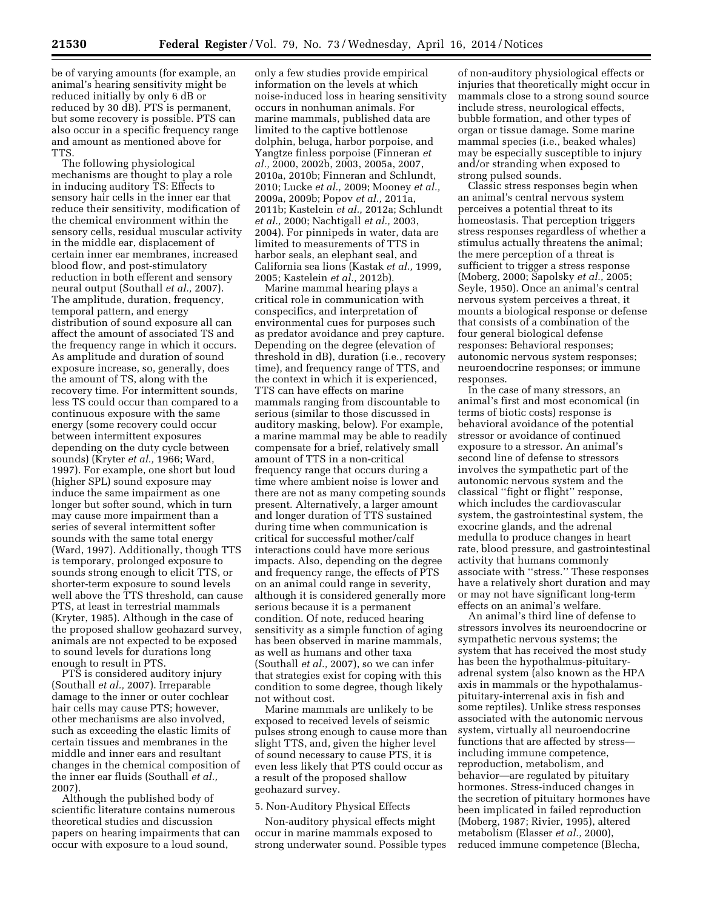be of varying amounts (for example, an animal's hearing sensitivity might be reduced initially by only 6 dB or reduced by 30 dB). PTS is permanent, but some recovery is possible. PTS can also occur in a specific frequency range and amount as mentioned above for TTS.

The following physiological mechanisms are thought to play a role in inducing auditory TS: Effects to sensory hair cells in the inner ear that reduce their sensitivity, modification of the chemical environment within the sensory cells, residual muscular activity in the middle ear, displacement of certain inner ear membranes, increased blood flow, and post-stimulatory reduction in both efferent and sensory neural output (Southall *et al.,* 2007). The amplitude, duration, frequency, temporal pattern, and energy distribution of sound exposure all can affect the amount of associated TS and the frequency range in which it occurs. As amplitude and duration of sound exposure increase, so, generally, does the amount of TS, along with the recovery time. For intermittent sounds, less TS could occur than compared to a continuous exposure with the same energy (some recovery could occur between intermittent exposures depending on the duty cycle between sounds) (Kryter *et al.,* 1966; Ward, 1997). For example, one short but loud (higher SPL) sound exposure may induce the same impairment as one longer but softer sound, which in turn may cause more impairment than a series of several intermittent softer sounds with the same total energy (Ward, 1997). Additionally, though TTS is temporary, prolonged exposure to sounds strong enough to elicit TTS, or shorter-term exposure to sound levels well above the TTS threshold, can cause PTS, at least in terrestrial mammals (Kryter, 1985). Although in the case of the proposed shallow geohazard survey, animals are not expected to be exposed to sound levels for durations long enough to result in PTS.

PTS is considered auditory injury (Southall *et al.,* 2007). Irreparable damage to the inner or outer cochlear hair cells may cause PTS; however, other mechanisms are also involved, such as exceeding the elastic limits of certain tissues and membranes in the middle and inner ears and resultant changes in the chemical composition of the inner ear fluids (Southall *et al.,* 2007).

Although the published body of scientific literature contains numerous theoretical studies and discussion papers on hearing impairments that can occur with exposure to a loud sound, only a few studies provide empirical information on the levels at which noise-induced loss in hearing sensitivity occurs in nonhuman animals. For marine mammals, published data are limited to the captive bottlenose dolphin, beluga, harbor porpoise, and Yangtze finless porpoise (Finneran *et al.,* 2000, 2002b, 2003, 2005a, 2007, 2010a, 2010b; Finneran and Schlundt, 2010; Lucke *et al.,* 2009; Mooney *et al.,* 2009a, 2009b; Popov *et al.,* 2011a, 2011b; Kastelein *et al.,* 2012a; Schlundt *et al.,* 2000; Nachtigall *et al.,* 2003, 2004). For pinnipeds in water, data are limited to measurements of TTS in harbor seals, an elephant seal, and California sea lions (Kastak *et al.,* 1999, 2005; Kastelein *et al.,* 2012b).

Marine mammal hearing plays a critical role in communication with conspecifics, and interpretation of environmental cues for purposes such as predator avoidance and prey capture. Depending on the degree (elevation of threshold in dB), duration (i.e., recovery time), and frequency range of TTS, and the context in which it is experienced, TTS can have effects on marine mammals ranging from discountable to serious (similar to those discussed in auditory masking, below). For example, a marine mammal may be able to readily compensate for a brief, relatively small amount of TTS in a non-critical frequency range that occurs during a time where ambient noise is lower and there are not as many competing sounds present. Alternatively, a larger amount and longer duration of TTS sustained during time when communication is critical for successful mother/calf interactions could have more serious impacts. Also, depending on the degree and frequency range, the effects of PTS on an animal could range in severity, although it is considered generally more serious because it is a permanent condition. Of note, reduced hearing sensitivity as a simple function of aging has been observed in marine mammals, as well as humans and other taxa (Southall *et al.,* 2007), so we can infer that strategies exist for coping with this condition to some degree, though likely not without cost.

Marine mammals are unlikely to be exposed to received levels of seismic pulses strong enough to cause more than slight TTS, and, given the higher level of sound necessary to cause PTS, it is even less likely that PTS could occur as a result of the proposed shallow geohazard survey.

5. Non-Auditory Physical Effects

Non-auditory physical effects might occur in marine mammals exposed to strong underwater sound. Possible types of non-auditory physiological effects or injuries that theoretically might occur in mammals close to a strong sound source include stress, neurological effects, bubble formation, and other types of organ or tissue damage. Some marine mammal species (i.e., beaked whales) may be especially susceptible to injury and/or stranding when exposed to strong pulsed sounds.

Classic stress responses begin when an animal's central nervous system perceives a potential threat to its homeostasis. That perception triggers stress responses regardless of whether a stimulus actually threatens the animal; the mere perception of a threat is sufficient to trigger a stress response (Moberg, 2000; Sapolsky *et al.,* 2005; Seyle, 1950). Once an animal's central nervous system perceives a threat, it mounts a biological response or defense that consists of a combination of the four general biological defense responses: Behavioral responses; autonomic nervous system responses; neuroendocrine responses; or immune responses.

In the case of many stressors, an animal's first and most economical (in terms of biotic costs) response is behavioral avoidance of the potential stressor or avoidance of continued exposure to a stressor. An animal's second line of defense to stressors involves the sympathetic part of the autonomic nervous system and the classical ''fight or flight'' response, which includes the cardiovascular system, the gastrointestinal system, the exocrine glands, and the adrenal medulla to produce changes in heart rate, blood pressure, and gastrointestinal activity that humans commonly associate with ''stress.'' These responses have a relatively short duration and may or may not have significant long-term effects on an animal's welfare.

An animal's third line of defense to stressors involves its neuroendocrine or sympathetic nervous systems; the system that has received the most study has been the hypothalmus-pituitary-adrenal system (also known as the HPA axis in mammals or the hypothalamus-pituitary-interrenal axis in fish and some reptiles). Unlike stress responses associated with the autonomic nervous system, virtually all neuroendocrine functions that are affected by stress—including immune competence, reproduction, metabolism, and behavior—are regulated by pituitary hormones. Stress-induced changes in the secretion of pituitary hormones have been implicated in failed reproduction (Moberg, 1987; Rivier, 1995), altered metabolism (Elasser *et al.,* 2000), reduced immune competence (Blecha,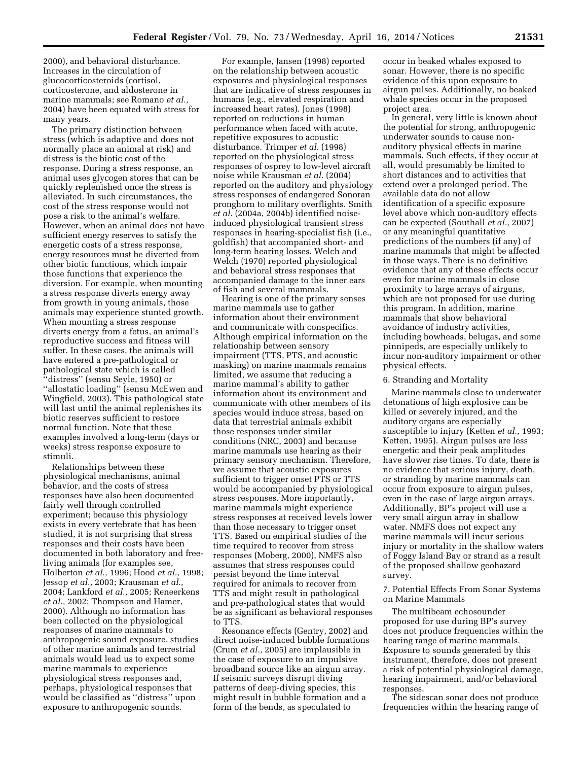2000), and behavioral disturbance. Increases in the circulation of glucocorticosteroids (cortisol, corticosterone, and aldosterone in marine mammals; see Romano *et al.,* 2004) have been equated with stress for many years.

The primary distinction between stress (which is adaptive and does not normally place an animal at risk) and distress is the biotic cost of the response. During a stress response, an animal uses glycogen stores that can be quickly replenished once the stress is alleviated. In such circumstances, the cost of the stress response would not pose a risk to the animal's welfare. However, when an animal does not have sufficient energy reserves to satisfy the energetic costs of a stress response, energy resources must be diverted from other biotic functions, which impair those functions that experience the diversion. For example, when mounting a stress response diverts energy away from growth in young animals, those animals may experience stunted growth. When mounting a stress response diverts energy from a fetus, an animal's reproductive success and fitness will suffer. In these cases, the animals will have entered a pre-pathological or pathological state which is called ''distress'' (sensu Seyle, 1950) or ''allostatic loading'' (sensu McEwen and Wingfield, 2003). This pathological state will last until the animal replenishes its biotic reserves sufficient to restore normal function. Note that these examples involved a long-term (days or weeks) stress response exposure to stimuli.

Relationships between these physiological mechanisms, animal behavior, and the costs of stress responses have also been documented fairly well through controlled experiment; because this physiology exists in every vertebrate that has been studied, it is not surprising that stress responses and their costs have been documented in both laboratory and free-living animals (for examples see, Holberton *et al.,* 1996; Hood *et al.,* 1998; Jessop *et al.,* 2003; Krausman *et al.,* 2004; Lankford *et al.,* 2005; Reneerkens *et al.,* 2002; Thompson and Hamer, 2000). Although no information has been collected on the physiological responses of marine mammals to anthropogenic sound exposure, studies of other marine animals and terrestrial animals would lead us to expect some marine mammals to experience physiological stress responses and, perhaps, physiological responses that would be classified as ''distress'' upon exposure to anthropogenic sounds.

For example, Jansen (1998) reported on the relationship between acoustic exposures and physiological responses that are indicative of stress responses in humans (e.g., elevated respiration and increased heart rates). Jones (1998) reported on reductions in human performance when faced with acute, repetitive exposures to acoustic disturbance. Trimper *et al.* (1998) reported on the physiological stress responses of osprey to low-level aircraft noise while Krausman *et al.* (2004) reported on the auditory and physiology stress responses of endangered Sonoran pronghorn to military overflights. Smith *et al.* (2004a, 2004b) identified noise-induced physiological transient stress responses in hearing-specialist fish (i.e., goldfish) that accompanied short- and long-term hearing losses. Welch and Welch (1970) reported physiological and behavioral stress responses that accompanied damage to the inner ears of fish and several mammals.

Hearing is one of the primary senses marine mammals use to gather information about their environment and communicate with conspecifics. Although empirical information on the relationship between sensory impairment (TTS, PTS, and acoustic masking) on marine mammals remains limited, we assume that reducing a marine mammal's ability to gather information about its environment and communicate with other members of its species would induce stress, based on data that terrestrial animals exhibit those responses under similar conditions (NRC, 2003) and because marine mammals use hearing as their primary sensory mechanism. Therefore, we assume that acoustic exposures sufficient to trigger onset PTS or TTS would be accompanied by physiological stress responses. More importantly, marine mammals might experience stress responses at received levels lower than those necessary to trigger onset TTS. Based on empirical studies of the time required to recover from stress responses (Moberg, 2000), NMFS also assumes that stress responses could persist beyond the time interval required for animals to recover from TTS and might result in pathological and pre-pathological states that would be as significant as behavioral responses to TTS.

Resonance effects (Gentry, 2002) and direct noise-induced bubble formations (Crum *et al.,* 2005) are implausible in the case of exposure to an impulsive broadband source like an airgun array. If seismic surveys disrupt diving patterns of deep-diving species, this might result in bubble formation and a form of the bends, as speculated to occur in beaked whales exposed to sonar. However, there is no specific evidence of this upon exposure to airgun pulses. Additionally, no beaked whale species occur in the proposed project area.

In general, very little is known about the potential for strong, anthropogenic underwater sounds to cause non-auditory physical effects in marine mammals. Such effects, if they occur at all, would presumably be limited to short distances and to activities that extend over a prolonged period. The available data do not allow identification of a specific exposure level above which non-auditory effects can be expected (Southall *et al.,* 2007) or any meaningful quantitative predictions of the numbers (if any) of marine mammals that might be affected in those ways. There is no definitive evidence that any of these effects occur even for marine mammals in close proximity to large arrays of airguns, which are not proposed for use during this program. In addition, marine mammals that show behavioral avoidance of industry activities, including bowheads, belugas, and some pinnipeds, are especially unlikely to incur non-auditory impairment or other physical effects.

6. Stranding and Mortality

Marine mammals close to underwater detonations of high explosive can be killed or severely injured, and the auditory organs are especially susceptible to injury (Ketten *et al.,* 1993; Ketten, 1995). Airgun pulses are less energetic and their peak amplitudes have slower rise times. To date, there is no evidence that serious injury, death, or stranding by marine mammals can occur from exposure to airgun pulses, even in the case of large airgun arrays. Additionally, BP's project will use a very small airgun array in shallow water. NMFS does not expect any marine mammals will incur serious injury or mortality in the shallow waters of Foggy Island Bay or strand as a result of the proposed shallow geohazard survey.

7. Potential Effects From Sonar Systems on Marine Mammals

The multibeam echosounder proposed for use during BP's survey does not produce frequencies within the hearing range of marine mammals. Exposure to sounds generated by this instrument, therefore, does not present a risk of potential physiological damage, hearing impairment, and/or behavioral responses.

The sidescan sonar does not produce frequencies within the hearing range of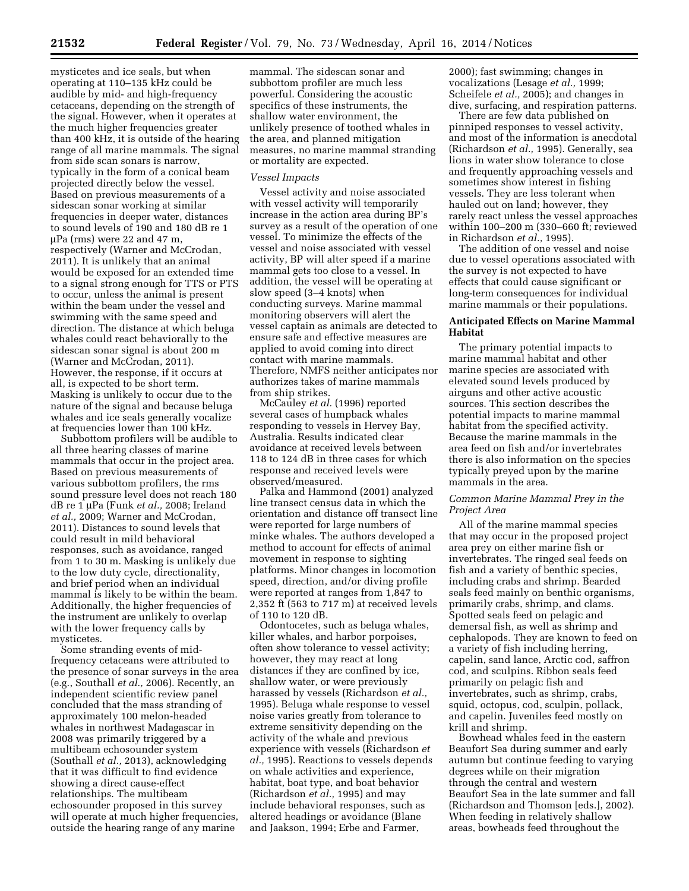mysticetes and ice seals, but when operating at 110–135 kHz could be audible by mid- and high-frequency cetaceans, depending on the strength of the signal. However, when it operates at the much higher frequencies greater than 400 kHz, it is outside of the hearing range of all marine mammals. The signal from side scan sonars is narrow, typically in the form of a conical beam projected directly below the vessel. Based on previous measurements of a sidescan sonar working at similar frequencies in deeper water, distances to sound levels of 190 and 180 dB re 1 μPa (rms) were 22 and 47 m, respectively (Warner and McCrodan, 2011). It is unlikely that an animal would be exposed for an extended time to a signal strong enough for TTS or PTS to occur, unless the animal is present within the beam under the vessel and swimming with the same speed and direction. The distance at which beluga whales could react behaviorally to the sidescan sonar signal is about 200 m (Warner and McCrodan, 2011). However, the response, if it occurs at all, is expected to be short term. Masking is unlikely to occur due to the nature of the signal and because beluga whales and ice seals generally vocalize at frequencies lower than 100 kHz.

Subbottom profilers will be audible to all three hearing classes of marine mammals that occur in the project area. Based on previous measurements of various subbottom profilers, the rms sound pressure level does not reach 180 dB re 1 μPa (Funk *et al.,* 2008; Ireland *et al.,* 2009; Warner and McCrodan, 2011). Distances to sound levels that could result in mild behavioral responses, such as avoidance, ranged from 1 to 30 m. Masking is unlikely due to the low duty cycle, directionality, and brief period when an individual mammal is likely to be within the beam. Additionally, the higher frequencies of the instrument are unlikely to overlap with the lower frequency calls by mysticetes.

Some stranding events of mid-frequency cetaceans were attributed to the presence of sonar surveys in the area (e.g., Southall *et al.,* 2006). Recently, an independent scientific review panel concluded that the mass stranding of approximately 100 melon-headed whales in northwest Madagascar in 2008 was primarily triggered by a multibeam echosounder system (Southall *et al.,* 2013), acknowledging that it was difficult to find evidence showing a direct cause-effect relationships. The multibeam echosounder proposed in this survey will operate at much higher frequencies, outside the hearing range of any marine mammal. The sidescan sonar and subbottom profiler are much less powerful. Considering the acoustic specifics of these instruments, the shallow water environment, the unlikely presence of toothed whales in the area, and planned mitigation measures, no marine mammal stranding or mortality are expected.

*Vessel Impacts*

Vessel activity and noise associated with vessel activity will temporarily increase in the action area during BP's survey as a result of the operation of one vessel. To minimize the effects of the vessel and noise associated with vessel activity, BP will alter speed if a marine mammal gets too close to a vessel. In addition, the vessel will be operating at slow speed (3–4 knots) when conducting surveys. Marine mammal monitoring observers will alert the vessel captain as animals are detected to ensure safe and effective measures are applied to avoid coming into direct contact with marine mammals. Therefore, NMFS neither anticipates nor authorizes takes of marine mammals from ship strikes.

McCauley *et al.* (1996) reported several cases of humpback whales responding to vessels in Hervey Bay, Australia. Results indicated clear avoidance at received levels between 118 to 124 dB in three cases for which response and received levels were observed/measured.

Palka and Hammond (2001) analyzed line transect census data in which the orientation and distance off transect line were reported for large numbers of minke whales. The authors developed a method to account for effects of animal movement in response to sighting platforms. Minor changes in locomotion speed, direction, and/or diving profile were reported at ranges from 1,847 to 2,352 ft (563 to 717 m) at received levels of 110 to 120 dB.

Odontocetes, such as beluga whales, killer whales, and harbor porpoises, often show tolerance to vessel activity; however, they may react at long distances if they are confined by ice, shallow water, or were previously harassed by vessels (Richardson *et al.,* 1995). Beluga whale response to vessel noise varies greatly from tolerance to extreme sensitivity depending on the activity of the whale and previous experience with vessels (Richardson *et al.,* 1995). Reactions to vessels depends on whale activities and experience, habitat, boat type, and boat behavior (Richardson *et al.,* 1995) and may include behavioral responses, such as altered headings or avoidance (Blane and Jaakson, 1994; Erbe and Farmer, 2000); fast swimming; changes in vocalizations (Lesage *et al.,* 1999; Scheifele *et al.,* 2005); and changes in dive, surfacing, and respiration patterns.

There are few data published on pinniped responses to vessel activity, and most of the information is anecdotal (Richardson *et al.,* 1995). Generally, sea lions in water show tolerance to close and frequently approaching vessels and sometimes show interest in fishing vessels. They are less tolerant when hauled out on land; however, they rarely react unless the vessel approaches within 100–200 m (330–660 ft; reviewed in Richardson *et al.,* 1995).

The addition of one vessel and noise due to vessel operations associated with the survey is not expected to have effects that could cause significant or long-term consequences for individual marine mammals or their populations.

## Anticipated Effects on Marine Mammal Habitat

The primary potential impacts to marine mammal habitat and other marine species are associated with elevated sound levels produced by airguns and other active acoustic sources. This section describes the potential impacts to marine mammal habitat from the specified activity. Because the marine mammals in the area feed on fish and/or invertebrates there is also information on the species typically preyed upon by the marine mammals in the area.

*Common Marine Mammal Prey in the Project Area*

All of the marine mammal species that may occur in the proposed project area prey on either marine fish or invertebrates. The ringed seal feeds on fish and a variety of benthic species, including crabs and shrimp. Bearded seals feed mainly on benthic organisms, primarily crabs, shrimp, and clams. Spotted seals feed on pelagic and demersal fish, as well as shrimp and cephalopods. They are known to feed on a variety of fish including herring, capelin, sand lance, Arctic cod, saffron cod, and sculpins. Ribbon seals feed primarily on pelagic fish and invertebrates, such as shrimp, crabs, squid, octopus, cod, sculpin, pollack, and capelin. Juveniles feed mostly on krill and shrimp.

Bowhead whales feed in the eastern Beaufort Sea during summer and early autumn but continue feeding to varying degrees while on their migration through the central and western Beaufort Sea in the late summer and fall (Richardson and Thomson [eds.], 2002). When feeding in relatively shallow areas, bowheads feed throughout the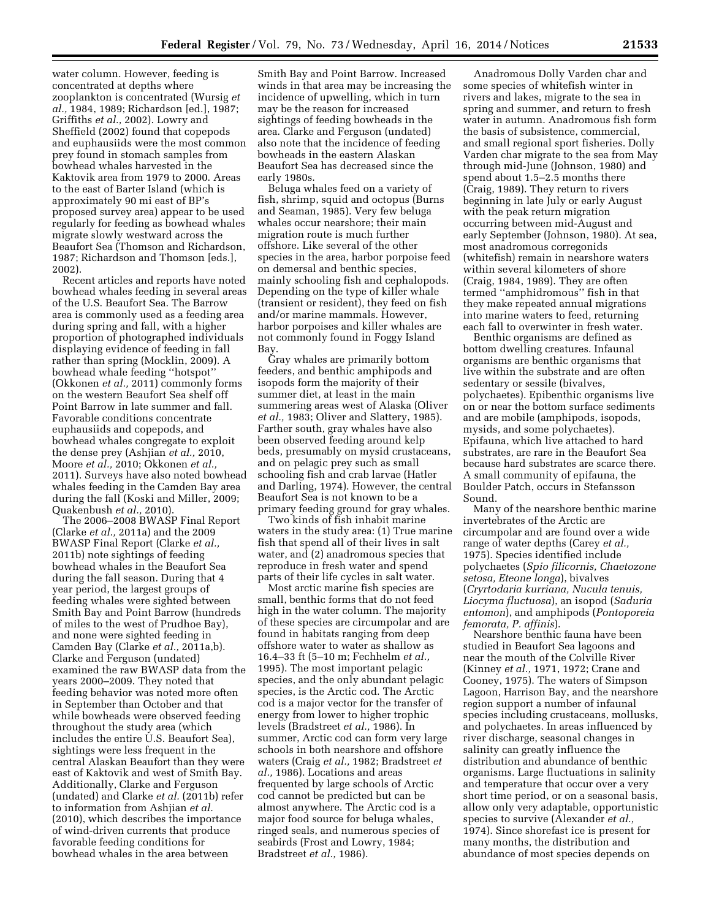water column. However, feeding is concentrated at depths where zooplankton is concentrated (Wursig *et al.,* 1984, 1989; Richardson [ed.], 1987; Griffiths *et al.,* 2002). Lowry and Sheffield (2002) found that copepods and euphausiids were the most common prey found in stomach samples from bowhead whales harvested in the Kaktovik area from 1979 to 2000. Areas to the east of Barter Island (which is approximately 90 mi east of BP's proposed survey area) appear to be used regularly for feeding as bowhead whales migrate slowly westward across the Beaufort Sea (Thomson and Richardson, 1987; Richardson and Thomson [eds.], 2002).

Recent articles and reports have noted bowhead whales feeding in several areas of the U.S. Beaufort Sea. The Barrow area is commonly used as a feeding area during spring and fall, with a higher proportion of photographed individuals displaying evidence of feeding in fall rather than spring (Mocklin, 2009). A bowhead whale feeding "hotspot" (Okkonen *et al.,* 2011) commonly forms on the western Beaufort Sea shelf off Point Barrow in late summer and fall. Favorable conditions concentrate euphausiids and copepods, and bowhead whales congregate to exploit the dense prey (Ashjian *et al.,* 2010, Moore *et al.,* 2010; Okkonen *et al.,* 2011). Surveys have also noted bowhead whales feeding in the Camden Bay area during the fall (Koski and Miller, 2009; Quakenbush *et al.,* 2010).

The 2006–2008 BWASP Final Report (Clarke *et al.,* 2011a) and the 2009 BWASP Final Report (Clarke *et al.,* 2011b) note sightings of feeding bowhead whales in the Beaufort Sea during the fall season. During that 4 year period, the largest groups of feeding whales were sighted between Smith Bay and Point Barrow (hundreds of miles to the west of Prudhoe Bay), and none were sighted feeding in Camden Bay (Clarke *et al.,* 2011a,b). Clarke and Ferguson (undated) examined the raw BWASP data from the years 2000–2009. They noted that feeding behavior was noted more often in September than October and that while bowheads were observed feeding throughout the study area (which includes the entire U.S. Beaufort Sea), sightings were less frequent in the central Alaskan Beaufort than they were east of Kaktovik and west of Smith Bay. Additionally, Clarke and Ferguson (undated) and Clarke *et al.* (2011b) refer to information from Ashjian *et al.* (2010), which describes the importance of wind-driven currents that produce favorable feeding conditions for bowhead whales in the area between Smith Bay and Point Barrow. Increased winds in that area may be increasing the incidence of upwelling, which in turn may be the reason for increased sightings of feeding bowheads in the area. Clarke and Ferguson (undated) also note that the incidence of feeding bowheads in the eastern Alaskan Beaufort Sea has decreased since the early 1980s.

Beluga whales feed on a variety of fish, shrimp, squid and octopus (Burns and Seaman, 1985). Very few beluga whales occur nearshore; their main migration route is much further offshore. Like several of the other species in the area, harbor porpoise feed on demersal and benthic species, mainly schooling fish and cephalopods. Depending on the type of killer whale (transient or resident), they feed on fish and/or marine mammals. However, harbor porpoises and killer whales are not commonly found in Foggy Island Bay.

Gray whales are primarily bottom feeders, and benthic amphipods and isopods form the majority of their summer diet, at least in the main summering areas west of Alaska (Oliver *et al.,* 1983; Oliver and Slattery, 1985). Farther south, gray whales have also been observed feeding around kelp beds, presumably on mysid crustaceans, and on pelagic prey such as small schooling fish and crab larvae (Hatler and Darling, 1974). However, the central Beaufort Sea is not known to be a primary feeding ground for gray whales.

Two kinds of fish inhabit marine waters in the study area: (1) True marine fish that spend all of their lives in salt water, and (2) anadromous species that reproduce in fresh water and spend parts of their life cycles in salt water.

Most arctic marine fish species are small, benthic forms that do not feed high in the water column. The majority of these species are circumpolar and are found in habitats ranging from deep offshore water to water as shallow as 16.4–33 ft (5–10 m; Fechhelm *et al.,* 1995). The most important pelagic species, and the only abundant pelagic species, is the Arctic cod. The Arctic cod is a major vector for the transfer of energy from lower to higher trophic levels (Bradstreet *et al.,* 1986). In summer, Arctic cod can form very large schools in both nearshore and offshore waters (Craig *et al.,* 1982; Bradstreet *et al.,* 1986). Locations and areas frequented by large schools of Arctic cod cannot be predicted but can be almost anywhere. The Arctic cod is a major food source for beluga whales, ringed seals, and numerous species of seabirds (Frost and Lowry, 1984; Bradstreet *et al.,* 1986).

Anadromous Dolly Varden char and some species of whitefish winter in rivers and lakes, migrate to the sea in spring and summer, and return to fresh water in autumn. Anadromous fish form the basis of subsistence, commercial, and small regional sport fisheries. Dolly Varden char migrate to the sea from May through mid-June (Johnson, 1980) and spend about 1.5–2.5 months there (Craig, 1989). They return to rivers beginning in late July or early August with the peak return migration occurring between mid-August and early September (Johnson, 1980). At sea, most anadromous corregonids (whitefish) remain in nearshore waters within several kilometers of shore (Craig, 1984, 1989). They are often termed "amphidromous" fish in that they make repeated annual migrations into marine waters to feed, returning each fall to overwinter in fresh water.

Benthic organisms are defined as bottom dwelling creatures. Infaunal organisms are benthic organisms that live within the substrate and are often sedentary or sessile (bivalves, polychaetes). Epibenthic organisms live on or near the bottom surface sediments and are mobile (amphipods, isopods, mysids, and some polychaetes). Epifauna, which live attached to hard substrates, are rare in the Beaufort Sea because hard substrates are scarce there. A small community of epifauna, the Boulder Patch, occurs in Stefansson Sound.

Many of the nearshore benthic marine invertebrates of the Arctic are circumpolar and are found over a wide range of water depths (Carey *et al.,* 1975). Species identified include polychaetes (*Spio filicornis, Chaetozone setosa, Eteone longa*), bivalves (*Cryrtodaria kurriana, Nucula tenuis, Liocyma fluctuosa*), an isopod (*Saduria entomon*), and amphipods (*Pontoporeia femorata, P. affinis*).

Nearshore benthic fauna have been studied in Beaufort Sea lagoons and near the mouth of the Colville River (Kinney *et al.,* 1971, 1972; Crane and Cooney, 1975). The waters of Simpson Lagoon, Harrison Bay, and the nearshore region support a number of infaunal species including crustaceans, mollusks, and polychaetes. In areas influenced by river discharge, seasonal changes in salinity can greatly influence the distribution and abundance of benthic organisms. Large fluctuations in salinity and temperature that occur over a very short time period, or on a seasonal basis, allow only very adaptable, opportunistic species to survive (Alexander *et al.,* 1974). Since shorefast ice is present for many months, the distribution and abundance of most species depends on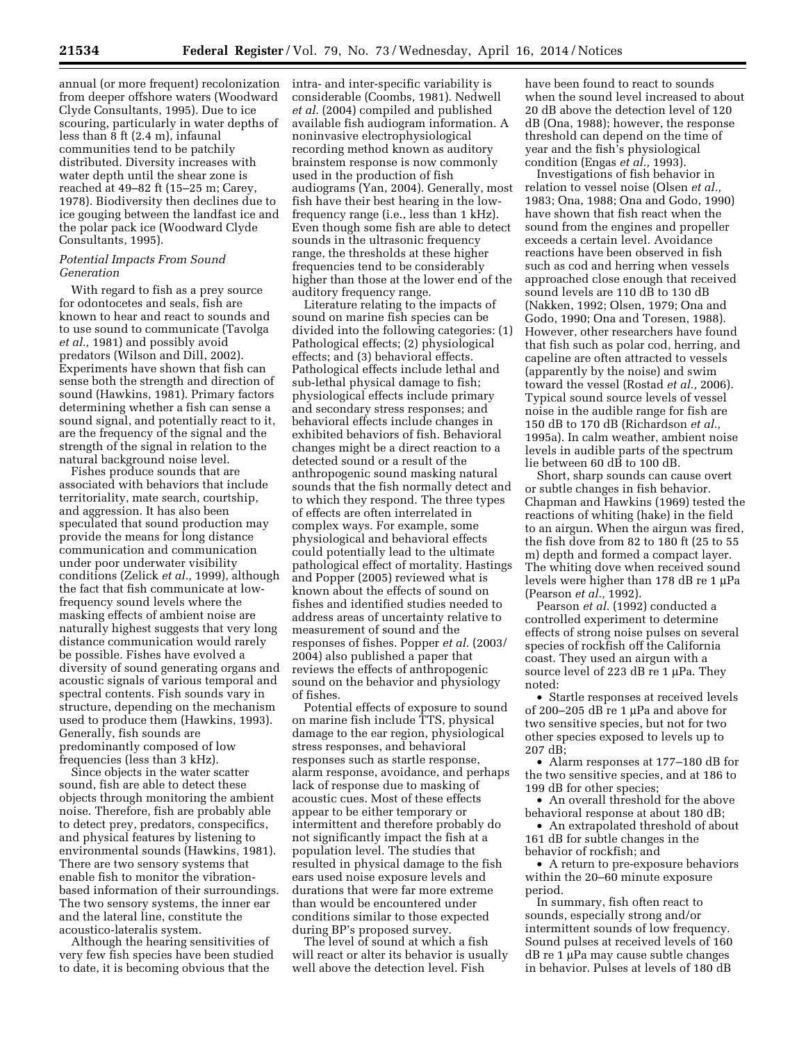annual (or more frequent) recolonization from deeper offshore waters (Woodward Clyde Consultants, 1995). Due to ice scouring, particularly in water depths of less than 8 ft (2.4 m), infaunal communities tend to be patchily distributed. Diversity increases with water depth until the shear zone is reached at 49–82 ft (15–25 m; Carey, 1978). Biodiversity then declines due to ice gouging between the landfast ice and the polar pack ice (Woodward Clyde Consultants, 1995).

*Potential Impacts From Sound Generation*

With regard to fish as a prey source for odontocetes and seals, fish are known to hear and react to sounds and to use sound to communicate (Tavolga *et al.,* 1981) and possibly avoid predators (Wilson and Dill, 2002). Experiments have shown that fish can sense both the strength and direction of sound (Hawkins, 1981). Primary factors determining whether a fish can sense a sound signal, and potentially react to it, are the frequency of the signal and the strength of the signal in relation to the natural background noise level.

Fishes produce sounds that are associated with behaviors that include territoriality, mate search, courtship, and aggression. It has also been speculated that sound production may provide the means for long distance communication and communication under poor underwater visibility conditions (Zelick *et al.,* 1999), although the fact that fish communicate at low-frequency sound levels where the masking effects of ambient noise are naturally highest suggests that very long distance communication would rarely be possible. Fishes have evolved a diversity of sound generating organs and acoustic signals of various temporal and spectral contents. Fish sounds vary in structure, depending on the mechanism used to produce them (Hawkins, 1993). Generally, fish sounds are predominantly composed of low frequencies (less than 3 kHz).

Since objects in the water scatter sound, fish are able to detect these objects through monitoring the ambient noise. Therefore, fish are probably able to detect prey, predators, conspecifics, and physical features by listening to environmental sounds (Hawkins, 1981). There are two sensory systems that enable fish to monitor the vibration-based information of their surroundings. The two sensory systems, the inner ear and the lateral line, constitute the acoustico-lateralis system.

Although the hearing sensitivities of very few fish species have been studied to date, it is becoming obvious that the intra- and inter-specific variability is considerable (Coombs, 1981). Nedwell *et al.* (2004) compiled and published available fish audiogram information. A noninvasive electrophysiological recording method known as auditory brainstem response is now commonly used in the production of fish audiograms (Yan, 2004). Generally, most fish have their best hearing in the low-frequency range (i.e., less than 1 kHz). Even though some fish are able to detect sounds in the ultrasonic frequency range, the thresholds at these higher frequencies tend to be considerably higher than those at the lower end of the auditory frequency range.

Literature relating to the impacts of sound on marine fish species can be divided into the following categories: (1) Pathological effects; (2) physiological effects; and (3) behavioral effects. Pathological effects include lethal and sub-lethal physical damage to fish; physiological effects include primary and secondary stress responses; and behavioral effects include changes in exhibited behaviors of fish. Behavioral changes might be a direct reaction to a detected sound or a result of the anthropogenic sound masking natural sounds that the fish normally detect and to which they respond. The three types of effects are often interrelated in complex ways. For example, some physiological and behavioral effects could potentially lead to the ultimate pathological effect of mortality. Hastings and Popper (2005) reviewed what is known about the effects of sound on fishes and identified studies needed to address areas of uncertainty relative to measurement of sound and the responses of fishes. Popper *et al.* (2003/2004) also published a paper that reviews the effects of anthropogenic sound on the behavior and physiology of fishes.

Potential effects of exposure to sound on marine fish include TTS, physical damage to the ear region, physiological stress responses, and behavioral responses such as startle response, alarm response, avoidance, and perhaps lack of response due to masking of acoustic cues. Most of these effects appear to be either temporary or intermittent and therefore probably do not significantly impact the fish at a population level. The studies that resulted in physical damage to the fish ears used noise exposure levels and durations that were far more extreme than would be encountered under conditions similar to those expected during BP's proposed survey.

The level of sound at which a fish will react or alter its behavior is usually well above the detection level. Fish have been found to react to sounds when the sound level increased to about 20 dB above the detection level of 120 dB (Ona, 1988); however, the response threshold can depend on the time of year and the fish's physiological condition (Engas *et al.,* 1993).

Investigations of fish behavior in relation to vessel noise (Olsen *et al.,* 1983; Ona, 1988; Ona and Godo, 1990) have shown that fish react when the sound from the engines and propeller exceeds a certain level. Avoidance reactions have been observed in fish such as cod and herring when vessels approached close enough that received sound levels are 110 dB to 130 dB (Nakken, 1992; Olsen, 1979; Ona and Godo, 1990; Ona and Toresen, 1988). However, other researchers have found that fish such as polar cod, herring, and capeline are often attracted to vessels (apparently by the noise) and swim toward the vessel (Rostad *et al.,* 2006). Typical sound source levels of vessel noise in the audible range for fish are 150 dB to 170 dB (Richardson *et al.,* 1995a). In calm weather, ambient noise levels in audible parts of the spectrum lie between 60 dB to 100 dB.

Short, sharp sounds can cause overt or subtle changes in fish behavior. Chapman and Hawkins (1969) tested the reactions of whiting (hake) in the field to an airgun. When the airgun was fired, the fish dove from 82 to 180 ft (25 to 55 m) depth and formed a compact layer. The whiting dove when received sound levels were higher than 178 dB re 1 μPa (Pearson *et al.,* 1992).

Pearson *et al.* (1992) conducted a controlled experiment to determine effects of strong noise pulses on several species of rockfish off the California coast. They used an airgun with a source level of 223 dB re 1 μPa. They noted:

- Startle responses at received levels of 200–205 dB re 1 μPa and above for two sensitive species, but not for two other species exposed to levels up to 207 dB;
- Alarm responses at 177–180 dB for the two sensitive species, and at 186 to 199 dB for other species;
- An overall threshold for the above behavioral response at about 180 dB;
- An extrapolated threshold of about 161 dB for subtle changes in the behavior of rockfish; and
- A return to pre-exposure behaviors within the 20–60 minute exposure period.

In summary, fish often react to sounds, especially strong and/or intermittent sounds of low frequency. Sound pulses at received levels of 160 dB re 1 μPa may cause subtle changes in behavior. Pulses at levels of 180 dB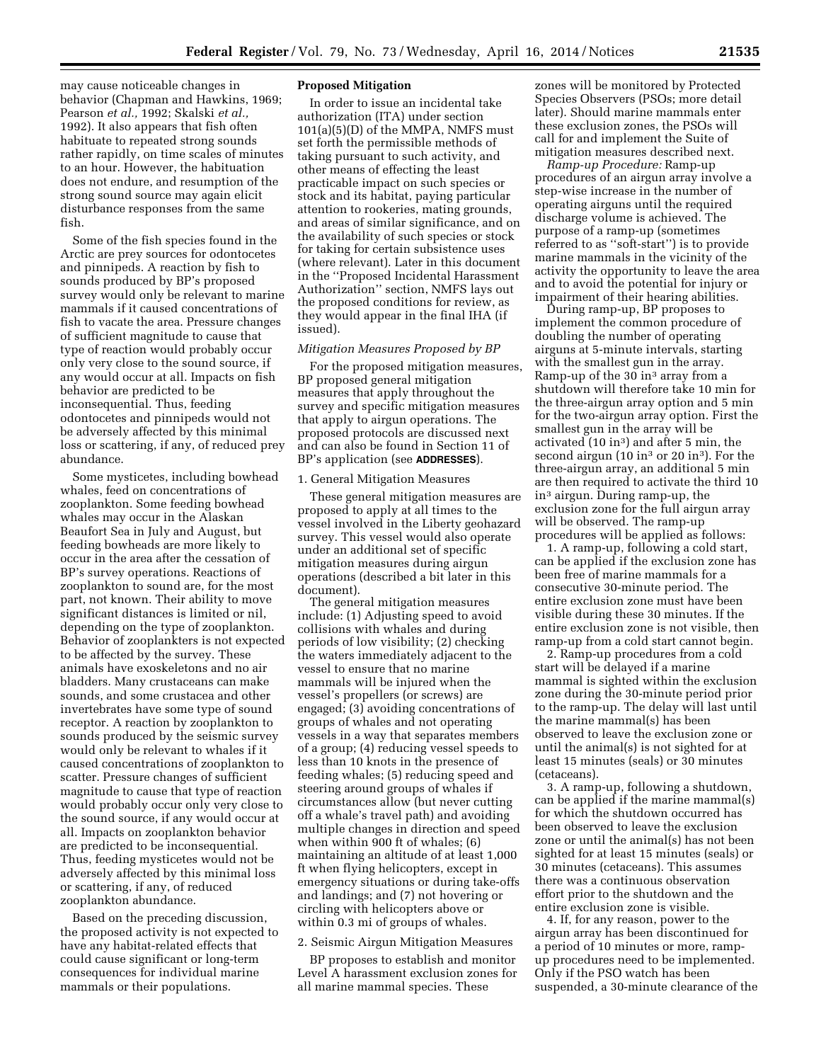may cause noticeable changes in behavior (Chapman and Hawkins, 1969; Pearson *et al.,* 1992; Skalski *et al.,* 1992). It also appears that fish often habituate to repeated strong sounds rather rapidly, on time scales of minutes to an hour. However, the habituation does not endure, and resumption of the strong sound source may again elicit disturbance responses from the same fish.

Some of the fish species found in the Arctic are prey sources for odontocetes and pinnipeds. A reaction by fish to sounds produced by BP's proposed survey would only be relevant to marine mammals if it caused concentrations of fish to vacate the area. Pressure changes of sufficient magnitude to cause that type of reaction would probably occur only very close to the sound source, if any would occur at all. Impacts on fish behavior are predicted to be inconsequential. Thus, feeding odontocetes and pinnipeds would not be adversely affected by this minimal loss or scattering, if any, of reduced prey abundance.

Some mysticetes, including bowhead whales, feed on concentrations of zooplankton. Some feeding bowhead whales may occur in the Alaskan Beaufort Sea in July and August, but feeding bowheads are more likely to occur in the area after the cessation of BP's survey operations. Reactions of zooplankton to sound are, for the most part, not known. Their ability to move significant distances is limited or nil, depending on the type of zooplankton. Behavior of zooplankters is not expected to be affected by the survey. These animals have exoskeletons and no air bladders. Many crustaceans can make sounds, and some crustacea and other invertebrates have some type of sound receptor. A reaction by zooplankton to sounds produced by the seismic survey would only be relevant to whales if it caused concentrations of zooplankton to scatter. Pressure changes of sufficient magnitude to cause that type of reaction would probably occur only very close to the sound source, if any would occur at all. Impacts on zooplankton behavior are predicted to be inconsequential. Thus, feeding mysticetes would not be adversely affected by this minimal loss or scattering, if any, of reduced zooplankton abundance.

Based on the preceding discussion, the proposed activity is not expected to have any habitat-related effects that could cause significant or long-term consequences for individual marine mammals or their populations.

**Proposed Mitigation**

In order to issue an incidental take authorization (ITA) under section 101(a)(5)(D) of the MMPA, NMFS must set forth the permissible methods of taking pursuant to such activity, and other means of effecting the least practicable impact on such species or stock and its habitat, paying particular attention to rookeries, mating grounds, and areas of similar significance, and on the availability of such species or stock for taking for certain subsistence uses (where relevant). Later in this document in the "Proposed Incidental Harassment Authorization" section, NMFS lays out the proposed conditions for review, as they would appear in the final IHA (if issued).

*Mitigation Measures Proposed by BP*

For the proposed mitigation measures, BP proposed general mitigation measures that apply throughout the survey and specific mitigation measures that apply to airgun operations. The proposed protocols are discussed next and can also be found in Section 11 of BP's application (see **ADDRESSES**).

1. General Mitigation Measures

These general mitigation measures are proposed to apply at all times to the vessel involved in the Liberty geohazard survey. This vessel would also operate under an additional set of specific mitigation measures during airgun operations (described a bit later in this document).

The general mitigation measures include: (1) Adjusting speed to avoid collisions with whales and during periods of low visibility; (2) checking the waters immediately adjacent to the vessel to ensure that no marine mammals will be injured when the vessel's propellers (or screws) are engaged; (3) avoiding concentrations of groups of whales and not operating vessels in a way that separates members of a group; (4) reducing vessel speeds to less than 10 knots in the presence of feeding whales; (5) reducing speed and steering around groups of whales if circumstances allow (but never cutting off a whale's travel path) and avoiding multiple changes in direction and speed when within 900 ft of whales; (6) maintaining an altitude of at least 1,000 ft when flying helicopters, except in emergency situations or during take-offs and landings; and (7) not hovering or circling with helicopters above or within 0.3 mi of groups of whales.

2. Seismic Airgun Mitigation Measures

BP proposes to establish and monitor Level A harassment exclusion zones for all marine mammal species. These zones will be monitored by Protected Species Observers (PSOs; more detail later). Should marine mammals enter these exclusion zones, the PSOs will call for and implement the Suite of mitigation measures described next.

*Ramp-up Procedure:* Ramp-up procedures of an airgun array involve a step-wise increase in the number of operating airguns until the required discharge volume is achieved. The purpose of a ramp-up (sometimes referred to as "soft-start") is to provide marine mammals in the vicinity of the activity the opportunity to leave the area and to avoid the potential for injury or impairment of their hearing abilities.

During ramp-up, BP proposes to implement the common procedure of doubling the number of operating airguns at 5-minute intervals, starting with the smallest gun in the array. Ramp-up of the 30 in$^3$ array from a shutdown will therefore take 10 min for the three-airgun array option and 5 min for the two-airgun array option. First the smallest gun in the array will be activated (10 in$^3$) and after 5 min, the second airgun (10 in$^3$ or 20 in$^3$). For the three-airgun array, an additional 5 min are then required to activate the third 10 in$^3$ airgun. During ramp-up, the exclusion zone for the full airgun array will be observed. The ramp-up procedures will be applied as follows:

1. A ramp-up, following a cold start, can be applied if the exclusion zone has been free of marine mammals for a consecutive 30-minute period. The entire exclusion zone must have been visible during these 30 minutes. If the entire exclusion zone is not visible, then ramp-up from a cold start cannot begin.

2. Ramp-up procedures from a cold start will be delayed if a marine mammal is sighted within the exclusion zone during the 30-minute period prior to the ramp-up. The delay will last until the marine mammal(s) has been observed to leave the exclusion zone or until the animal(s) is not sighted for at least 15 minutes (seals) or 30 minutes (cetaceans).

3. A ramp-up, following a shutdown, can be applied if the marine mammal(s) for which the shutdown occurred has been observed to leave the exclusion zone or until the animal(s) has not been sighted for at least 15 minutes (seals) or 30 minutes (cetaceans). This assumes there was a continuous observation effort prior to the shutdown and the entire exclusion zone is visible.

4. If, for any reason, power to the airgun array has been discontinued for a period of 10 minutes or more, ramp-up procedures need to be implemented. Only if the PSO watch has been suspended, a 30-minute clearance of the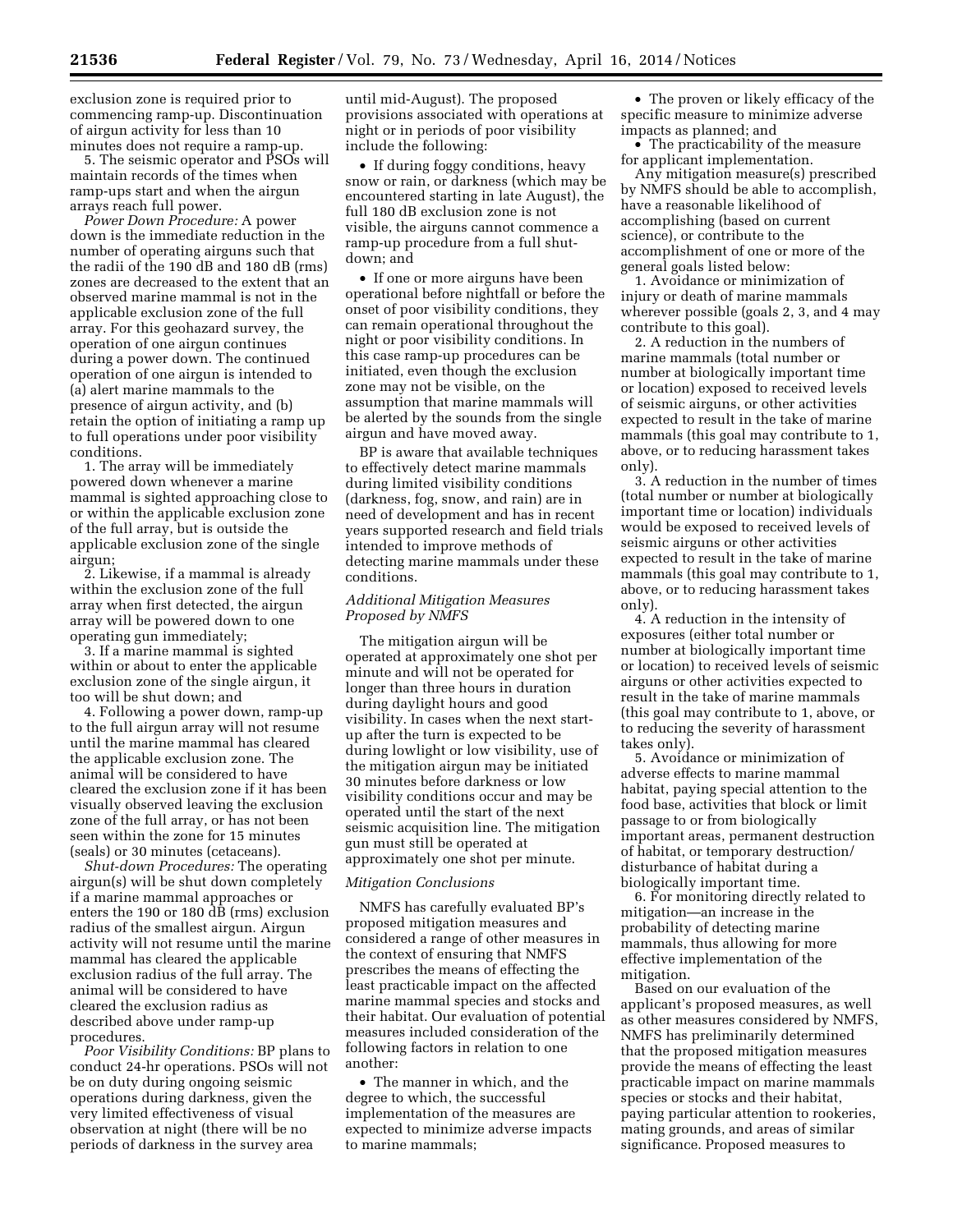exclusion zone is required prior to commencing ramp-up. Discontinuation of airgun activity for less than 10 minutes does not require a ramp-up.

5. The seismic operator and PSOs will maintain records of the times when ramp-ups start and when the airgun arrays reach full power.

*Power Down Procedure:* A power down is the immediate reduction in the number of operating airguns such that the radii of the 190 dB and 180 dB (rms) zones are decreased to the extent that an observed marine mammal is not in the applicable exclusion zone of the full array. For this geohazard survey, the operation of one airgun continues during a power down. The continued operation of one airgun is intended to (a) alert marine mammals to the presence of airgun activity, and (b) retain the option of initiating a ramp up to full operations under poor visibility conditions.

1. The array will be immediately powered down whenever a marine mammal is sighted approaching close to or within the applicable exclusion zone of the full array, but is outside the applicable exclusion zone of the single airgun;

2. Likewise, if a mammal is already within the exclusion zone of the full array when first detected, the airgun array will be powered down to one operating gun immediately;

3. If a marine mammal is sighted within or about to enter the applicable exclusion zone of the single airgun, it too will be shut down; and

4. Following a power down, ramp-up to the full airgun array will not resume until the marine mammal has cleared the applicable exclusion zone. The animal will be considered to have cleared the exclusion zone if it has been visually observed leaving the exclusion zone of the full array, or has not been seen within the zone for 15 minutes (seals) or 30 minutes (cetaceans).

*Shut-down Procedures:* The operating airgun(s) will be shut down completely if a marine mammal approaches or enters the 190 or 180 dB (rms) exclusion radius of the smallest airgun. Airgun activity will not resume until the marine mammal has cleared the applicable exclusion radius of the full array. The animal will be considered to have cleared the exclusion radius as described above under ramp-up procedures.

*Poor Visibility Conditions:* BP plans to conduct 24-hr operations. PSOs will not be on duty during ongoing seismic operations during darkness, given the very limited effectiveness of visual observation at night (there will be no periods of darkness in the survey area until mid-August). The proposed provisions associated with operations at night or in periods of poor visibility include the following:

• If during foggy conditions, heavy snow or rain, or darkness (which may be encountered starting in late August), the full 180 dB exclusion zone is not visible, the airguns cannot commence a ramp-up procedure from a full shut-down; and

• If one or more airguns have been operational before nightfall or before the onset of poor visibility conditions, they can remain operational throughout the night or poor visibility conditions. In this case ramp-up procedures can be initiated, even though the exclusion zone may not be visible, on the assumption that marine mammals will be alerted by the sounds from the single airgun and have moved away.

BP is aware that available techniques to effectively detect marine mammals during limited visibility conditions (darkness, fog, snow, and rain) are in need of development and has in recent years supported research and field trials intended to improve methods of detecting marine mammals under these conditions.

*Additional Mitigation Measures Proposed by NMFS*

The mitigation airgun will be operated at approximately one shot per minute and will not be operated for longer than three hours in duration during daylight hours and good visibility. In cases when the next start-up after the turn is expected to be during lowlight or low visibility, use of the mitigation airgun may be initiated 30 minutes before darkness or low visibility conditions occur and may be operated until the start of the next seismic acquisition line. The mitigation gun must still be operated at approximately one shot per minute.

*Mitigation Conclusions*

NMFS has carefully evaluated BP's proposed mitigation measures and considered a range of other measures in the context of ensuring that NMFS prescribes the means of effecting the least practicable impact on the affected marine mammal species and stocks and their habitat. Our evaluation of potential measures included consideration of the following factors in relation to one another:

• The manner in which, and the degree to which, the successful implementation of the measures are expected to minimize adverse impacts to marine mammals;

• The proven or likely efficacy of the specific measure to minimize adverse impacts as planned; and

• The practicability of the measure for applicant implementation.

Any mitigation measure(s) prescribed by NMFS should be able to accomplish, have a reasonable likelihood of accomplishing (based on current science), or contribute to the accomplishment of one or more of the general goals listed below:

1. Avoidance or minimization of injury or death of marine mammals wherever possible (goals 2, 3, and 4 may contribute to this goal).

2. A reduction in the numbers of marine mammals (total number or number at biologically important time or location) exposed to received levels of seismic airguns, or other activities expected to result in the take of marine mammals (this goal may contribute to 1, above, or to reducing harassment takes only).

3. A reduction in the number of times (total number or number at biologically important time or location) individuals would be exposed to received levels of seismic airguns or other activities expected to result in the take of marine mammals (this goal may contribute to 1, above, or to reducing harassment takes only).

4. A reduction in the intensity of exposures (either total number or number at biologically important time or location) to received levels of seismic airguns or other activities expected to result in the take of marine mammals (this goal may contribute to 1, above, or to reducing the severity of harassment takes only).

5. Avoidance or minimization of adverse effects to marine mammal habitat, paying special attention to the food base, activities that block or limit passage to or from biologically important areas, permanent destruction of habitat, or temporary destruction/disturbance of habitat during a biologically important time.

6. For monitoring directly related to mitigation—an increase in the probability of detecting marine mammals, thus allowing for more effective implementation of the mitigation.

Based on our evaluation of the applicant's proposed measures, as well as other measures considered by NMFS, NMFS has preliminarily determined that the proposed mitigation measures provide the means of effecting the least practicable impact on marine mammals species or stocks and their habitat, paying particular attention to rookeries, mating grounds, and areas of similar significance. Proposed measures to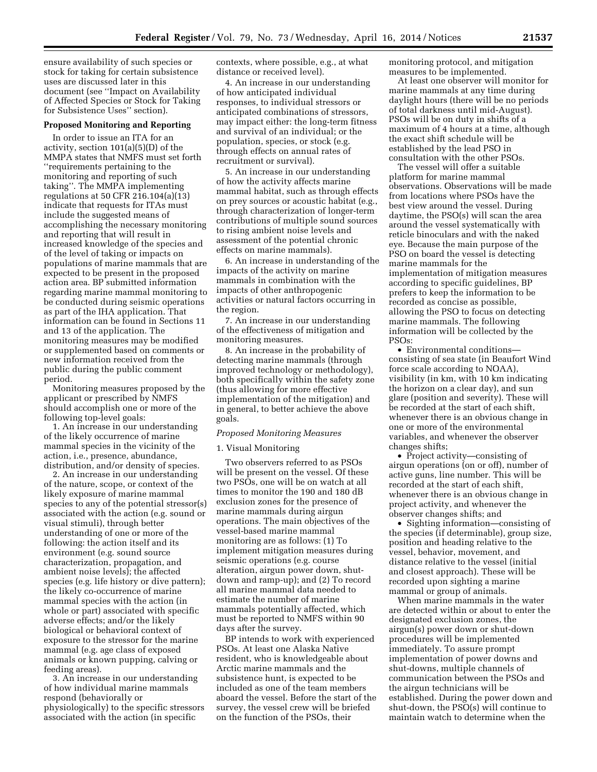ensure availability of such species or stock for taking for certain subsistence uses are discussed later in this document (see ''Impact on Availability of Affected Species or Stock for Taking for Subsistence Uses'' section).

**Proposed Monitoring and Reporting**

In order to issue an ITA for an activity, section 101(a)(5)(D) of the MMPA states that NMFS must set forth ''requirements pertaining to the monitoring and reporting of such taking''. The MMPA implementing regulations at 50 CFR 216.104(a)(13) indicate that requests for ITAs must include the suggested means of accomplishing the necessary monitoring and reporting that will result in increased knowledge of the species and of the level of taking or impacts on populations of marine mammals that are expected to be present in the proposed action area. BP submitted information regarding marine mammal monitoring to be conducted during seismic operations as part of the IHA application. That information can be found in Sections 11 and 13 of the application. The monitoring measures may be modified or supplemented based on comments or new information received from the public during the public comment period.

Monitoring measures proposed by the applicant or prescribed by NMFS should accomplish one or more of the following top-level goals:

1. An increase in our understanding of the likely occurrence of marine mammal species in the vicinity of the action, i.e., presence, abundance, distribution, and/or density of species.

2. An increase in our understanding of the nature, scope, or context of the likely exposure of marine mammal species to any of the potential stressor(s) associated with the action (e.g. sound or visual stimuli), through better understanding of one or more of the following: the action itself and its environment (e.g. sound source characterization, propagation, and ambient noise levels); the affected species (e.g. life history or dive pattern); the likely co-occurrence of marine mammal species with the action (in whole or part) associated with specific adverse effects; and/or the likely biological or behavioral context of exposure to the stressor for the marine mammal (e.g. age class of exposed animals or known pupping, calving or feeding areas).

3. An increase in our understanding of how individual marine mammals respond (behaviorally or physiologically) to the specific stressors associated with the action (in specific contexts, where possible, e.g., at what distance or received level).

4. An increase in our understanding of how anticipated individual responses, to individual stressors or anticipated combinations of stressors, may impact either: the long-term fitness and survival of an individual; or the population, species, or stock (e.g. through effects on annual rates of recruitment or survival).

5. An increase in our understanding of how the activity affects marine mammal habitat, such as through effects on prey sources or acoustic habitat (e.g., through characterization of longer-term contributions of multiple sound sources to rising ambient noise levels and assessment of the potential chronic effects on marine mammals).

6. An increase in understanding of the impacts of the activity on marine mammals in combination with the impacts of other anthropogenic activities or natural factors occurring in the region.

7. An increase in our understanding of the effectiveness of mitigation and monitoring measures.

8. An increase in the probability of detecting marine mammals (through improved technology or methodology), both specifically within the safety zone (thus allowing for more effective implementation of the mitigation) and in general, to better achieve the above goals.

*Proposed Monitoring Measures*

1. Visual Monitoring

Two observers referred to as PSOs will be present on the vessel. Of these two PSOs, one will be on watch at all times to monitor the 190 and 180 dB exclusion zones for the presence of marine mammals during airgun operations. The main objectives of the vessel-based marine mammal monitoring are as follows: (1) To implement mitigation measures during seismic operations (e.g. course alteration, airgun power down, shut-down and ramp-up); and (2) To record all marine mammal data needed to estimate the number of marine mammals potentially affected, which must be reported to NMFS within 90 days after the survey.

BP intends to work with experienced PSOs. At least one Alaska Native resident, who is knowledgeable about Arctic marine mammals and the subsistence hunt, is expected to be included as one of the team members aboard the vessel. Before the start of the survey, the vessel crew will be briefed on the function of the PSOs, their monitoring protocol, and mitigation measures to be implemented.

At least one observer will monitor for marine mammals at any time during daylight hours (there will be no periods of total darkness until mid-August). PSOs will be on duty in shifts of a maximum of 4 hours at a time, although the exact shift schedule will be established by the lead PSO in consultation with the other PSOs.

The vessel will offer a suitable platform for marine mammal observations. Observations will be made from locations where PSOs have the best view around the vessel. During daytime, the PSO(s) will scan the area around the vessel systematically with reticle binoculars and with the naked eye. Because the main purpose of the PSO on board the vessel is detecting marine mammals for the implementation of mitigation measures according to specific guidelines, BP prefers to keep the information to be recorded as concise as possible, allowing the PSO to focus on detecting marine mammals. The following information will be collected by the PSOs:

- Environmental conditions—consisting of sea state (in Beaufort Wind force scale according to NOAA), visibility (in km, with 10 km indicating the horizon on a clear day), and sun glare (position and severity). These will be recorded at the start of each shift, whenever there is an obvious change in one or more of the environmental variables, and whenever the observer changes shifts;
- Project activity—consisting of airgun operations (on or off), number of active guns, line number. This will be recorded at the start of each shift, whenever there is an obvious change in project activity, and whenever the observer changes shifts; and
- Sighting information—consisting of the species (if determinable), group size, position and heading relative to the vessel, behavior, movement, and distance relative to the vessel (initial and closest approach). These will be recorded upon sighting a marine mammal or group of animals.

When marine mammals in the water are detected within or about to enter the designated exclusion zones, the airgun(s) power down or shut-down procedures will be implemented immediately. To assure prompt implementation of power downs and shut-downs, multiple channels of communication between the PSOs and the airgun technicians will be established. During the power down and shut-down, the PSO(s) will continue to maintain watch to determine when the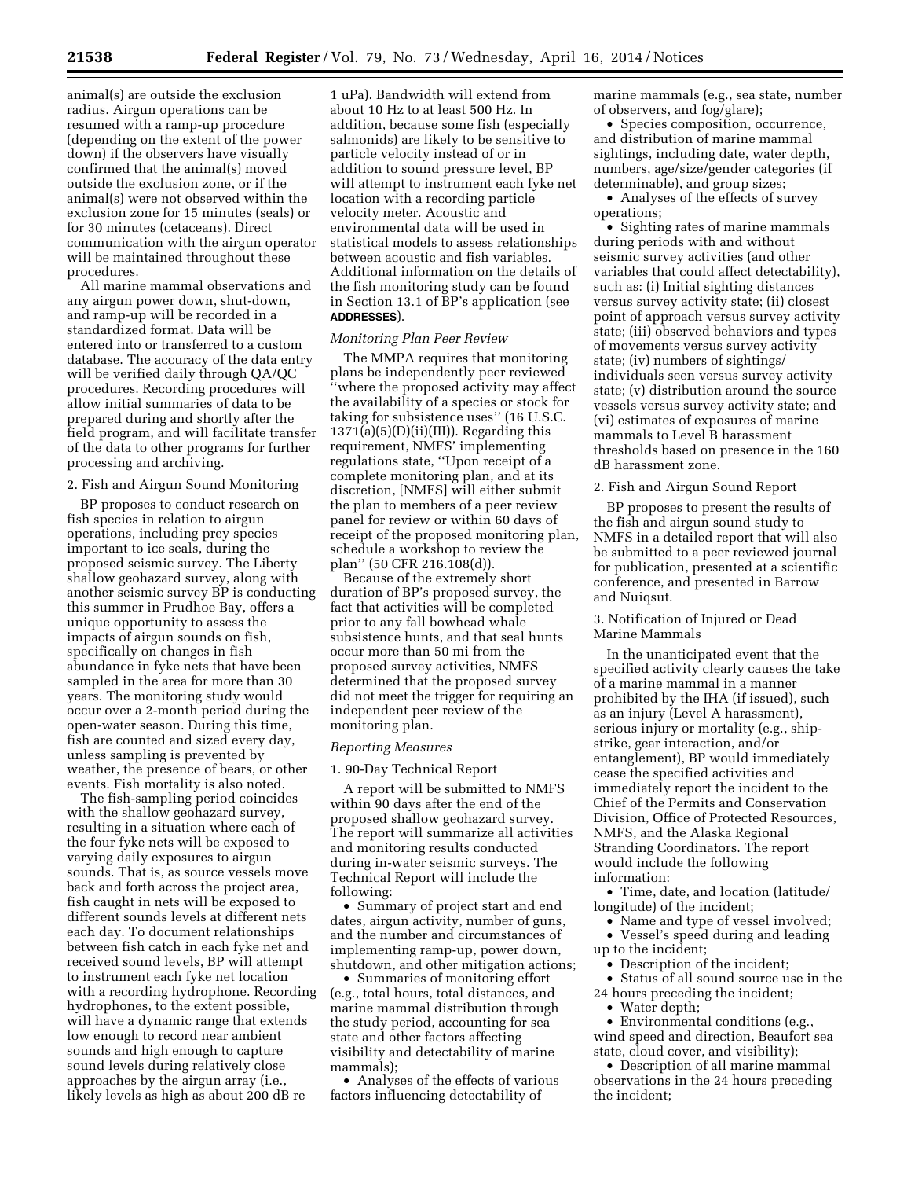animal(s) are outside the exclusion radius. Airgun operations can be resumed with a ramp-up procedure (depending on the extent of the power down) if the observers have visually confirmed that the animal(s) moved outside the exclusion zone, or if the animal(s) were not observed within the exclusion zone for 15 minutes (seals) or for 30 minutes (cetaceans). Direct communication with the airgun operator will be maintained throughout these procedures.

All marine mammal observations and any airgun power down, shut-down, and ramp-up will be recorded in a standardized format. Data will be entered into or transferred to a custom database. The accuracy of the data entry will be verified daily through QA/QC procedures. Recording procedures will allow initial summaries of data to be prepared during and shortly after the field program, and will facilitate transfer of the data to other programs for further processing and archiving.

2. Fish and Airgun Sound Monitoring

BP proposes to conduct research on fish species in relation to airgun operations, including prey species important to ice seals, during the proposed seismic survey. The Liberty shallow geohazard survey, along with another seismic survey BP is conducting this summer in Prudhoe Bay, offers a unique opportunity to assess the impacts of airgun sounds on fish, specifically on changes in fish abundance in fyke nets that have been sampled in the area for more than 30 years. The monitoring study would occur over a 2-month period during the open-water season. During this time, fish are counted and sized every day, unless sampling is prevented by weather, the presence of bears, or other events. Fish mortality is also noted.

The fish-sampling period coincides with the shallow geohazard survey, resulting in a situation where each of the four fyke nets will be exposed to varying daily exposures to airgun sounds. That is, as source vessels move back and forth across the project area, fish caught in nets will be exposed to different sounds levels at different nets each day. To document relationships between fish catch in each fyke net and received sound levels, BP will attempt to instrument each fyke net location with a recording hydrophone. Recording hydrophones, to the extent possible, will have a dynamic range that extends low enough to record near ambient sounds and high enough to capture sound levels during relatively close approaches by the airgun array (i.e., likely levels as high as about 200 dB re 1 uPa). Bandwidth will extend from about 10 Hz to at least 500 Hz. In addition, because some fish (especially salmonids) are likely to be sensitive to particle velocity instead of or in addition to sound pressure level, BP will attempt to instrument each fyke net location with a recording particle velocity meter. Acoustic and environmental data will be used in statistical models to assess relationships between acoustic and fish variables. Additional information on the details of the fish monitoring study can be found in Section 13.1 of BP's application (see **ADDRESSES**).

*Monitoring Plan Peer Review*

The MMPA requires that monitoring plans be independently peer reviewed "where the proposed activity may affect the availability of a species or stock for taking for subsistence uses" (16 U.S.C. 1371(a)(5)(D)(ii)(III)). Regarding this requirement, NMFS' implementing regulations state, "Upon receipt of a complete monitoring plan, and at its discretion, [NMFS] will either submit the plan to members of a peer review panel for review or within 60 days of receipt of the proposed monitoring plan, schedule a workshop to review the plan" (50 CFR 216.108(d)).

Because of the extremely short duration of BP's proposed survey, the fact that activities will be completed prior to any fall bowhead whale subsistence hunts, and that seal hunts occur more than 50 mi from the proposed survey activities, NMFS determined that the proposed survey did not meet the trigger for requiring an independent peer review of the monitoring plan.

*Reporting Measures*

1. 90-Day Technical Report

A report will be submitted to NMFS within 90 days after the end of the proposed shallow geohazard survey. The report will summarize all activities and monitoring results conducted during in-water seismic surveys. The Technical Report will include the following:

- Summary of project start and end dates, airgun activity, number of guns, and the number and circumstances of implementing ramp-up, power down, shutdown, and other mitigation actions;
- Summaries of monitoring effort (e.g., total hours, total distances, and marine mammal distribution through the study period, accounting for sea state and other factors affecting visibility and detectability of marine mammals);
- Analyses of the effects of various factors influencing detectability of marine mammals (e.g., sea state, number of observers, and fog/glare);
- Species composition, occurrence, and distribution of marine mammal sightings, including date, water depth, numbers, age/size/gender categories (if determinable), and group sizes;
- Analyses of the effects of survey operations;
- Sighting rates of marine mammals during periods with and without seismic survey activities (and other variables that could affect detectability), such as: (i) Initial sighting distances versus survey activity state; (ii) closest point of approach versus survey activity state; (iii) observed behaviors and types of movements versus survey activity state; (iv) numbers of sightings/individuals seen versus survey activity state; (v) distribution around the source vessels versus survey activity state; and (vi) estimates of exposures of marine mammals to Level B harassment thresholds based on presence in the 160 dB harassment zone.

2. Fish and Airgun Sound Report

BP proposes to present the results of the fish and airgun sound study to NMFS in a detailed report that will also be submitted to a peer reviewed journal for publication, presented at a scientific conference, and presented in Barrow and Nuiqsut.

3. Notification of Injured or Dead Marine Mammals

In the unanticipated event that the specified activity clearly causes the take of a marine mammal in a manner prohibited by the IHA (if issued), such as an injury (Level A harassment), serious injury or mortality (e.g., ship-strike, gear interaction, and/or entanglement), BP would immediately cease the specified activities and immediately report the incident to the Chief of the Permits and Conservation Division, Office of Protected Resources, NMFS, and the Alaska Regional Stranding Coordinators. The report would include the following information:

- Time, date, and location (latitude/longitude) of the incident;
- Name and type of vessel involved;
- Vessel's speed during and leading up to the incident;
- Description of the incident;
- Status of all sound source use in the 24 hours preceding the incident;
- Water depth;
- Environmental conditions (e.g., wind speed and direction, Beaufort sea state, cloud cover, and visibility);
- Description of all marine mammal observations in the 24 hours preceding the incident;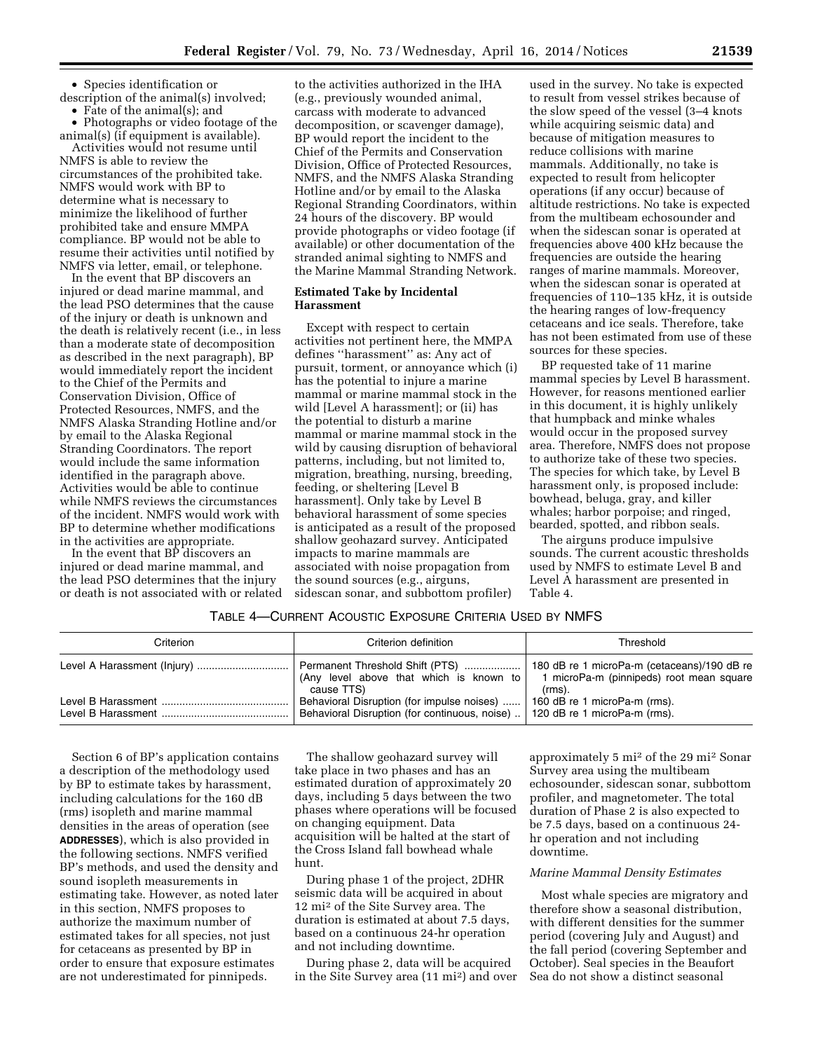- Species identification or description of the animal(s) involved;
- Fate of the animal(s); and
- Photographs or video footage of the animal(s) (if equipment is available).

Activities would not resume until NMFS is able to review the circumstances of the prohibited take. NMFS would work with BP to determine what is necessary to minimize the likelihood of further prohibited take and ensure MMPA compliance. BP would not be able to resume their activities until notified by NMFS via letter, email, or telephone.

In the event that BP discovers an injured or dead marine mammal, and the lead PSO determines that the cause of the injury or death is unknown and the death is relatively recent (i.e., in less than a moderate state of decomposition as described in the next paragraph), BP would immediately report the incident to the Chief of the Permits and Conservation Division, Office of Protected Resources, NMFS, and the NMFS Alaska Stranding Hotline and/or by email to the Alaska Regional Stranding Coordinators. The report would include the same information identified in the paragraph above. Activities would be able to continue while NMFS reviews the circumstances of the incident. NMFS would work with BP to determine whether modifications in the activities are appropriate.

In the event that BP discovers an injured or dead marine mammal, and the lead PSO determines that the injury or death is not associated with or related to the activities authorized in the IHA (e.g., previously wounded animal, carcass with moderate to advanced decomposition, or scavenger damage), BP would report the incident to the Chief of the Permits and Conservation Division, Office of Protected Resources, NMFS, and the NMFS Alaska Stranding Hotline and/or by email to the Alaska Regional Stranding Coordinators, within 24 hours of the discovery. BP would provide photographs or video footage (if available) or other documentation of the stranded animal sighting to NMFS and the Marine Mammal Stranding Network.

**Estimated Take by Incidental Harassment**

Except with respect to certain activities not pertinent here, the MMPA defines ''harassment'' as: Any act of pursuit, torment, or annoyance which (i) has the potential to injure a marine mammal or marine mammal stock in the wild [Level A harassment]; or (ii) has the potential to disturb a marine mammal or marine mammal stock in the wild by causing disruption of behavioral patterns, including, but not limited to, migration, breathing, nursing, breeding, feeding, or sheltering [Level B harassment]. Only take by Level B behavioral harassment of some species is anticipated as a result of the proposed shallow geohazard survey. Anticipated impacts to marine mammals are associated with noise propagation from the sound sources (e.g., airguns, sidescan sonar, and subbottom profiler) used in the survey. No take is expected to result from vessel strikes because of the slow speed of the vessel (3–4 knots while acquiring seismic data) and because of mitigation measures to reduce collisions with marine mammals. Additionally, no take is expected to result from helicopter operations (if any occur) because of altitude restrictions. No take is expected from the multibeam echosounder and when the sidescan sonar is operated at frequencies above 400 kHz because the frequencies are outside the hearing ranges of marine mammals. Moreover, when the sidescan sonar is operated at frequencies of 110–135 kHz, it is outside the hearing ranges of low-frequency cetaceans and ice seals. Therefore, take has not been estimated from use of these sources for these species.

BP requested take of 11 marine mammal species by Level B harassment. However, for reasons mentioned earlier in this document, it is highly unlikely that humpback and minke whales would occur in the proposed survey area. Therefore, NMFS does not propose to authorize take of these two species. The species for which take, by Level B harassment only, is proposed include: bowhead, beluga, gray, and killer whales; harbor porpoise; and ringed, bearded, spotted, and ribbon seals.

The airguns produce impulsive sounds. The current acoustic thresholds used by NMFS to estimate Level B and Level A harassment are presented in Table 4.

TABLE 4—CURRENT ACOUSTIC EXPOSURE CRITERIA USED BY NMFS

| Criterion | Criterion definition | Threshold |
|---|---|---|
| Level A Harassment (Injury) | Permanent Threshold Shift (PTS) (Any level above that which is known to cause TTS) | 180 dB re 1 microPa-m (cetaceans)/190 dB re 1 microPa-m (pinnipeds) root mean square (rms). |
| Level B Harassment | Behavioral Disruption (for impulse noises) | 160 dB re 1 microPa-m (rms). |
| Level B Harassment | Behavioral Disruption (for continuous, noise) | 120 dB re 1 microPa-m (rms). |

Section 6 of BP's application contains a description of the methodology used by BP to estimate takes by harassment, including calculations for the 160 dB (rms) isopleth and marine mammal densities in the areas of operation (see **ADDRESSES**), which is also provided in the following sections. NMFS verified BP's methods, and used the density and sound isopleth measurements in estimating take. However, as noted later in this section, NMFS proposes to authorize the maximum number of estimated takes for all species, not just for cetaceans as presented by BP in order to ensure that exposure estimates are not underestimated for pinnipeds.

The shallow geohazard survey will take place in two phases and has an estimated duration of approximately 20 days, including 5 days between the two phases where operations will be focused on changing equipment. Data acquisition will be halted at the start of the Cross Island fall bowhead whale hunt.

During phase 1 of the project, 2DHR seismic data will be acquired in about 12 mi$^2$ of the Site Survey area. The duration is estimated at about 7.5 days, based on a continuous 24-hr operation and not including downtime.

During phase 2, data will be acquired in the Site Survey area (11 mi$^2$) and over approximately 5 mi$^2$ of the 29 mi$^2$ Sonar Survey area using the multibeam echosounder, sidescan sonar, subbottom profiler, and magnetometer. The total duration of Phase 2 is also expected to be 7.5 days, based on a continuous 24-hr operation and not including downtime.

*Marine Mammal Density Estimates*

Most whale species are migratory and therefore show a seasonal distribution, with different densities for the summer period (covering July and August) and the fall period (covering September and October). Seal species in the Beaufort Sea do not show a distinct seasonal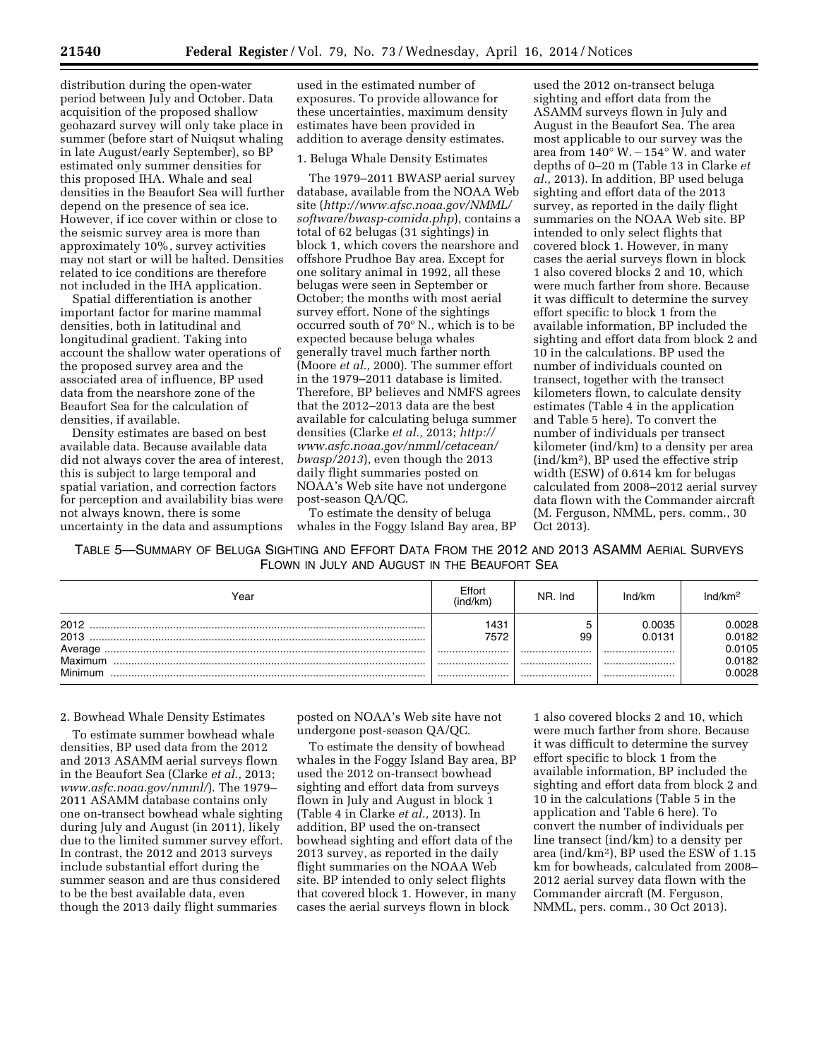distribution during the open-water period between July and October. Data acquisition of the proposed shallow geohazard survey will only take place in summer (before start of Nuiqsut whaling in late August/early September), so BP estimated only summer densities for this proposed IHA. Whale and seal densities in the Beaufort Sea will further depend on the presence of sea ice. However, if ice cover within or close to the seismic survey area is more than approximately 10%, survey activities may not start or will be halted. Densities related to ice conditions are therefore not included in the IHA application.

Spatial differentiation is another important factor for marine mammal densities, both in latitudinal and longitudinal gradient. Taking into account the shallow water operations of the proposed survey area and the associated area of influence, BP used data from the nearshore zone of the Beaufort Sea for the calculation of densities, if available.

Density estimates are based on best available data. Because available data did not always cover the area of interest, this is subject to large temporal and spatial variation, and correction factors for perception and availability bias were not always known, there is some uncertainty in the data and assumptions used in the estimated number of exposures. To provide allowance for these uncertainties, maximum density estimates have been provided in addition to average density estimates.

1. Beluga Whale Density Estimates

The 1979–2011 BWASP aerial survey database, available from the NOAA Web site (*http://www.afsc.noaa.gov/NMML/software/bwasp-comida.php*), contains a total of 62 belugas (31 sightings) in block 1, which covers the nearshore and offshore Prudhoe Bay area. Except for one solitary animal in 1992, all these belugas were seen in September or October; the months with most aerial survey effort. None of the sightings occurred south of 70° N., which is to be expected because beluga whales generally travel much farther north (Moore *et al.,* 2000). The summer effort in the 1979–2011 database is limited. Therefore, BP believes and NMFS agrees that the 2012–2013 data are the best available for calculating beluga summer densities (Clarke *et al.,* 2013; *http://www.asfc.noaa.gov/nmml/cetacean/bwasp/2013*), even though the 2013 daily flight summaries posted on NOAA's Web site have not undergone post-season QA/QC.

To estimate the density of beluga whales in the Foggy Island Bay area, BP used the 2012 on-transect beluga sighting and effort data from the ASAMM surveys flown in July and August in the Beaufort Sea. The area most applicable to our survey was the area from 140° W. − 154° W. and water depths of 0–20 m (Table 13 in Clarke *et al.,* 2013). In addition, BP used beluga sighting and effort data of the 2013 survey, as reported in the daily flight summaries on the NOAA Web site. BP intended to only select flights that covered block 1. However, in many cases the aerial surveys flown in block 1 also covered blocks 2 and 10, which were much farther from shore. Because it was difficult to determine the survey effort specific to block 1 from the available information, BP included the sighting and effort data from block 2 and 10 in the calculations. BP used the number of individuals counted on transect, together with the transect kilometers flown, to calculate density estimates (Table 4 in the application and Table 5 here). To convert the number of individuals per transect kilometer (ind/km) to a density per area (ind/km²), BP used the effective strip width (ESW) of 0.614 km for belugas calculated from 2008–2012 aerial survey data flown with the Commander aircraft (M. Ferguson, NMML, pers. comm., 30 Oct 2013).

TABLE 5—SUMMARY OF BELUGA SIGHTING AND EFFORT DATA FROM THE 2012 AND 2013 ASAMM AERIAL SURVEYS FLOWN IN JULY AND AUGUST IN THE BEAUFORT SEA

| Year | Effort (ind/km) | NR. Ind | Ind/km | Ind/km² |
|---|---|---|---|---|
| 2012 | 1431 | 5 | 0.0035 | 0.0028 |
| 2013 | 7572 | 99 | 0.0131 | 0.0182 |
| Average | | | | 0.0105 |
| Maximum | | | | 0.0182 |
| Minimum | | | | 0.0028 |

2. Bowhead Whale Density Estimates

To estimate summer bowhead whale densities, BP used data from the 2012 and 2013 ASAMM aerial surveys flown in the Beaufort Sea (Clarke *et al.,* 2013; *www.asfc.noaa.gov/nmml/*). The 1979–2011 ASAMM database contains only one on-transect bowhead whale sighting during July and August (in 2011), likely due to the limited summer survey effort. In contrast, the 2012 and 2013 surveys include substantial effort during the summer season and are thus considered to be the best available data, even though the 2013 daily flight summaries posted on NOAA's Web site have not undergone post-season QA/QC.

To estimate the density of bowhead whales in the Foggy Island Bay area, BP used the 2012 on-transect bowhead sighting and effort data from surveys flown in July and August in block 1 (Table 4 in Clarke *et al.,* 2013). In addition, BP used the on-transect bowhead sighting and effort data of the 2013 survey, as reported in the daily flight summaries on the NOAA Web site. BP intended to only select flights that covered block 1. However, in many cases the aerial surveys flown in block 1 also covered blocks 2 and 10, which were much farther from shore. Because it was difficult to determine the survey effort specific to block 1 from the available information, BP included the sighting and effort data from block 2 and 10 in the calculations (Table 5 in the application and Table 6 here). To convert the number of individuals per line transect (ind/km) to a density per area (ind/km²), BP used the ESW of 1.15 km for bowheads, calculated from 2008–2012 aerial survey data flown with the Commander aircraft (M. Ferguson, NMML, pers. comm., 30 Oct 2013).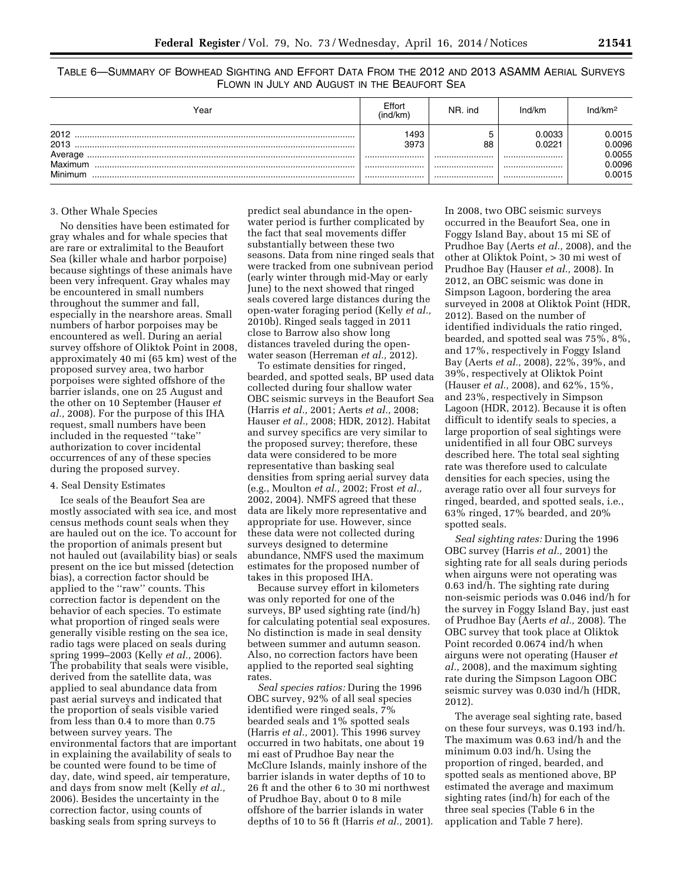TABLE 6—SUMMARY OF BOWHEAD SIGHTING AND EFFORT DATA FROM THE 2012 AND 2013 ASAMM AERIAL SURVEYS FLOWN IN JULY AND AUGUST IN THE BEAUFORT SEA

| Year | Effort (ind/km) | NR. ind | Ind/km | Ind/km$^2$ |
|---|---|---|---|---|
| 2012 | 1493 | 5 | 0.0033 | 0.0015 |
| 2013 | 3973 | 88 | 0.0221 | 0.0096 |
| Average | | | | 0.0055 |
| Maximum | | | | 0.0096 |
| Minimum | | | | 0.0015 |

3. Other Whale Species

No densities have been estimated for gray whales and for whale species that are rare or extralimital to the Beaufort Sea (killer whale and harbor porpoise) because sightings of these animals have been very infrequent. Gray whales may be encountered in small numbers throughout the summer and fall, especially in the nearshore areas. Small numbers of harbor porpoises may be encountered as well. During an aerial survey offshore of Oliktok Point in 2008, approximately 40 mi (65 km) west of the proposed survey area, two harbor porpoises were sighted offshore of the barrier islands, one on 25 August and the other on 10 September (Hauser *et al.,* 2008). For the purpose of this IHA request, small numbers have been included in the requested ''take'' authorization to cover incidental occurrences of any of these species during the proposed survey.

4. Seal Density Estimates

Ice seals of the Beaufort Sea are mostly associated with sea ice, and most census methods count seals when they are hauled out on the ice. To account for the proportion of animals present but not hauled out (availability bias) or seals present on the ice but missed (detection bias), a correction factor should be applied to the ''raw'' counts. This correction factor is dependent on the behavior of each species. To estimate what proportion of ringed seals were generally visible resting on the sea ice, radio tags were placed on seals during spring 1999–2003 (Kelly *et al.,* 2006). The probability that seals were visible, derived from the satellite data, was applied to seal abundance data from past aerial surveys and indicated that the proportion of seals visible varied from less than 0.4 to more than 0.75 between survey years. The environmental factors that are important in explaining the availability of seals to be counted were found to be time of day, date, wind speed, air temperature, and days from snow melt (Kelly *et al.,* 2006). Besides the uncertainty in the correction factor, using counts of basking seals from spring surveys to predict seal abundance in the open-water period is further complicated by the fact that seal movements differ substantially between these two seasons. Data from nine ringed seals that were tracked from one subnivean period (early winter through mid-May or early June) to the next showed that ringed seals covered large distances during the open-water foraging period (Kelly *et al.,* 2010b). Ringed seals tagged in 2011 close to Barrow also show long distances traveled during the open-water season (Herreman *et al.,* 2012).

To estimate densities for ringed, bearded, and spotted seals, BP used data collected during four shallow water OBC seismic surveys in the Beaufort Sea (Harris *et al.,* 2001; Aerts *et al.,* 2008; Hauser *et al.,* 2008; HDR, 2012). Habitat and survey specifics are very similar to the proposed survey; therefore, these data were considered to be more representative than basking seal densities from spring aerial survey data (e.g., Moulton *et al.,* 2002; Frost *et al.,* 2002, 2004). NMFS agreed that these data are likely more representative and appropriate for use. However, since these data were not collected during surveys designed to determine abundance, NMFS used the maximum estimates for the proposed number of takes in this proposed IHA.

Because survey effort in kilometers was only reported for one of the surveys, BP used sighting rate (ind/h) for calculating potential seal exposures. No distinction is made in seal density between summer and autumn season. Also, no correction factors have been applied to the reported seal sighting rates.

*Seal species ratios:* During the 1996 OBC survey, 92% of all seal species identified were ringed seals, 7% bearded seals and 1% spotted seals (Harris *et al.,* 2001). This 1996 survey occurred in two habitats, one about 19 mi east of Prudhoe Bay near the McClure Islands, mainly inshore of the barrier islands in water depths of 10 to 26 ft and the other 6 to 30 mi northwest of Prudhoe Bay, about 0 to 8 mile offshore of the barrier islands in water depths of 10 to 56 ft (Harris *et al.,* 2001). In 2008, two OBC seismic surveys occurred in the Beaufort Sea, one in Foggy Island Bay, about 15 mi SE of Prudhoe Bay (Aerts *et al.,* 2008), and the other at Oliktok Point, > 30 mi west of Prudhoe Bay (Hauser *et al.,* 2008). In 2012, an OBC seismic was done in Simpson Lagoon, bordering the area surveyed in 2008 at Oliktok Point (HDR, 2012). Based on the number of identified individuals the ratio ringed, bearded, and spotted seal was 75%, 8%, and 17%, respectively in Foggy Island Bay (Aerts *et al.,* 2008), 22%, 39%, and 39%, respectively at Oliktok Point (Hauser *et al.,* 2008), and 62%, 15%, and 23%, respectively in Simpson Lagoon (HDR, 2012). Because it is often difficult to identify seals to species, a large proportion of seal sightings were unidentified in all four OBC surveys described here. The total seal sighting rate was therefore used to calculate densities for each species, using the average ratio over all four surveys for ringed, bearded, and spotted seals, i.e., 63% ringed, 17% bearded, and 20% spotted seals.

*Seal sighting rates:* During the 1996 OBC survey (Harris *et al.,* 2001) the sighting rate for all seals during periods when airguns were not operating was 0.63 ind/h. The sighting rate during non-seismic periods was 0.046 ind/h for the survey in Foggy Island Bay, just east of Prudhoe Bay (Aerts *et al.,* 2008). The OBC survey that took place at Oliktok Point recorded 0.0674 ind/h when airguns were not operating (Hauser *et al.,* 2008), and the maximum sighting rate during the Simpson Lagoon OBC seismic survey was 0.030 ind/h (HDR, 2012).

The average seal sighting rate, based on these four surveys, was 0.193 ind/h. The maximum was 0.63 ind/h and the minimum 0.03 ind/h. Using the proportion of ringed, bearded, and spotted seals as mentioned above, BP estimated the average and maximum sighting rates (ind/h) for each of the three seal species (Table 6 in the application and Table 7 here).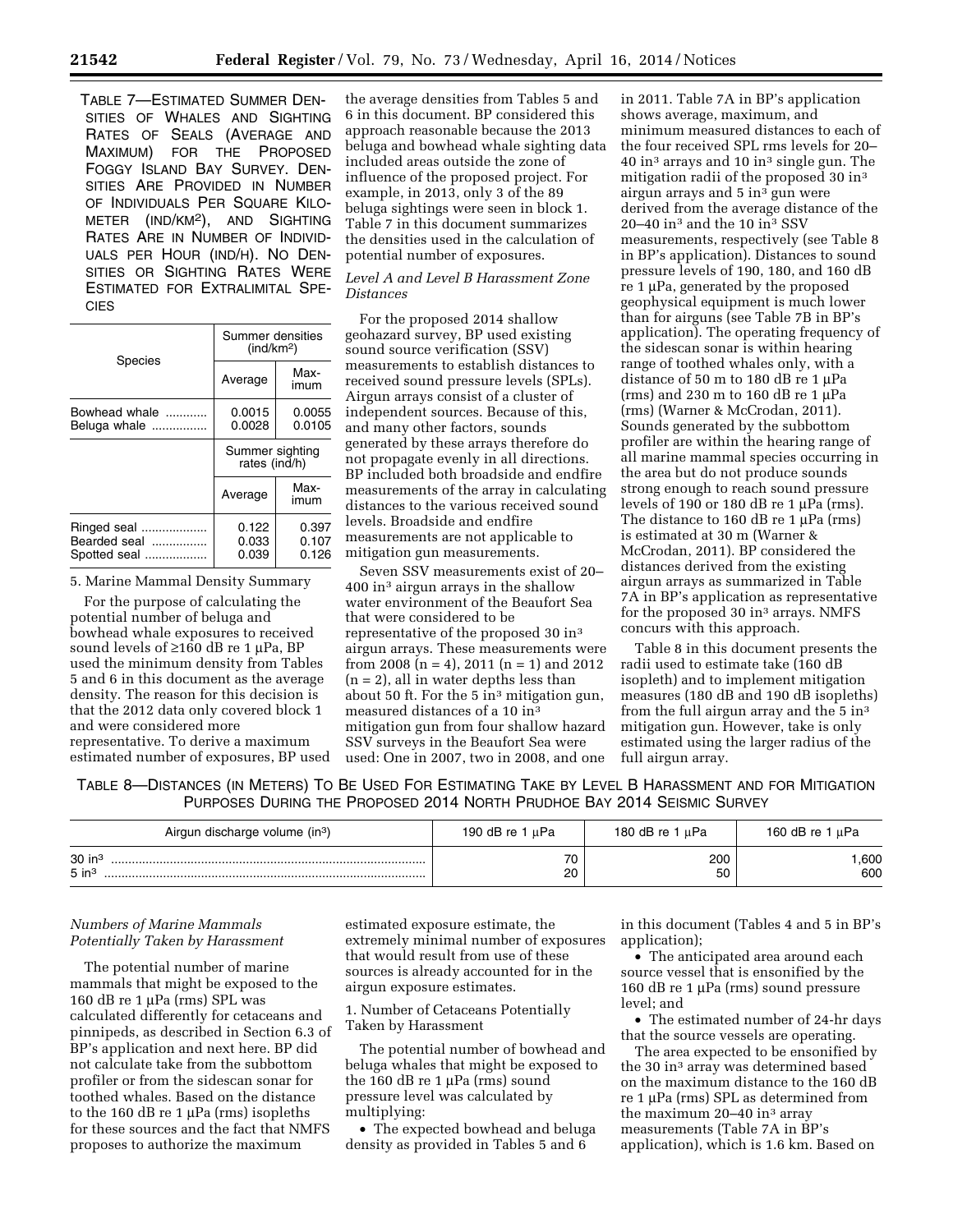TABLE 7—ESTIMATED SUMMER DENSITIES OF WHALES AND SIGHTING RATES OF SEALS (AVERAGE AND MAXIMUM) FOR THE PROPOSED FOGGY ISLAND BAY SURVEY. DENSITIES ARE PROVIDED IN NUMBER OF INDIVIDUALS PER SQUARE KILOMETER (IND/KM²), AND SIGHTING RATES ARE IN NUMBER OF INDIVIDUALS PER HOUR (IND/H). NO DENSITIES OR SIGHTING RATES WERE ESTIMATED FOR EXTRALIMITAL SPECIES

| Species | Summer densities (ind/km²) | |
|---|---|---|
| | Average | Maximum |
| Bowhead whale | 0.0015 | 0.0055 |
| Beluga whale | 0.0028 | 0.0105 |
| | Summer sighting rates (ind/h) | |
| | Average | Maximum |
| Ringed seal | 0.122 | 0.397 |
| Bearded seal | 0.033 | 0.107 |
| Spotted seal | 0.039 | 0.126 |

5. Marine Mammal Density Summary

For the purpose of calculating the potential number of beluga and bowhead whale exposures to received sound levels of ≥160 dB re 1 μPa, BP used the minimum density from Tables 5 and 6 in this document as the average density. The reason for this decision is that the 2012 data only covered block 1 and were considered more representative. To derive a maximum estimated number of exposures, BP used the average densities from Tables 5 and 6 in this document. BP considered this approach reasonable because the 2013 beluga and bowhead whale sighting data included areas outside the zone of influence of the proposed project. For example, in 2013, only 3 of the 89 beluga sightings were seen in block 1. Table 7 in this document summarizes the densities used in the calculation of potential number of exposures.

*Level A and Level B Harassment Zone Distances*

For the proposed 2014 shallow geohazard survey, BP used existing sound source verification (SSV) measurements to establish distances to received sound pressure levels (SPLs). Airgun arrays consist of a cluster of independent sources. Because of this, and many other factors, sounds generated by these arrays therefore do not propagate evenly in all directions. BP included both broadside and endfire measurements of the array in calculating distances to the various received sound levels. Broadside and endfire measurements are not applicable to mitigation gun measurements.

Seven SSV measurements exist of 20–400 in³ airgun arrays in the shallow water environment of the Beaufort Sea that were considered to be representative of the proposed 30 in³ airgun arrays. These measurements were from 2008 (n = 4), 2011 (n = 1) and 2012 (n = 2), all in water depths less than about 50 ft. For the 5 in³ mitigation gun, measured distances of a 10 in³ mitigation gun from four shallow hazard SSV surveys in the Beaufort Sea were used: One in 2007, two in 2008, and one in 2011. Table 7A in BP's application shows average, maximum, and minimum measured distances to each of the four received SPL rms levels for 20–40 in³ arrays and 10 in³ single gun. The mitigation radii of the proposed 30 in³ airgun arrays and 5 in³ gun were derived from the average distance of the 20–40 in³ and the 10 in³ SSV measurements, respectively (see Table 8 in BP's application). Distances to sound pressure levels of 190, 180, and 160 dB re 1 μPa, generated by the proposed geophysical equipment is much lower than for airguns (see Table 7B in BP's application). The operating frequency of the sidescan sonar is within hearing range of toothed whales only, with a distance of 50 m to 180 dB re 1 μPa (rms) and 230 m to 160 dB re 1 μPa (rms) (Warner & McCrodan, 2011). Sounds generated by the subbottom profiler are within the hearing range of all marine mammal species occurring in the area but do not produce sounds strong enough to reach sound pressure levels of 190 or 180 dB re 1 μPa (rms). The distance to 160 dB re 1 μPa (rms) is estimated at 30 m (Warner & McCrodan, 2011). BP considered the distances derived from the existing airgun arrays as summarized in Table 7A in BP's application as representative for the proposed 30 in³ arrays. NMFS concurs with this approach.

Table 8 in this document presents the radii used to estimate take (160 dB isopleth) and to implement mitigation measures (180 dB and 190 dB isopleths) from the full airgun array and the 5 in³ mitigation gun. However, take is only estimated using the larger radius of the full airgun array.

TABLE 8—DISTANCES (IN METERS) TO BE USED FOR ESTIMATING TAKE BY LEVEL B HARASSMENT AND FOR MITIGATION PURPOSES DURING THE PROPOSED 2014 NORTH PRUDHOE BAY 2014 SEISMIC SURVEY

| Airgun discharge volume (in³) | 190 dB re 1 μPa | 180 dB re 1 μPa | 160 dB re 1 μPa |
|---|---|---|---|
| 30 in³ | 70 | 200 | 1,600 |
| 5 in³ | 20 | 50 | 600 |

*Numbers of Marine Mammals Potentially Taken by Harassment*

The potential number of marine mammals that might be exposed to the 160 dB re 1 μPa (rms) SPL was calculated differently for cetaceans and pinnipeds, as described in Section 6.3 of BP's application and next here. BP did not calculate take from the subbottom profiler or from the sidescan sonar for toothed whales. Based on the distance to the 160 dB re 1 μPa (rms) isopleths for these sources and the fact that NMFS proposes to authorize the maximum estimated exposure estimate, the extremely minimal number of exposures that would result from use of these sources is already accounted for in the airgun exposure estimates.

1. Number of Cetaceans Potentially Taken by Harassment

The potential number of bowhead and beluga whales that might be exposed to the 160 dB re 1 μPa (rms) sound pressure level was calculated by multiplying:

- The expected bowhead and beluga density as provided in Tables 5 and 6 in this document (Tables 4 and 5 in BP's application);
- The anticipated area around each source vessel that is ensonified by the 160 dB re 1 μPa (rms) sound pressure level; and
- The estimated number of 24-hr days that the source vessels are operating.

The area expected to be ensonified by the 30 in³ array was determined based on the maximum distance to the 160 dB re 1 μPa (rms) SPL as determined from the maximum 20–40 in³ array measurements (Table 7A in BP's application), which is 1.6 km. Based on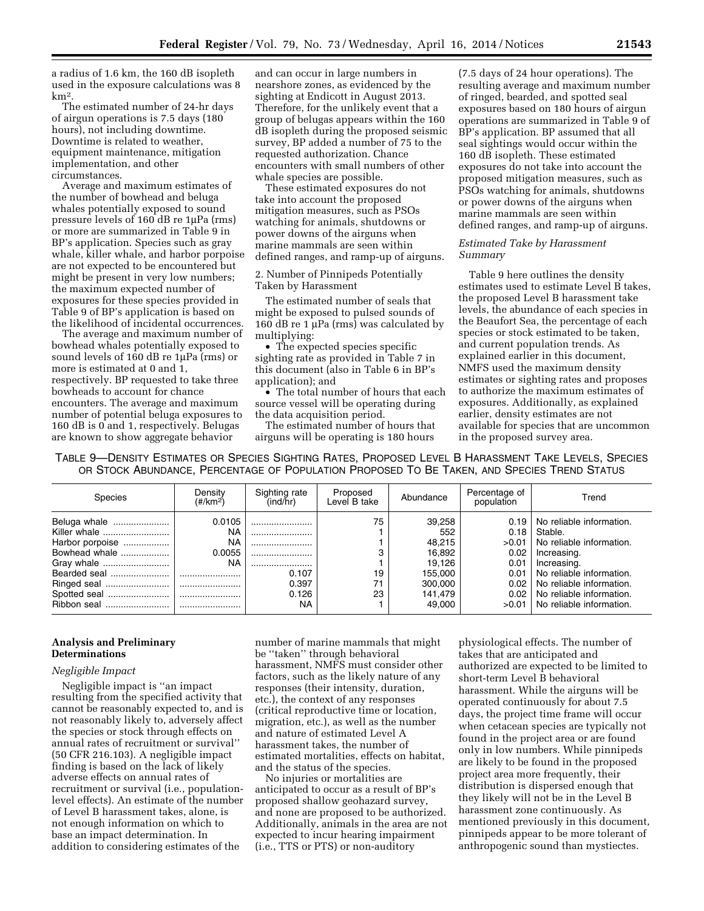a radius of 1.6 km, the 160 dB isopleth used in the exposure calculations was 8 km$^2$.

The estimated number of 24-hr days of airgun operations is 7.5 days (180 hours), not including downtime. Downtime is related to weather, equipment maintenance, mitigation implementation, and other circumstances.

Average and maximum estimates of the number of bowhead and beluga whales potentially exposed to sound pressure levels of 160 dB re 1μPa (rms) or more are summarized in Table 9 in BP's application. Species such as gray whale, killer whale, and harbor porpoise are not expected to be encountered but might be present in very low numbers; the maximum expected number of exposures for these species provided in Table 9 of BP's application is based on the likelihood of incidental occurrences.

The average and maximum number of bowhead whales potentially exposed to sound levels of 160 dB re 1μPa (rms) or more is estimated at 0 and 1, respectively. BP requested to take three bowheads to account for chance encounters. The average and maximum number of potential beluga exposures to 160 dB is 0 and 1, respectively. Belugas are known to show aggregate behavior and can occur in large numbers in nearshore zones, as evidenced by the sighting at Endicott in August 2013. Therefore, for the unlikely event that a group of belugas appears within the 160 dB isopleth during the proposed seismic survey, BP added a number of 75 to the requested authorization. Chance encounters with small numbers of other whale species are possible.

These estimated exposures do not take into account the proposed mitigation measures, such as PSOs watching for animals, shutdowns or power downs of the airguns when marine mammals are seen within defined ranges, and ramp-up of airguns.

2. Number of Pinnipeds Potentially Taken by Harassment

The estimated number of seals that might be exposed to pulsed sounds of 160 dB re 1 μPa (rms) was calculated by multiplying:

- The expected species specific sighting rate as provided in Table 7 in this document (also in Table 6 in BP's application); and
- The total number of hours that each source vessel will be operating during the data acquisition period.

The estimated number of hours that airguns will be operating is 180 hours (7.5 days of 24 hour operations). The resulting average and maximum number of ringed, bearded, and spotted seal exposures based on 180 hours of airgun operations are summarized in Table 9 of BP's application. BP assumed that all seal sightings would occur within the 160 dB isopleth. These estimated exposures do not take into account the proposed mitigation measures, such as PSOs watching for animals, shutdowns or power downs of the airguns when marine mammals are seen within defined ranges, and ramp-up of airguns.

*Estimated Take by Harassment Summary*

Table 9 here outlines the density estimates used to estimate Level B takes, the proposed Level B harassment take levels, the abundance of each species in the Beaufort Sea, the percentage of each species or stock estimated to be taken, and current population trends. As explained earlier in this document, NMFS used the maximum density estimates or sighting rates and proposes to authorize the maximum estimates of exposures. Additionally, as explained earlier, density estimates are not available for species that are uncommon in the proposed survey area.

TABLE 9—DENSITY ESTIMATES OR SPECIES SIGHTING RATES, PROPOSED LEVEL B HARASSMENT TAKE LEVELS, SPECIES OR STOCK ABUNDANCE, PERCENTAGE OF POPULATION PROPOSED TO BE TAKEN, AND SPECIES TREND STATUS

| Species | Density (#/km$^2$) | Sighting rate (ind/hr) | Proposed Level B take | Abundance | Percentage of population | Trend |
|---|---|---|---|---|---|---|
| Beluga whale | 0.0105 | | 75 | 39,258 | 0.19 | No reliable information. |
| Killer whale | NA | | 1 | 552 | 0.18 | Stable. |
| Harbor porpoise | NA | | 1 | 48,215 | >0.01 | No reliable information. |
| Bowhead whale | 0.0055 | | 3 | 16,892 | 0.02 | Increasing. |
| Gray whale | NA | | 1 | 19,126 | 0.01 | Increasing. |
| Bearded seal | | 0.107 | 19 | 155,000 | 0.01 | No reliable information. |
| Ringed seal | | 0.397 | 71 | 300,000 | 0.02 | No reliable information. |
| Spotted seal | | 0.126 | 23 | 141,479 | 0.02 | No reliable information. |
| Ribbon seal | | NA | 1 | 49,000 | >0.01 | No reliable information. |

## Analysis and Preliminary Determinations

*Negligible Impact*

Negligible impact is ''an impact resulting from the specified activity that cannot be reasonably expected to, and is not reasonably likely to, adversely affect the species or stock through effects on annual rates of recruitment or survival'' (50 CFR 216.103). A negligible impact finding is based on the lack of likely adverse effects on annual rates of recruitment or survival (i.e., population-level effects). An estimate of the number of Level B harassment takes, alone, is not enough information on which to base an impact determination. In addition to considering estimates of the number of marine mammals that might be ''taken'' through behavioral harassment, NMFS must consider other factors, such as the likely nature of any responses (their intensity, duration, etc.), the context of any responses (critical reproductive time or location, migration, etc.), as well as the number and nature of estimated Level A harassment takes, the number of estimated mortalities, effects on habitat, and the status of the species.

No injuries or mortalities are anticipated to occur as a result of BP's proposed shallow geohazard survey, and none are proposed to be authorized. Additionally, animals in the area are not expected to incur hearing impairment (i.e., TTS or PTS) or non-auditory physiological effects. The number of takes that are anticipated and authorized are expected to be limited to short-term Level B behavioral harassment. While the airguns will be operated continuously for about 7.5 days, the project time frame will occur when cetacean species are typically not found in the project area or are found only in low numbers. While pinnipeds are likely to be found in the proposed project area more frequently, their distribution is dispersed enough that they likely will not be in the Level B harassment zone continuously. As mentioned previously in this document, pinnipeds appear to be more tolerant of anthropogenic sound than mystiectes.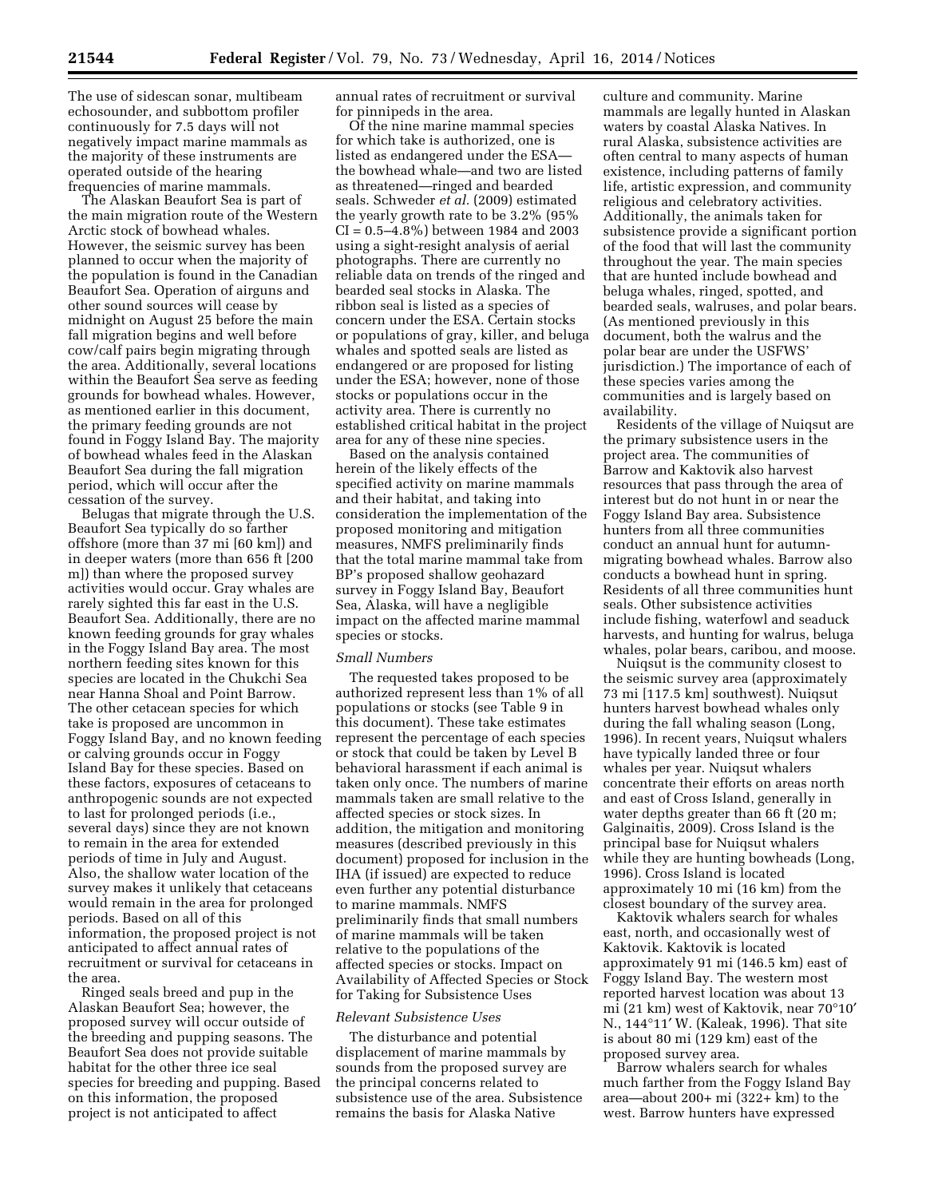The use of sidescan sonar, multibeam echosounder, and subbottom profiler continuously for 7.5 days will not negatively impact marine mammals as the majority of these instruments are operated outside of the hearing frequencies of marine mammals.

The Alaskan Beaufort Sea is part of the main migration route of the Western Arctic stock of bowhead whales. However, the seismic survey has been planned to occur when the majority of the population is found in the Canadian Beaufort Sea. Operation of airguns and other sound sources will cease by midnight on August 25 before the main fall migration begins and well before cow/calf pairs begin migrating through the area. Additionally, several locations within the Beaufort Sea serve as feeding grounds for bowhead whales. However, as mentioned earlier in this document, the primary feeding grounds are not found in Foggy Island Bay. The majority of bowhead whales feed in the Alaskan Beaufort Sea during the fall migration period, which will occur after the cessation of the survey.

Belugas that migrate through the U.S. Beaufort Sea typically do so farther offshore (more than 37 mi [60 km]) and in deeper waters (more than 656 ft [200 m]) than where the proposed survey activities would occur. Gray whales are rarely sighted this far east in the U.S. Beaufort Sea. Additionally, there are no known feeding grounds for gray whales in the Foggy Island Bay area. The most northern feeding sites known for this species are located in the Chukchi Sea near Hanna Shoal and Point Barrow. The other cetacean species for which take is proposed are uncommon in Foggy Island Bay, and no known feeding or calving grounds occur in Foggy Island Bay for these species. Based on these factors, exposures of cetaceans to anthropogenic sounds are not expected to last for prolonged periods (i.e., several days) since they are not known to remain in the area for extended periods of time in July and August. Also, the shallow water location of the survey makes it unlikely that cetaceans would remain in the area for prolonged periods. Based on all of this information, the proposed project is not anticipated to affect annual rates of recruitment or survival for cetaceans in the area.

Ringed seals breed and pup in the Alaskan Beaufort Sea; however, the proposed survey will occur outside of the breeding and pupping seasons. The Beaufort Sea does not provide suitable habitat for the other three ice seal species for breeding and pupping. Based on this information, the proposed project is not anticipated to affect annual rates of recruitment or survival for pinnipeds in the area.

Of the nine marine mammal species for which take is authorized, one is listed as endangered under the ESA—the bowhead whale—and two are listed as threatened—ringed and bearded seals. Schweder *et al.* (2009) estimated the yearly growth rate to be 3.2% (95% CI = 0.5–4.8%) between 1984 and 2003 using a sight-resight analysis of aerial photographs. There are currently no reliable data on trends of the ringed and bearded seal stocks in Alaska. The ribbon seal is listed as a species of concern under the ESA. Certain stocks or populations of gray, killer, and beluga whales and spotted seals are listed as endangered or are proposed for listing under the ESA; however, none of those stocks or populations occur in the activity area. There is currently no established critical habitat in the project area for any of these nine species.

Based on the analysis contained herein of the likely effects of the specified activity on marine mammals and their habitat, and taking into consideration the implementation of the proposed monitoring and mitigation measures, NMFS preliminarily finds that the total marine mammal take from BP's proposed shallow geohazard survey in Foggy Island Bay, Beaufort Sea, Alaska, will have a negligible impact on the affected marine mammal species or stocks.

*Small Numbers*

The requested takes proposed to be authorized represent less than 1% of all populations or stocks (see Table 9 in this document). These take estimates represent the percentage of each species or stock that could be taken by Level B behavioral harassment if each animal is taken only once. The numbers of marine mammals taken are small relative to the affected species or stock sizes. In addition, the mitigation and monitoring measures (described previously in this document) proposed for inclusion in the IHA (if issued) are expected to reduce even further any potential disturbance to marine mammals. NMFS preliminarily finds that small numbers of marine mammals will be taken relative to the populations of the affected species or stocks. Impact on Availability of Affected Species or Stock for Taking for Subsistence Uses

*Relevant Subsistence Uses*

The disturbance and potential displacement of marine mammals by sounds from the proposed survey are the principal concerns related to subsistence use of the area. Subsistence remains the basis for Alaska Native culture and community. Marine mammals are legally hunted in Alaskan waters by coastal Alaska Natives. In rural Alaska, subsistence activities are often central to many aspects of human existence, including patterns of family life, artistic expression, and community religious and celebratory activities. Additionally, the animals taken for subsistence provide a significant portion of the food that will last the community throughout the year. The main species that are hunted include bowhead and beluga whales, ringed, spotted, and bearded seals, walruses, and polar bears. (As mentioned previously in this document, both the walrus and the polar bear are under the USFWS' jurisdiction.) The importance of each of these species varies among the communities and is largely based on availability.

Residents of the village of Nuiqsut are the primary subsistence users in the project area. The communities of Barrow and Kaktovik also harvest resources that pass through the area of interest but do not hunt in or near the Foggy Island Bay area. Subsistence hunters from all three communities conduct an annual hunt for autumn-migrating bowhead whales. Barrow also conducts a bowhead hunt in spring. Residents of all three communities hunt seals. Other subsistence activities include fishing, waterfowl and seaduck harvests, and hunting for walrus, beluga whales, polar bears, caribou, and moose.

Nuiqsut is the community closest to the seismic survey area (approximately 73 mi [117.5 km] southwest). Nuiqsut hunters harvest bowhead whales only during the fall whaling season (Long, 1996). In recent years, Nuiqsut whalers have typically landed three or four whales per year. Nuiqsut whalers concentrate their efforts on areas north and east of Cross Island, generally in water depths greater than 66 ft (20 m; Galginaitis, 2009). Cross Island is the principal base for Nuiqsut whalers while they are hunting bowheads (Long, 1996). Cross Island is located approximately 10 mi (16 km) from the closest boundary of the survey area.

Kaktovik whalers search for whales east, north, and occasionally west of Kaktovik. Kaktovik is located approximately 91 mi (146.5 km) east of Foggy Island Bay. The western most reported harvest location was about 13 mi (21 km) west of Kaktovik, near 70°10′ N., 144°11′ W. (Kaleak, 1996). That site is about 80 mi (129 km) east of the proposed survey area.

Barrow whalers search for whales much farther from the Foggy Island Bay area—about 200+ mi (322+ km) to the west. Barrow hunters have expressed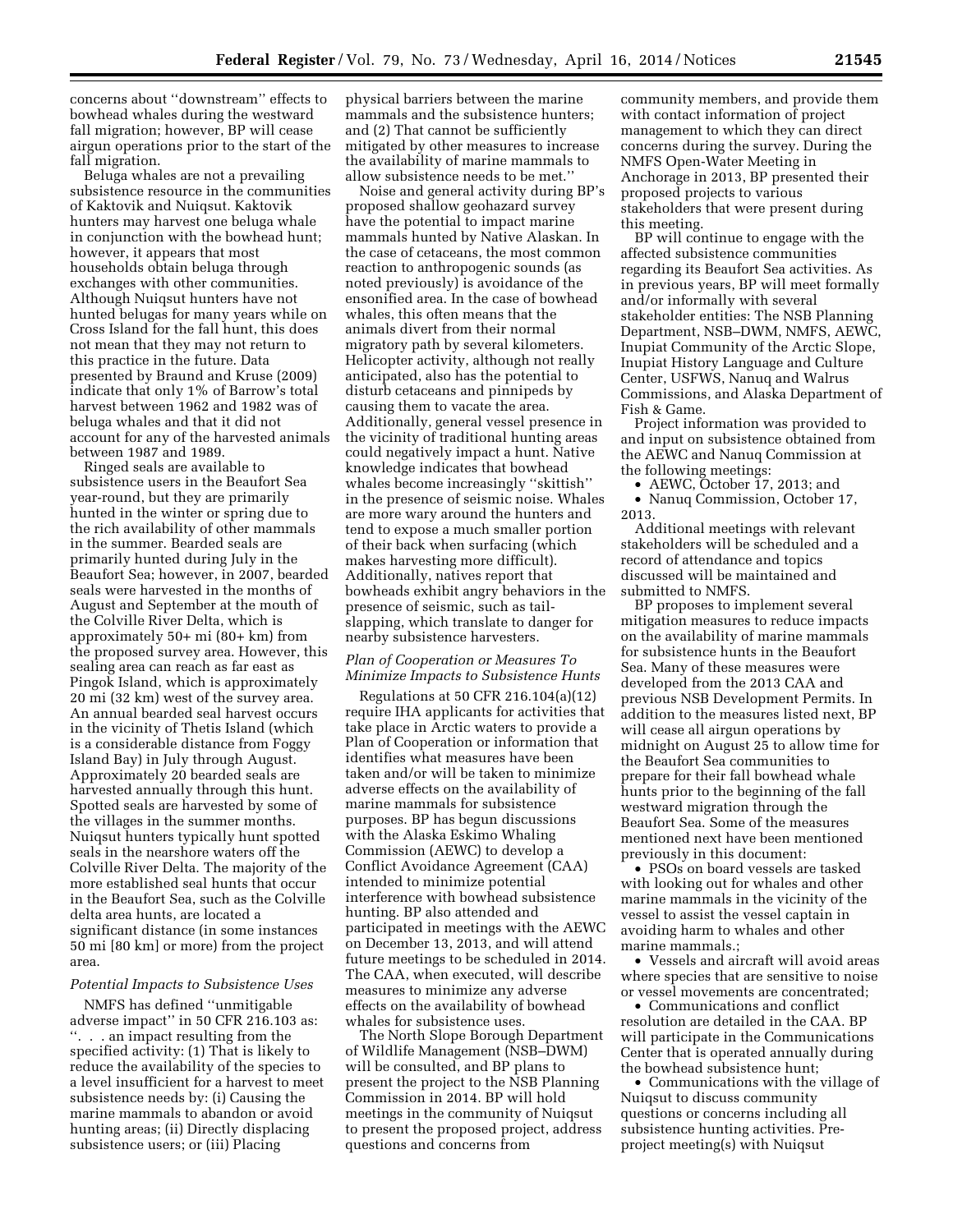concerns about ''downstream'' effects to bowhead whales during the westward fall migration; however, BP will cease airgun operations prior to the start of the fall migration.

Beluga whales are not a prevailing subsistence resource in the communities of Kaktovik and Nuiqsut. Kaktovik hunters may harvest one beluga whale in conjunction with the bowhead hunt; however, it appears that most households obtain beluga through exchanges with other communities. Although Nuiqsut hunters have not hunted belugas for many years while on Cross Island for the fall hunt, this does not mean that they may not return to this practice in the future. Data presented by Braund and Kruse (2009) indicate that only 1% of Barrow's total harvest between 1962 and 1982 was of beluga whales and that it did not account for any of the harvested animals between 1987 and 1989.

Ringed seals are available to subsistence users in the Beaufort Sea year-round, but they are primarily hunted in the winter or spring due to the rich availability of other mammals in the summer. Bearded seals are primarily hunted during July in the Beaufort Sea; however, in 2007, bearded seals were harvested in the months of August and September at the mouth of the Colville River Delta, which is approximately 50+ mi (80+ km) from the proposed survey area. However, this sealing area can reach as far east as Pingok Island, which is approximately 20 mi (32 km) west of the survey area. An annual bearded seal harvest occurs in the vicinity of Thetis Island (which is a considerable distance from Foggy Island Bay) in July through August. Approximately 20 bearded seals are harvested annually through this hunt. Spotted seals are harvested by some of the villages in the summer months. Nuiqsut hunters typically hunt spotted seals in the nearshore waters off the Colville River Delta. The majority of the more established seal hunts that occur in the Beaufort Sea, such as the Colville delta area hunts, are located a significant distance (in some instances 50 mi [80 km] or more) from the project area.

*Potential Impacts to Subsistence Uses*

NMFS has defined ''unmitigable adverse impact'' in 50 CFR 216.103 as: ''. . . an impact resulting from the specified activity: (1) That is likely to reduce the availability of the species to a level insufficient for a harvest to meet subsistence needs by: (i) Causing the marine mammals to abandon or avoid hunting areas; (ii) Directly displacing subsistence users; or (iii) Placing physical barriers between the marine mammals and the subsistence hunters; and (2) That cannot be sufficiently mitigated by other measures to increase the availability of marine mammals to allow subsistence needs to be met.''

Noise and general activity during BP's proposed shallow geohazard survey have the potential to impact marine mammals hunted by Native Alaskan. In the case of cetaceans, the most common reaction to anthropogenic sounds (as noted previously) is avoidance of the ensonified area. In the case of bowhead whales, this often means that the animals divert from their normal migratory path by several kilometers. Helicopter activity, although not really anticipated, also has the potential to disturb cetaceans and pinnipeds by causing them to vacate the area. Additionally, general vessel presence in the vicinity of traditional hunting areas could negatively impact a hunt. Native knowledge indicates that bowhead whales become increasingly ''skittish'' in the presence of seismic noise. Whales are more wary around the hunters and tend to expose a much smaller portion of their back when surfacing (which makes harvesting more difficult). Additionally, natives report that bowheads exhibit angry behaviors in the presence of seismic, such as tail-slapping, which translate to danger for nearby subsistence harvesters.

*Plan of Cooperation or Measures To Minimize Impacts to Subsistence Hunts*

Regulations at 50 CFR 216.104(a)(12) require IHA applicants for activities that take place in Arctic waters to provide a Plan of Cooperation or information that identifies what measures have been taken and/or will be taken to minimize adverse effects on the availability of marine mammals for subsistence purposes. BP has begun discussions with the Alaska Eskimo Whaling Commission (AEWC) to develop a Conflict Avoidance Agreement (CAA) intended to minimize potential interference with bowhead subsistence hunting. BP also attended and participated in meetings with the AEWC on December 13, 2013, and will attend future meetings to be scheduled in 2014. The CAA, when executed, will describe measures to minimize any adverse effects on the availability of bowhead whales for subsistence uses.

The North Slope Borough Department of Wildlife Management (NSB–DWM) will be consulted, and BP plans to present the project to the NSB Planning Commission in 2014. BP will hold meetings in the community of Nuiqsut to present the proposed project, address questions and concerns from community members, and provide them with contact information of project management to which they can direct concerns during the survey. During the NMFS Open-Water Meeting in Anchorage in 2013, BP presented their proposed projects to various stakeholders that were present during this meeting.

BP will continue to engage with the affected subsistence communities regarding its Beaufort Sea activities. As in previous years, BP will meet formally and/or informally with several stakeholder entities: The NSB Planning Department, NSB–DWM, NMFS, AEWC, Inupiat Community of the Arctic Slope, Inupiat History Language and Culture Center, USFWS, Nanuq and Walrus Commissions, and Alaska Department of Fish & Game.

Project information was provided to and input on subsistence obtained from the AEWC and Nanuq Commission at the following meetings:

- AEWC, October 17, 2013; and
- Nanuq Commission, October 17, 2013.

Additional meetings with relevant stakeholders will be scheduled and a record of attendance and topics discussed will be maintained and submitted to NMFS.

BP proposes to implement several mitigation measures to reduce impacts on the availability of marine mammals for subsistence hunts in the Beaufort Sea. Many of these measures were developed from the 2013 CAA and previous NSB Development Permits. In addition to the measures listed next, BP will cease all airgun operations by midnight on August 25 to allow time for the Beaufort Sea communities to prepare for their fall bowhead whale hunts prior to the beginning of the fall westward migration through the Beaufort Sea. Some of the measures mentioned next have been mentioned previously in this document:

- PSOs on board vessels are tasked with looking out for whales and other marine mammals in the vicinity of the vessel to assist the vessel captain in avoiding harm to whales and other marine mammals.;
- Vessels and aircraft will avoid areas where species that are sensitive to noise or vessel movements are concentrated;
- Communications and conflict resolution are detailed in the CAA. BP will participate in the Communications Center that is operated annually during the bowhead subsistence hunt;
- Communications with the village of Nuiqsut to discuss community questions or concerns including all subsistence hunting activities. Pre-project meeting(s) with Nuiqsut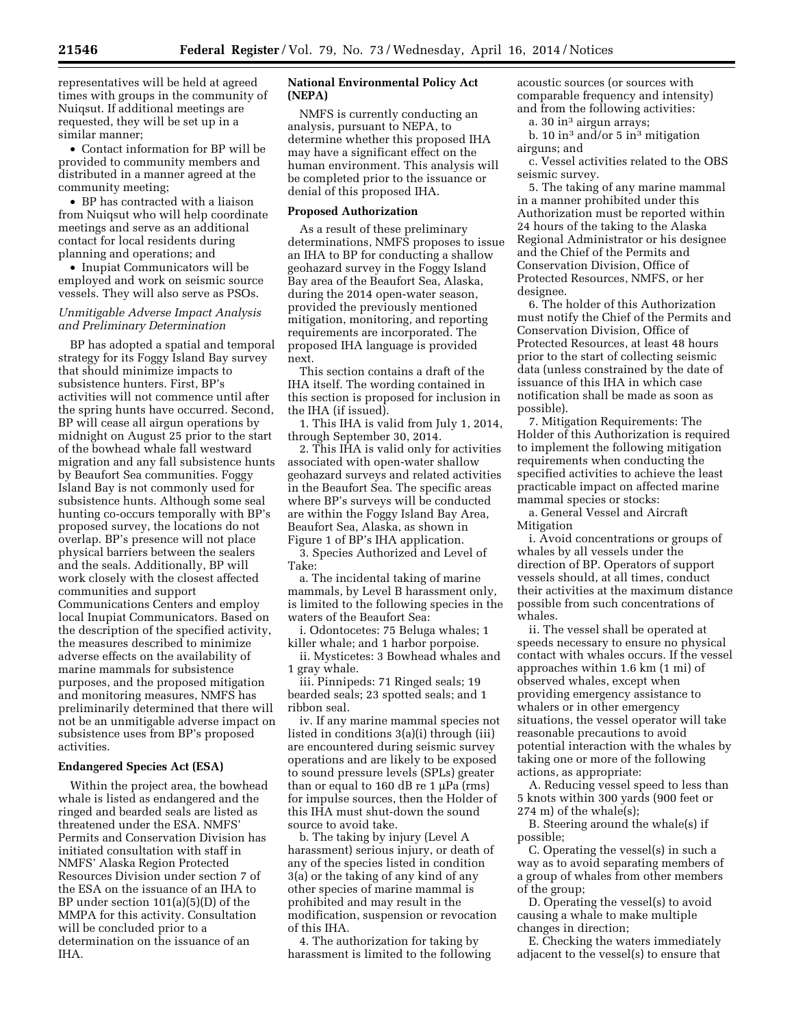representatives will be held at agreed times with groups in the community of Nuiqsut. If additional meetings are requested, they will be set up in a similar manner;

- Contact information for BP will be provided to community members and distributed in a manner agreed at the community meeting;
- BP has contracted with a liaison from Nuiqsut who will help coordinate meetings and serve as an additional contact for local residents during planning and operations; and
- Inupiat Communicators will be employed and work on seismic source vessels. They will also serve as PSOs.

*Unmitigable Adverse Impact Analysis and Preliminary Determination*

BP has adopted a spatial and temporal strategy for its Foggy Island Bay survey that should minimize impacts to subsistence hunters. First, BP's activities will not commence until after the spring hunts have occurred. Second, BP will cease all airgun operations by midnight on August 25 prior to the start of the bowhead whale fall westward migration and any fall subsistence hunts by Beaufort Sea communities. Foggy Island Bay is not commonly used for subsistence hunts. Although some seal hunting co-occurs temporally with BP's proposed survey, the locations do not overlap. BP's presence will not place physical barriers between the sealers and the seals. Additionally, BP will work closely with the closest affected communities and support Communications Centers and employ local Inupiat Communicators. Based on the description of the specified activity, the measures described to minimize adverse effects on the availability of marine mammals for subsistence purposes, and the proposed mitigation and monitoring measures, NMFS has preliminarily determined that there will not be an unmitigable adverse impact on subsistence uses from BP's proposed activities.

**Endangered Species Act (ESA)**

Within the project area, the bowhead whale is listed as endangered and the ringed and bearded seals are listed as threatened under the ESA. NMFS' Permits and Conservation Division has initiated consultation with staff in NMFS' Alaska Region Protected Resources Division under section 7 of the ESA on the issuance of an IHA to BP under section 101(a)(5)(D) of the MMPA for this activity. Consultation will be concluded prior to a determination on the issuance of an IHA.

**National Environmental Policy Act (NEPA)**

NMFS is currently conducting an analysis, pursuant to NEPA, to determine whether this proposed IHA may have a significant effect on the human environment. This analysis will be completed prior to the issuance or denial of this proposed IHA.

**Proposed Authorization**

As a result of these preliminary determinations, NMFS proposes to issue an IHA to BP for conducting a shallow geohazard survey in the Foggy Island Bay area of the Beaufort Sea, Alaska, during the 2014 open-water season, provided the previously mentioned mitigation, monitoring, and reporting requirements are incorporated. The proposed IHA language is provided next.

This section contains a draft of the IHA itself. The wording contained in this section is proposed for inclusion in the IHA (if issued).

1. This IHA is valid from July 1, 2014, through September 30, 2014.

2. This IHA is valid only for activities associated with open-water shallow geohazard surveys and related activities in the Beaufort Sea. The specific areas where BP's surveys will be conducted are within the Foggy Island Bay Area, Beaufort Sea, Alaska, as shown in Figure 1 of BP's IHA application.

3. Species Authorized and Level of Take:

a. The incidental taking of marine mammals, by Level B harassment only, is limited to the following species in the waters of the Beaufort Sea:

i. Odontocetes: 75 Beluga whales; 1 killer whale; and 1 harbor porpoise.

ii. Mysticetes: 3 Bowhead whales and 1 gray whale.

iii. Pinnipeds: 71 Ringed seals; 19 bearded seals; 23 spotted seals; and 1 ribbon seal.

iv. If any marine mammal species not listed in conditions 3(a)(i) through (iii) are encountered during seismic survey operations and are likely to be exposed to sound pressure levels (SPLs) greater than or equal to 160 dB re 1 µPa (rms) for impulse sources, then the Holder of this IHA must shut-down the sound source to avoid take.

b. The taking by injury (Level A harassment) serious injury, or death of any of the species listed in condition 3(a) or the taking of any kind of any other species of marine mammal is prohibited and may result in the modification, suspension or revocation of this IHA.

4. The authorization for taking by harassment is limited to the following acoustic sources (or sources with comparable frequency and intensity) and from the following activities:

a. 30 in$^3$ airgun arrays;

b. 10 in$^3$ and/or 5 in$^3$ mitigation airguns; and

c. Vessel activities related to the OBS seismic survey.

5. The taking of any marine mammal in a manner prohibited under this Authorization must be reported within 24 hours of the taking to the Alaska Regional Administrator or his designee and the Chief of the Permits and Conservation Division, Office of Protected Resources, NMFS, or her designee.

6. The holder of this Authorization must notify the Chief of the Permits and Conservation Division, Office of Protected Resources, at least 48 hours prior to the start of collecting seismic data (unless constrained by the date of issuance of this IHA in which case notification shall be made as soon as possible).

7. Mitigation Requirements: The Holder of this Authorization is required to implement the following mitigation requirements when conducting the specified activities to achieve the least practicable impact on affected marine mammal species or stocks:

a. General Vessel and Aircraft Mitigation

i. Avoid concentrations or groups of whales by all vessels under the direction of BP. Operators of support vessels should, at all times, conduct their activities at the maximum distance possible from such concentrations of whales.

ii. The vessel shall be operated at speeds necessary to ensure no physical contact with whales occurs. If the vessel approaches within 1.6 km (1 mi) of observed whales, except when providing emergency assistance to whalers or in other emergency situations, the vessel operator will take reasonable precautions to avoid potential interaction with the whales by taking one or more of the following actions, as appropriate:

A. Reducing vessel speed to less than 5 knots within 300 yards (900 feet or 274 m) of the whale(s);

B. Steering around the whale(s) if possible;

C. Operating the vessel(s) in such a way as to avoid separating members of a group of whales from other members of the group;

D. Operating the vessel(s) to avoid causing a whale to make multiple changes in direction;

E. Checking the waters immediately adjacent to the vessel(s) to ensure that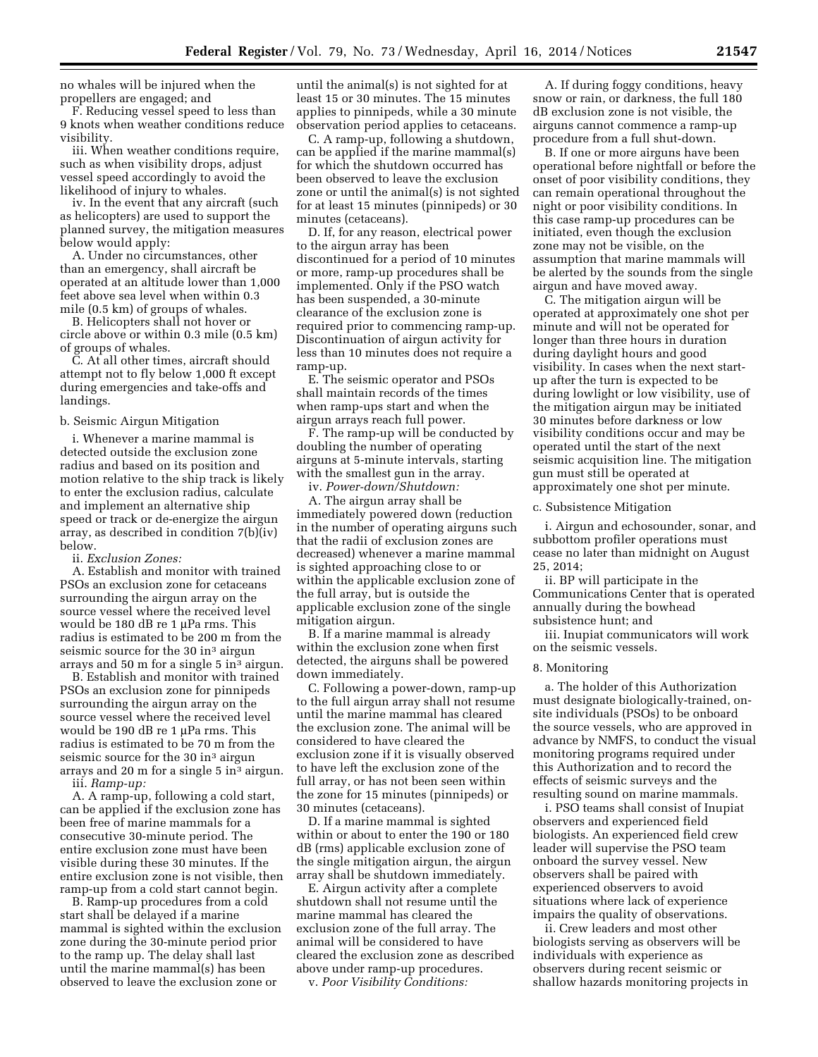no whales will be injured when the propellers are engaged; and

F. Reducing vessel speed to less than 9 knots when weather conditions reduce visibility.

iii. When weather conditions require, such as when visibility drops, adjust vessel speed accordingly to avoid the likelihood of injury to whales.

iv. In the event that any aircraft (such as helicopters) are used to support the planned survey, the mitigation measures below would apply:

A. Under no circumstances, other than an emergency, shall aircraft be operated at an altitude lower than 1,000 feet above sea level when within 0.3 mile (0.5 km) of groups of whales.

B. Helicopters shall not hover or circle above or within 0.3 mile (0.5 km) of groups of whales.

C. At all other times, aircraft should attempt not to fly below 1,000 ft except during emergencies and take-offs and landings.

b. Seismic Airgun Mitigation

i. Whenever a marine mammal is detected outside the exclusion zone radius and based on its position and motion relative to the ship track is likely to enter the exclusion radius, calculate and implement an alternative ship speed or track or de-energize the airgun array, as described in condition 7(b)(iv) below.

ii. *Exclusion Zones:*

A. Establish and monitor with trained PSOs an exclusion zone for cetaceans surrounding the airgun array on the source vessel where the received level would be 180 dB re 1 μPa rms. This radius is estimated to be 200 m from the seismic source for the 30 $in^3$ airgun arrays and 50 m for a single 5 $in^3$ airgun.

B. Establish and monitor with trained PSOs an exclusion zone for pinnipeds surrounding the airgun array on the source vessel where the received level would be 190 dB re 1 μPa rms. This radius is estimated to be 70 m from the seismic source for the 30 $in^3$ airgun arrays and 20 m for a single 5 $in^3$ airgun.

iii. *Ramp-up:*

A. A ramp-up, following a cold start, can be applied if the exclusion zone has been free of marine mammals for a consecutive 30-minute period. The entire exclusion zone must have been visible during these 30 minutes. If the entire exclusion zone is not visible, then ramp-up from a cold start cannot begin.

B. Ramp-up procedures from a cold start shall be delayed if a marine mammal is sighted within the exclusion zone during the 30-minute period prior to the ramp up. The delay shall last until the marine mammal(s) has been observed to leave the exclusion zone or until the animal(s) is not sighted for at least 15 or 30 minutes. The 15 minutes applies to pinnipeds, while a 30 minute observation period applies to cetaceans.

C. A ramp-up, following a shutdown, can be applied if the marine mammal(s) for which the shutdown occurred has been observed to leave the exclusion zone or until the animal(s) is not sighted for at least 15 minutes (pinnipeds) or 30 minutes (cetaceans).

D. If, for any reason, electrical power to the airgun array has been discontinued for a period of 10 minutes or more, ramp-up procedures shall be implemented. Only if the PSO watch has been suspended, a 30-minute clearance of the exclusion zone is required prior to commencing ramp-up. Discontinuation of airgun activity for less than 10 minutes does not require a ramp-up.

E. The seismic operator and PSOs shall maintain records of the times when ramp-ups start and when the airgun arrays reach full power.

F. The ramp-up will be conducted by doubling the number of operating airguns at 5-minute intervals, starting with the smallest gun in the array.

iv. *Power-down/Shutdown:*

A. The airgun array shall be immediately powered down (reduction in the number of operating airguns such that the radii of exclusion zones are decreased) whenever a marine mammal is sighted approaching close to or within the applicable exclusion zone of the full array, but is outside the applicable exclusion zone of the single mitigation airgun.

B. If a marine mammal is already within the exclusion zone when first detected, the airguns shall be powered down immediately.

C. Following a power-down, ramp-up to the full airgun array shall not resume until the marine mammal has cleared the exclusion zone. The animal will be considered to have cleared the exclusion zone if it is visually observed to have left the exclusion zone of the full array, or has not been seen within the zone for 15 minutes (pinnipeds) or 30 minutes (cetaceans).

D. If a marine mammal is sighted within or about to enter the 190 or 180 dB (rms) applicable exclusion zone of the single mitigation airgun, the airgun array shall be shutdown immediately.

E. Airgun activity after a complete shutdown shall not resume until the marine mammal has cleared the exclusion zone of the full array. The animal will be considered to have cleared the exclusion zone as described above under ramp-up procedures.

v. *Poor Visibility Conditions:*

A. If during foggy conditions, heavy snow or rain, or darkness, the full 180 dB exclusion zone is not visible, the airguns cannot commence a ramp-up procedure from a full shut-down.

B. If one or more airguns have been operational before nightfall or before the onset of poor visibility conditions, they can remain operational throughout the night or poor visibility conditions. In this case ramp-up procedures can be initiated, even though the exclusion zone may not be visible, on the assumption that marine mammals will be alerted by the sounds from the single airgun and have moved away.

C. The mitigation airgun will be operated at approximately one shot per minute and will not be operated for longer than three hours in duration during daylight hours and good visibility. In cases when the next start-up after the turn is expected to be during lowlight or low visibility, use of the mitigation airgun may be initiated 30 minutes before darkness or low visibility conditions occur and may be operated until the start of the next seismic acquisition line. The mitigation gun must still be operated at approximately one shot per minute.

c. Subsistence Mitigation

i. Airgun and echosounder, sonar, and subbottom profiler operations must cease no later than midnight on August 25, 2014;

ii. BP will participate in the Communications Center that is operated annually during the bowhead subsistence hunt; and

iii. Inupiat communicators will work on the seismic vessels.

8. Monitoring

a. The holder of this Authorization must designate biologically-trained, on-site individuals (PSOs) to be onboard the source vessels, who are approved in advance by NMFS, to conduct the visual monitoring programs required under this Authorization and to record the effects of seismic surveys and the resulting sound on marine mammals.

i. PSO teams shall consist of Inupiat observers and experienced field biologists. An experienced field crew leader will supervise the PSO team onboard the survey vessel. New observers shall be paired with experienced observers to avoid situations where lack of experience impairs the quality of observations.

ii. Crew leaders and most other biologists serving as observers will be individuals with experience as observers during recent seismic or shallow hazards monitoring projects in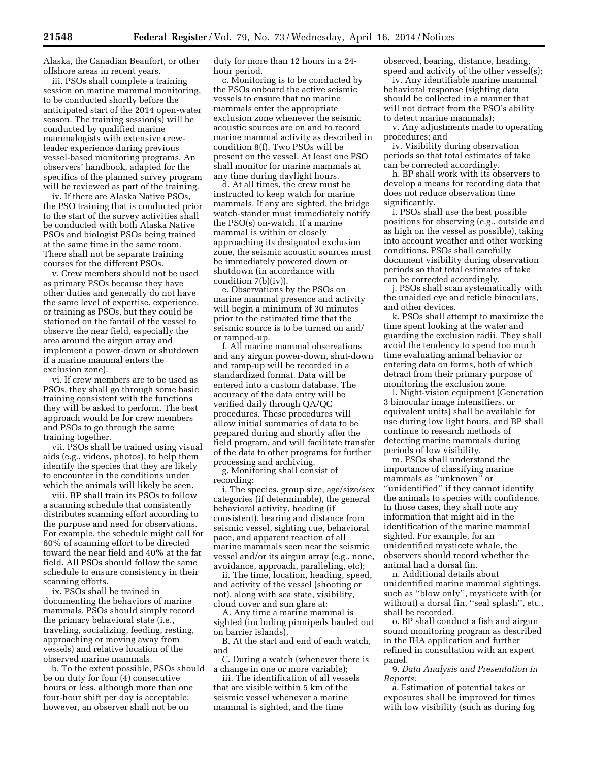Alaska, the Canadian Beaufort, or other offshore areas in recent years.

iii. PSOs shall complete a training session on marine mammal monitoring, to be conducted shortly before the anticipated start of the 2014 open-water season. The training session(s) will be conducted by qualified marine mammalogists with extensive crew-leader experience during previous vessel-based monitoring programs. An observers' handbook, adapted for the specifics of the planned survey program will be reviewed as part of the training.

iv. If there are Alaska Native PSOs, the PSO training that is conducted prior to the start of the survey activities shall be conducted with both Alaska Native PSOs and biologist PSOs being trained at the same time in the same room. There shall not be separate training courses for the different PSOs.

v. Crew members should not be used as primary PSOs because they have other duties and generally do not have the same level of expertise, experience, or training as PSOs, but they could be stationed on the fantail of the vessel to observe the near field, especially the area around the airgun array and implement a power-down or shutdown if a marine mammal enters the exclusion zone).

vi. If crew members are to be used as PSOs, they shall go through some basic training consistent with the functions they will be asked to perform. The best approach would be for crew members and PSOs to go through the same training together.

vii. PSOs shall be trained using visual aids (e.g., videos, photos), to help them identify the species that they are likely to encounter in the conditions under which the animals will likely be seen.

viii. BP shall train its PSOs to follow a scanning schedule that consistently distributes scanning effort according to the purpose and need for observations. For example, the schedule might call for 60% of scanning effort to be directed toward the near field and 40% at the far field. All PSOs should follow the same schedule to ensure consistency in their scanning efforts.

ix. PSOs shall be trained in documenting the behaviors of marine mammals. PSOs should simply record the primary behavioral state (i.e., traveling, socializing, feeding, resting, approaching or moving away from vessels) and relative location of the observed marine mammals.

b. To the extent possible, PSOs should be on duty for four (4) consecutive hours or less, although more than one four-hour shift per day is acceptable; however, an observer shall not be on duty for more than 12 hours in a 24-hour period.

c. Monitoring is to be conducted by the PSOs onboard the active seismic vessels to ensure that no marine mammals enter the appropriate exclusion zone whenever the seismic acoustic sources are on and to record marine mammal activity as described in condition 8(f). Two PSOs will be present on the vessel. At least one PSO shall monitor for marine mammals at any time during daylight hours.

d. At all times, the crew must be instructed to keep watch for marine mammals. If any are sighted, the bridge watch-stander must immediately notify the PSO(s) on-watch. If a marine mammal is within or closely approaching its designated exclusion zone, the seismic acoustic sources must be immediately powered down or shutdown (in accordance with condition 7(b)(iv)).

e. Observations by the PSOs on marine mammal presence and activity will begin a minimum of 30 minutes prior to the estimated time that the seismic source is to be turned on and/or ramped-up.

f. All marine mammal observations and any airgun power-down, shut-down and ramp-up will be recorded in a standardized format. Data will be entered into a custom database. The accuracy of the data entry will be verified daily through QA/QC procedures. These procedures will allow initial summaries of data to be prepared during and shortly after the field program, and will facilitate transfer of the data to other programs for further processing and archiving.

g. Monitoring shall consist of recording:

i. The species, group size, age/size/sex categories (if determinable), the general behavioral activity, heading (if consistent), bearing and distance from seismic vessel, sighting cue, behavioral pace, and apparent reaction of all marine mammals seen near the seismic vessel and/or its airgun array (e.g., none, avoidance, approach, paralleling, etc);

ii. The time, location, heading, speed, and activity of the vessel (shooting or not), along with sea state, visibility, cloud cover and sun glare at:

A. Any time a marine mammal is sighted (including pinnipeds hauled out on barrier islands),

B. At the start and end of each watch, and

C. During a watch (whenever there is a change in one or more variable);

iii. The identification of all vessels that are visible within 5 km of the seismic vessel whenever a marine mammal is sighted, and the time observed, bearing, distance, heading, speed and activity of the other vessel(s);

iv. Any identifiable marine mammal behavioral response (sighting data should be collected in a manner that will not detract from the PSO's ability to detect marine mammals);

v. Any adjustments made to operating procedures; and

iv. Visibility during observation periods so that total estimates of take can be corrected accordingly.

h. BP shall work with its observers to develop a means for recording data that does not reduce observation time significantly.

i. PSOs shall use the best possible positions for observing (e.g., outside and as high on the vessel as possible), taking into account weather and other working conditions. PSOs shall carefully document visibility during observation periods so that total estimates of take can be corrected accordingly.

j. PSOs shall scan systematically with the unaided eye and reticle binoculars, and other devices.

k. PSOs shall attempt to maximize the time spent looking at the water and guarding the exclusion radii. They shall avoid the tendency to spend too much time evaluating animal behavior or entering data on forms, both of which detract from their primary purpose of monitoring the exclusion zone.

l. Night-vision equipment (Generation 3 binocular image intensifiers, or equivalent units) shall be available for use during low light hours, and BP shall continue to research methods of detecting marine mammals during periods of low visibility.

m. PSOs shall understand the importance of classifying marine mammals as ''unknown'' or ''unidentified'' if they cannot identify the animals to species with confidence. In those cases, they shall note any information that might aid in the identification of the marine mammal sighted. For example, for an unidentified mysticete whale, the observers should record whether the animal had a dorsal fin.

n. Additional details about unidentified marine mammal sightings, such as ''blow only'', mysticete with (or without) a dorsal fin, ''seal splash'', etc., shall be recorded.

o. BP shall conduct a fish and airgun sound monitoring program as described in the IHA application and further refined in consultation with an expert panel.

9. *Data Analysis and Presentation in Reports:*

a. Estimation of potential takes or exposures shall be improved for times with low visibility (such as during fog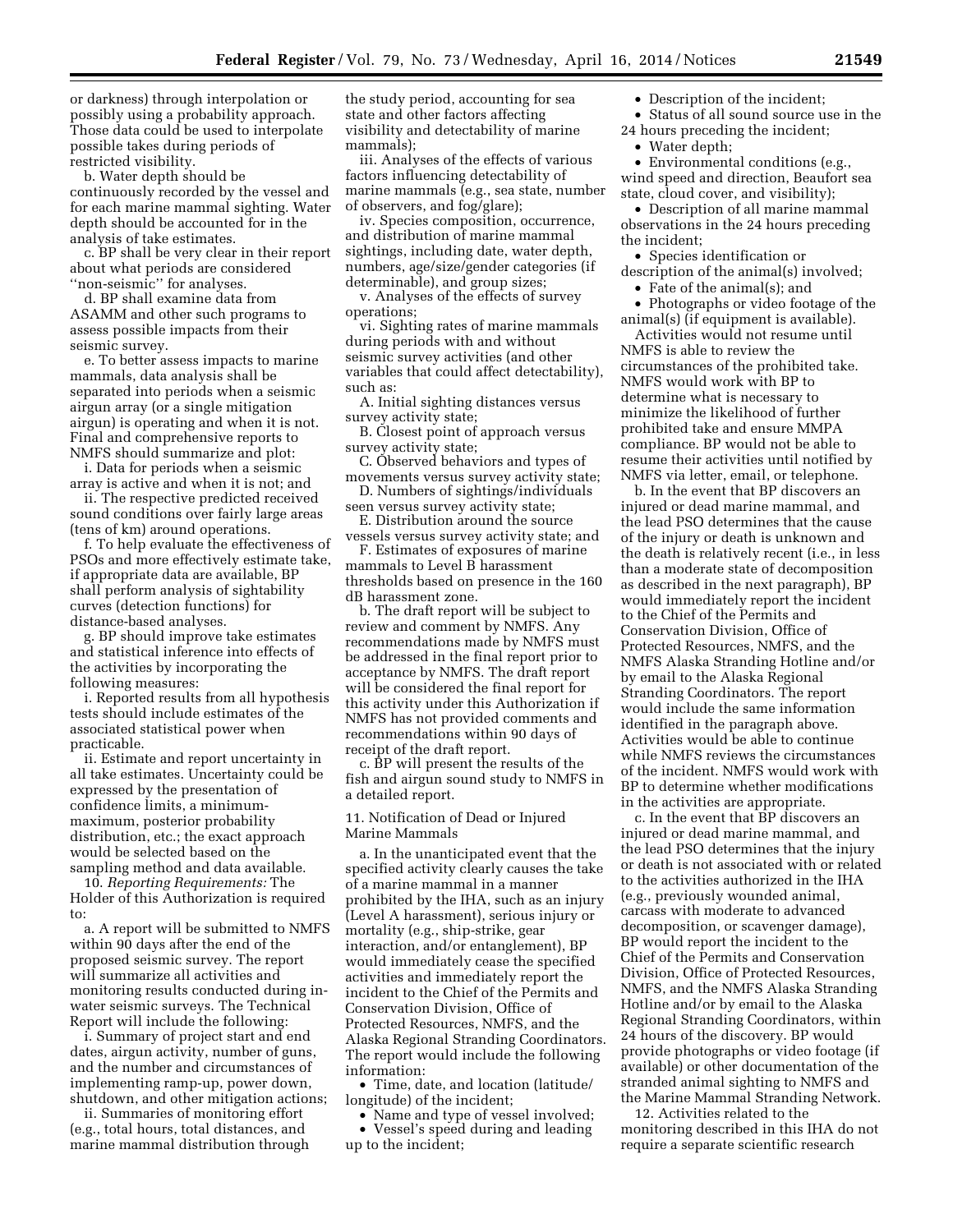or darkness) through interpolation or possibly using a probability approach. Those data could be used to interpolate possible takes during periods of restricted visibility.

b. Water depth should be continuously recorded by the vessel and for each marine mammal sighting. Water depth should be accounted for in the analysis of take estimates.

c. BP shall be very clear in their report about what periods are considered ''non-seismic'' for analyses.

d. BP shall examine data from ASAMM and other such programs to assess possible impacts from their seismic survey.

e. To better assess impacts to marine mammals, data analysis shall be separated into periods when a seismic airgun array (or a single mitigation airgun) is operating and when it is not. Final and comprehensive reports to NMFS should summarize and plot:

i. Data for periods when a seismic array is active and when it is not; and

ii. The respective predicted received sound conditions over fairly large areas (tens of km) around operations.

f. To help evaluate the effectiveness of PSOs and more effectively estimate take, if appropriate data are available, BP shall perform analysis of sightability curves (detection functions) for distance-based analyses.

g. BP should improve take estimates and statistical inference into effects of the activities by incorporating the following measures:

i. Reported results from all hypothesis tests should include estimates of the associated statistical power when practicable.

ii. Estimate and report uncertainty in all take estimates. Uncertainty could be expressed by the presentation of confidence limits, a minimum-maximum, posterior probability distribution, etc.; the exact approach would be selected based on the sampling method and data available.

10. *Reporting Requirements:* The Holder of this Authorization is required to:

a. A report will be submitted to NMFS within 90 days after the end of the proposed seismic survey. The report will summarize all activities and monitoring results conducted during in-water seismic surveys. The Technical Report will include the following:

i. Summary of project start and end dates, airgun activity, number of guns, and the number and circumstances of implementing ramp-up, power down, shutdown, and other mitigation actions;

ii. Summaries of monitoring effort (e.g., total hours, total distances, and marine mammal distribution through the study period, accounting for sea state and other factors affecting visibility and detectability of marine mammals);

iii. Analyses of the effects of various factors influencing detectability of marine mammals (e.g., sea state, number of observers, and fog/glare);

iv. Species composition, occurrence, and distribution of marine mammal sightings, including date, water depth, numbers, age/size/gender categories (if determinable), and group sizes;

v. Analyses of the effects of survey operations;

vi. Sighting rates of marine mammals during periods with and without seismic survey activities (and other variables that could affect detectability), such as:

A. Initial sighting distances versus survey activity state;

B. Closest point of approach versus survey activity state;

C. Observed behaviors and types of movements versus survey activity state;

D. Numbers of sightings/individuals seen versus survey activity state;

E. Distribution around the source vessels versus survey activity state; and

F. Estimates of exposures of marine mammals to Level B harassment thresholds based on presence in the 160 dB harassment zone.

b. The draft report will be subject to review and comment by NMFS. Any recommendations made by NMFS must be addressed in the final report prior to acceptance by NMFS. The draft report will be considered the final report for this activity under this Authorization if NMFS has not provided comments and recommendations within 90 days of receipt of the draft report.

c. BP will present the results of the fish and airgun sound study to NMFS in a detailed report.

11. Notification of Dead or Injured Marine Mammals

a. In the unanticipated event that the specified activity clearly causes the take of a marine mammal in a manner prohibited by the IHA, such as an injury (Level A harassment), serious injury or mortality (e.g., ship-strike, gear interaction, and/or entanglement), BP would immediately cease the specified activities and immediately report the incident to the Chief of the Permits and Conservation Division, Office of Protected Resources, NMFS, and the Alaska Regional Stranding Coordinators. The report would include the following information:

- Time, date, and location (latitude/longitude) of the incident;
- Name and type of vessel involved;
- Vessel's speed during and leading up to the incident;
- Description of the incident;
- Status of all sound source use in the 24 hours preceding the incident;
- Water depth;
- Environmental conditions (e.g., wind speed and direction, Beaufort sea state, cloud cover, and visibility);
- Description of all marine mammal observations in the 24 hours preceding the incident;
- Species identification or description of the animal(s) involved;
- Fate of the animal(s); and
- Photographs or video footage of the animal(s) (if equipment is available).

Activities would not resume until NMFS is able to review the circumstances of the prohibited take. NMFS would work with BP to determine what is necessary to minimize the likelihood of further prohibited take and ensure MMPA compliance. BP would not be able to resume their activities until notified by NMFS via letter, email, or telephone.

b. In the event that BP discovers an injured or dead marine mammal, and the lead PSO determines that the cause of the injury or death is unknown and the death is relatively recent (i.e., in less than a moderate state of decomposition as described in the next paragraph), BP would immediately report the incident to the Chief of the Permits and Conservation Division, Office of Protected Resources, NMFS, and the NMFS Alaska Stranding Hotline and/or by email to the Alaska Regional Stranding Coordinators. The report would include the same information identified in the paragraph above. Activities would be able to continue while NMFS reviews the circumstances of the incident. NMFS would work with BP to determine whether modifications in the activities are appropriate.

c. In the event that BP discovers an injured or dead marine mammal, and the lead PSO determines that the injury or death is not associated with or related to the activities authorized in the IHA (e.g., previously wounded animal, carcass with moderate to advanced decomposition, or scavenger damage), BP would report the incident to the Chief of the Permits and Conservation Division, Office of Protected Resources, NMFS, and the NMFS Alaska Stranding Hotline and/or by email to the Alaska Regional Stranding Coordinators, within 24 hours of the discovery. BP would provide photographs or video footage (if available) or other documentation of the stranded animal sighting to NMFS and the Marine Mammal Stranding Network.

12. Activities related to the monitoring described in this IHA do not require a separate scientific research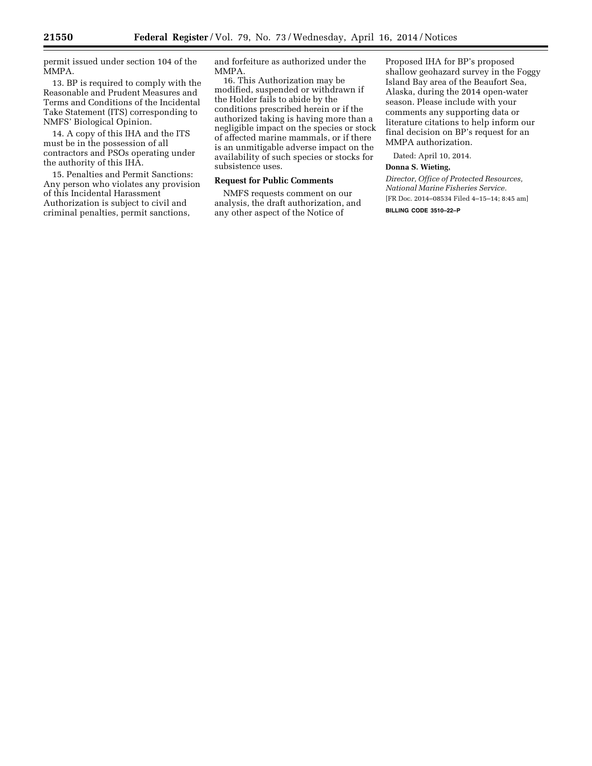permit issued under section 104 of the MMPA.

13. BP is required to comply with the Reasonable and Prudent Measures and Terms and Conditions of the Incidental Take Statement (ITS) corresponding to NMFS' Biological Opinion.

14. A copy of this IHA and the ITS must be in the possession of all contractors and PSOs operating under the authority of this IHA.

15. Penalties and Permit Sanctions: Any person who violates any provision of this Incidental Harassment Authorization is subject to civil and criminal penalties, permit sanctions, and forfeiture as authorized under the MMPA.

16. This Authorization may be modified, suspended or withdrawn if the Holder fails to abide by the conditions prescribed herein or if the authorized taking is having more than a negligible impact on the species or stock of affected marine mammals, or if there is an unmitigable adverse impact on the availability of such species or stocks for subsistence uses.

**Request for Public Comments**

NMFS requests comment on our analysis, the draft authorization, and any other aspect of the Notice of Proposed IHA for BP's proposed shallow geohazard survey in the Foggy Island Bay area of the Beaufort Sea, Alaska, during the 2014 open-water season. Please include with your comments any supporting data or literature citations to help inform our final decision on BP's request for an MMPA authorization.

Dated: April 10, 2014.

**Donna S. Wieting,**

*Director, Office of Protected Resources, National Marine Fisheries Service.*

[FR Doc. 2014–08534 Filed 4–15–14; 8:45 am]

**BILLING CODE 3510–22–P**